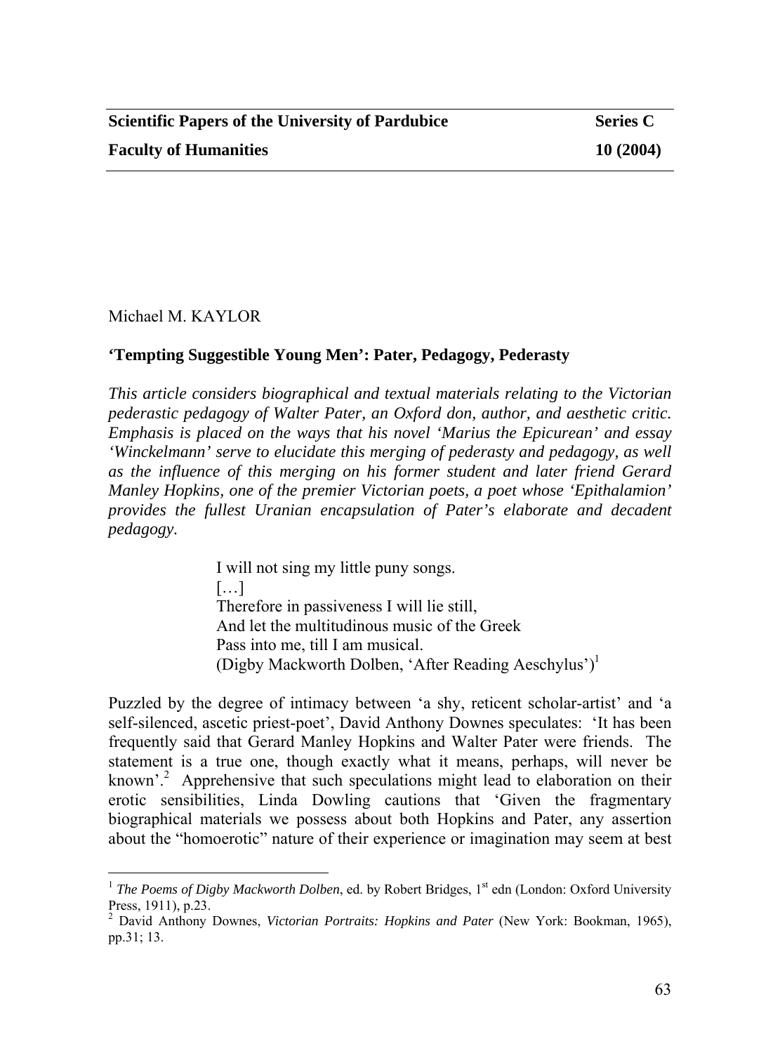Michael M. KAYLOR

## 'Tempting Suggestible Young Men': Pater, Pedagogy, Pederasty

*This article considers biographical and textual materials relating to the Victorian pederastic pedagogy of Walter Pater, an Oxford don, author, and aesthetic critic. Emphasis is placed on the ways that his novel 'Marius the Epicurean' and essay 'Winckelmann' serve to elucidate this merging of pederasty and pedagogy, as well as the influence of this merging on his former student and later friend Gerard Manley Hopkins, one of the premier Victorian poets, a poet whose 'Epithalamion' provides the fullest Uranian encapsulation of Pater's elaborate and decadent pedagogy.*

> I will not sing my little puny songs.
> […]
> Therefore in passiveness I will lie still,
> And let the multitudinous music of the Greek
> Pass into me, till I am musical.
> (Digby Mackworth Dolben, 'After Reading Aeschylus')[1]

Puzzled by the degree of intimacy between 'a shy, reticent scholar-artist' and 'a self-silenced, ascetic priest-poet', David Anthony Downes speculates: 'It has been frequently said that Gerard Manley Hopkins and Walter Pater were friends. The statement is a true one, though exactly what it means, perhaps, will never be known'.[2] Apprehensive that such speculations might lead to elaboration on their erotic sensibilities, Linda Dowling cautions that 'Given the fragmentary biographical materials we possess about both Hopkins and Pater, any assertion about the "homoerotic" nature of their experience or imagination may seem at best

---

[1] *The Poems of Digby Mackworth Dolben*, ed. by Robert Bridges, 1st edn (London: Oxford University Press, 1911), p.23.

[2] David Anthony Downes, *Victorian Portraits: Hopkins and Pater* (New York: Bookman, 1965), pp.31; 13.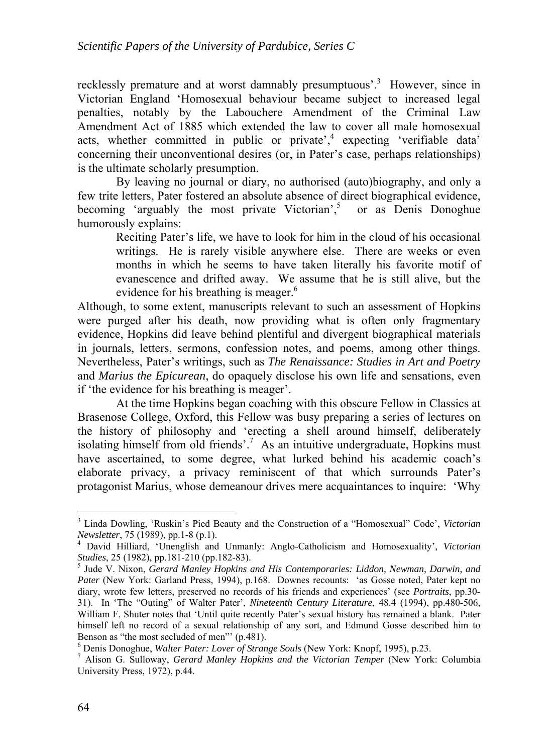recklessly premature and at worst damnably presumptuous'.[3] However, since in Victorian England 'Homosexual behaviour became subject to increased legal penalties, notably by the Labouchere Amendment of the Criminal Law Amendment Act of 1885 which extended the law to cover all male homosexual acts, whether committed in public or private',[4] expecting 'verifiable data' concerning their unconventional desires (or, in Pater's case, perhaps relationships) is the ultimate scholarly presumption.

By leaving no journal or diary, no authorised (auto)biography, and only a few trite letters, Pater fostered an absolute absence of direct biographical evidence, becoming 'arguably the most private Victorian',[5] or as Denis Donoghue humorously explains:

> Reciting Pater's life, we have to look for him in the cloud of his occasional writings. He is rarely visible anywhere else. There are weeks or even months in which he seems to have taken literally his favorite motif of evanescence and drifted away. We assume that he is still alive, but the evidence for his breathing is meager.[6]

Although, to some extent, manuscripts relevant to such an assessment of Hopkins were purged after his death, now providing what is often only fragmentary evidence, Hopkins did leave behind plentiful and divergent biographical materials in journals, letters, sermons, confession notes, and poems, among other things. Nevertheless, Pater's writings, such as *The Renaissance: Studies in Art and Poetry* and *Marius the Epicurean*, do opaquely disclose his own life and sensations, even if 'the evidence for his breathing is meager'.

At the time Hopkins began coaching with this obscure Fellow in Classics at Brasenose College, Oxford, this Fellow was busy preparing a series of lectures on the history of philosophy and 'erecting a shell around himself, deliberately isolating himself from old friends'.[7] As an intuitive undergraduate, Hopkins must have ascertained, to some degree, what lurked behind his academic coach's elaborate privacy, a privacy reminiscent of that which surrounds Pater's protagonist Marius, whose demeanour drives mere acquaintances to inquire: 'Why

---

[3] Linda Dowling, 'Ruskin's Pied Beauty and the Construction of a "Homosexual" Code', *Victorian Newsletter*, 75 (1989), pp.1-8 (p.1).

[4] David Hilliard, 'Unenglish and Unmanly: Anglo-Catholicism and Homosexuality', *Victorian Studies*, 25 (1982), pp.181-210 (pp.182-83).

[5] Jude V. Nixon, *Gerard Manley Hopkins and His Contemporaries: Liddon, Newman, Darwin, and Pater* (New York: Garland Press, 1994), p.168. Downes recounts: 'as Gosse noted, Pater kept no diary, wrote few letters, preserved no records of his friends and experiences' (see *Portraits*, pp.30-31). In 'The "Outing" of Walter Pater', *Nineteenth Century Literature*, 48.4 (1994), pp.480-506, William F. Shuter notes that 'Until quite recently Pater's sexual history has remained a blank. Pater himself left no record of a sexual relationship of any sort, and Edmund Gosse described him to Benson as "the most secluded of men"' (p.481).

[6] Denis Donoghue, *Walter Pater: Lover of Strange Souls* (New York: Knopf, 1995), p.23.

[7] Alison G. Sulloway, *Gerard Manley Hopkins and the Victorian Temper* (New York: Columbia University Press, 1972), p.44.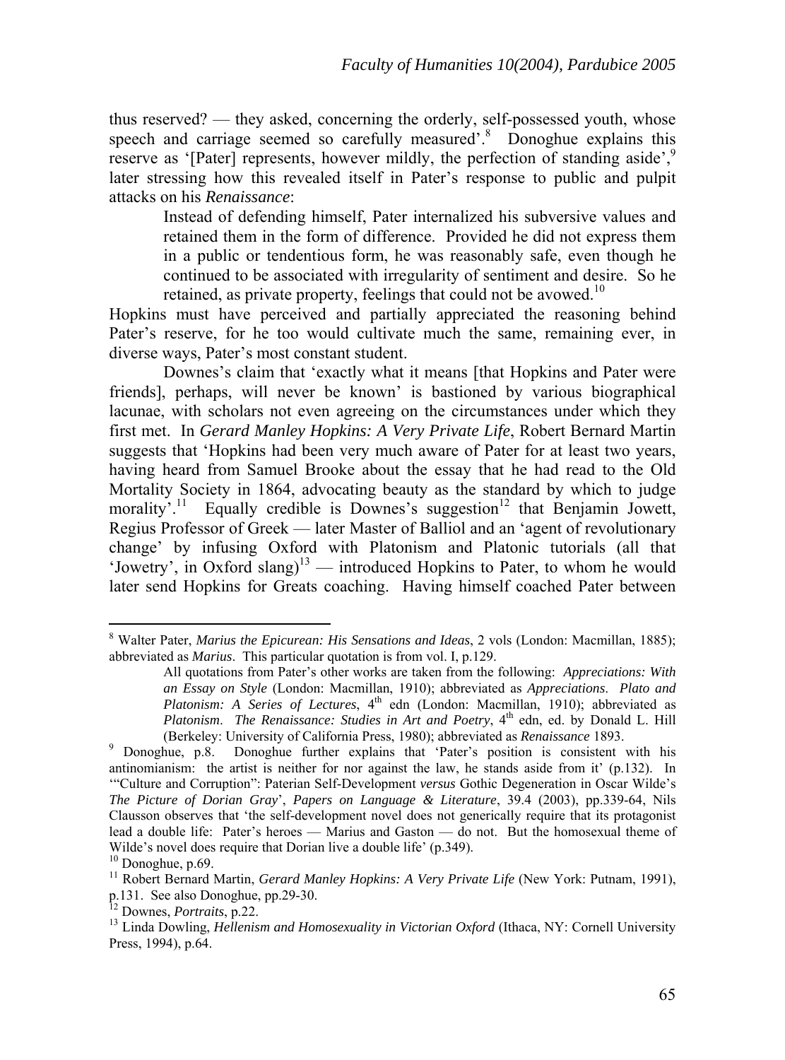thus reserved? — they asked, concerning the orderly, self-possessed youth, whose speech and carriage seemed so carefully measured'.[8] Donoghue explains this reserve as '[Pater] represents, however mildly, the perfection of standing aside',[9] later stressing how this revealed itself in Pater's response to public and pulpit attacks on his *Renaissance*:

> Instead of defending himself, Pater internalized his subversive values and retained them in the form of difference. Provided he did not express them in a public or tendentious form, he was reasonably safe, even though he continued to be associated with irregularity of sentiment and desire. So he retained, as private property, feelings that could not be avowed.[10]

Hopkins must have perceived and partially appreciated the reasoning behind Pater's reserve, for he too would cultivate much the same, remaining ever, in diverse ways, Pater's most constant student.

Downes's claim that 'exactly what it means [that Hopkins and Pater were friends], perhaps, will never be known' is bastioned by various biographical lacunae, with scholars not even agreeing on the circumstances under which they first met. In *Gerard Manley Hopkins: A Very Private Life*, Robert Bernard Martin suggests that 'Hopkins had been very much aware of Pater for at least two years, having heard from Samuel Brooke about the essay that he had read to the Old Mortality Society in 1864, advocating beauty as the standard by which to judge morality'.[11] Equally credible is Downes's suggestion[12] that Benjamin Jowett, Regius Professor of Greek — later Master of Balliol and an 'agent of revolutionary change' by infusing Oxford with Platonism and Platonic tutorials (all that 'Jowetry', in Oxford slang)[13] — introduced Hopkins to Pater, to whom he would later send Hopkins for Greats coaching. Having himself coached Pater between

---

[8] Walter Pater, *Marius the Epicurean: His Sensations and Ideas*, 2 vols (London: Macmillan, 1885); abbreviated as *Marius*. This particular quotation is from vol. I, p.129.

All quotations from Pater's other works are taken from the following: *Appreciations: With an Essay on Style* (London: Macmillan, 1910); abbreviated as *Appreciations*. *Plato and Platonism: A Series of Lectures*, 4th edn (London: Macmillan, 1910); abbreviated as *Platonism*. *The Renaissance: Studies in Art and Poetry*, 4th edn, ed. by Donald L. Hill (Berkeley: University of California Press, 1980); abbreviated as *Renaissance* 1893.

[9] Donoghue, p.8. Donoghue further explains that 'Pater's position is consistent with his antinomianism: the artist is neither for nor against the law, he stands aside from it' (p.132). In '"Culture and Corruption": Paterian Self-Development *versus* Gothic Degeneration in Oscar Wilde's *The Picture of Dorian Gray*', *Papers on Language & Literature*, 39.4 (2003), pp.339-64, Nils Clausson observes that 'the self-development novel does not generically require that its protagonist lead a double life: Pater's heroes — Marius and Gaston — do not. But the homosexual theme of Wilde's novel does require that Dorian live a double life' (p.349).

[10] Donoghue, p.69.

[11] Robert Bernard Martin, *Gerard Manley Hopkins: A Very Private Life* (New York: Putnam, 1991), p.131. See also Donoghue, pp.29-30.

[12] Downes, *Portraits*, p.22.

[13] Linda Dowling, *Hellenism and Homosexuality in Victorian Oxford* (Ithaca, NY: Cornell University Press, 1994), p.64.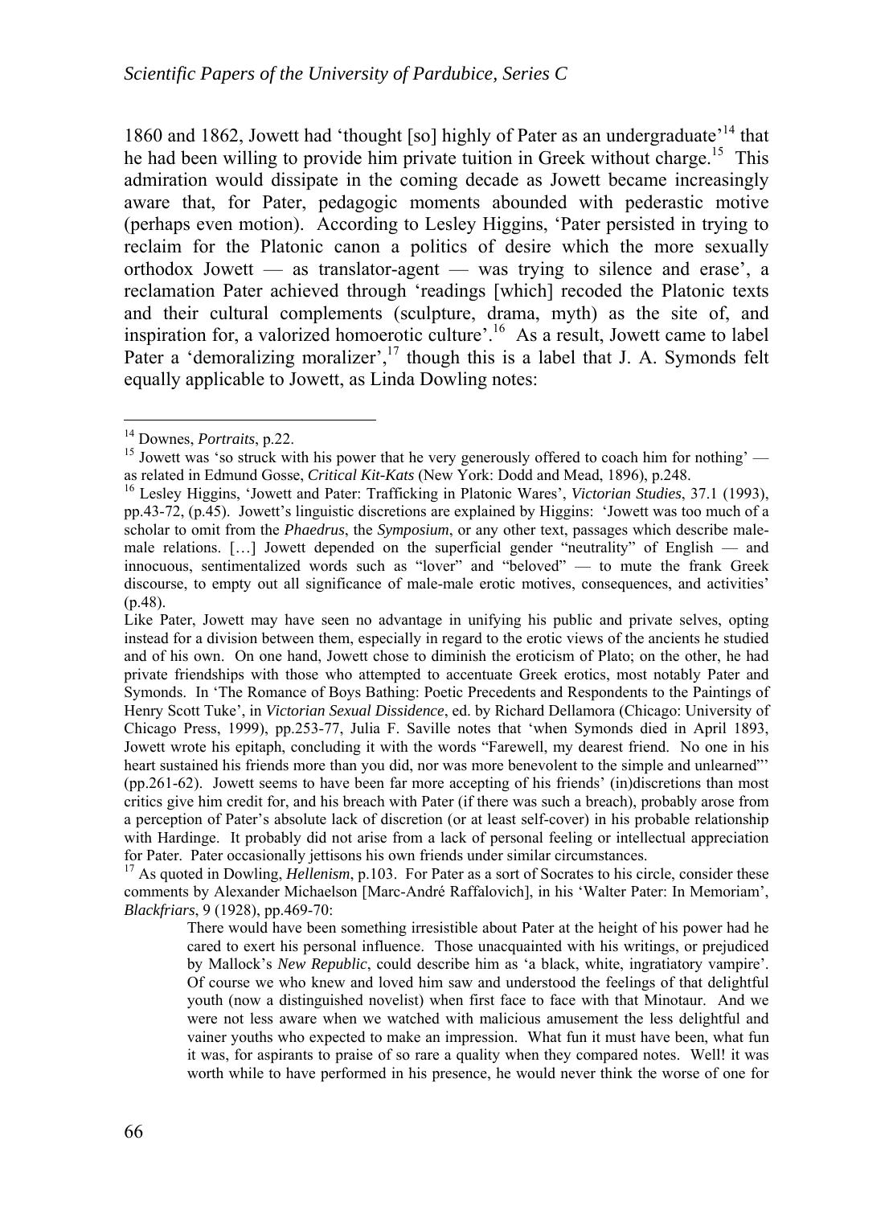1860 and 1862, Jowett had 'thought [so] highly of Pater as an undergraduate'[14] that he had been willing to provide him private tuition in Greek without charge.[15] This admiration would dissipate in the coming decade as Jowett became increasingly aware that, for Pater, pedagogic moments abounded with pederastic motive (perhaps even motion). According to Lesley Higgins, 'Pater persisted in trying to reclaim for the Platonic canon a politics of desire which the more sexually orthodox Jowett — as translator-agent — was trying to silence and erase', a reclamation Pater achieved through 'readings [which] recoded the Platonic texts and their cultural complements (sculpture, drama, myth) as the site of, and inspiration for, a valorized homoerotic culture'.[16] As a result, Jowett came to label Pater a 'demoralizing moralizer',[17] though this is a label that J. A. Symonds felt equally applicable to Jowett, as Linda Dowling notes:

---

[14] Downes, *Portraits*, p.22.

[15] Jowett was 'so struck with his power that he very generously offered to coach him for nothing' — as related in Edmund Gosse, *Critical Kit-Kats* (New York: Dodd and Mead, 1896), p.248.

[16] Lesley Higgins, 'Jowett and Pater: Trafficking in Platonic Wares', *Victorian Studies*, 37.1 (1993), pp.43-72, (p.45). Jowett's linguistic discretions are explained by Higgins: 'Jowett was too much of a scholar to omit from the *Phaedrus*, the *Symposium*, or any other text, passages which describe male-male relations. […] Jowett depended on the superficial gender "neutrality" of English — and innocuous, sentimentalized words such as "lover" and "beloved" — to mute the frank Greek discourse, to empty out all significance of male-male erotic motives, consequences, and activities' (p.48).

Like Pater, Jowett may have seen no advantage in unifying his public and private selves, opting instead for a division between them, especially in regard to the erotic views of the ancients he studied and of his own. On one hand, Jowett chose to diminish the eroticism of Plato; on the other, he had private friendships with those who attempted to accentuate Greek erotics, most notably Pater and Symonds. In 'The Romance of Boys Bathing: Poetic Precedents and Respondents to the Paintings of Henry Scott Tuke', in *Victorian Sexual Dissidence*, ed. by Richard Dellamora (Chicago: University of Chicago Press, 1999), pp.253-77, Julia F. Saville notes that 'when Symonds died in April 1893, Jowett wrote his epitaph, concluding it with the words "Farewell, my dearest friend. No one in his heart sustained his friends more than you did, nor was more benevolent to the simple and unlearned"' (pp.261-62). Jowett seems to have been far more accepting of his friends' (in)discretions than most critics give him credit for, and his breach with Pater (if there was such a breach), probably arose from a perception of Pater's absolute lack of discretion (or at least self-cover) in his probable relationship with Hardinge. It probably did not arise from a lack of personal feeling or intellectual appreciation for Pater. Pater occasionally jettisons his own friends under similar circumstances.

[17] As quoted in Dowling, *Hellenism*, p.103. For Pater as a sort of Socrates to his circle, consider these comments by Alexander Michaelson [Marc-André Raffalovich], in his 'Walter Pater: In Memoriam', *Blackfriars*, 9 (1928), pp.469-70:

> There would have been something irresistible about Pater at the height of his power had he cared to exert his personal influence. Those unacquainted with his writings, or prejudiced by Mallock's *New Republic*, could describe him as 'a black, white, ingratiatory vampire'. Of course we who knew and loved him saw and understood the feelings of that delightful youth (now a distinguished novelist) when first face to face with that Minotaur. And we were not less aware when we watched with malicious amusement the less delightful and vainer youths who expected to make an impression. What fun it must have been, what fun it was, for aspirants to praise of so rare a quality when they compared notes. Well! it was worth while to have performed in his presence, he would never think the worse of one for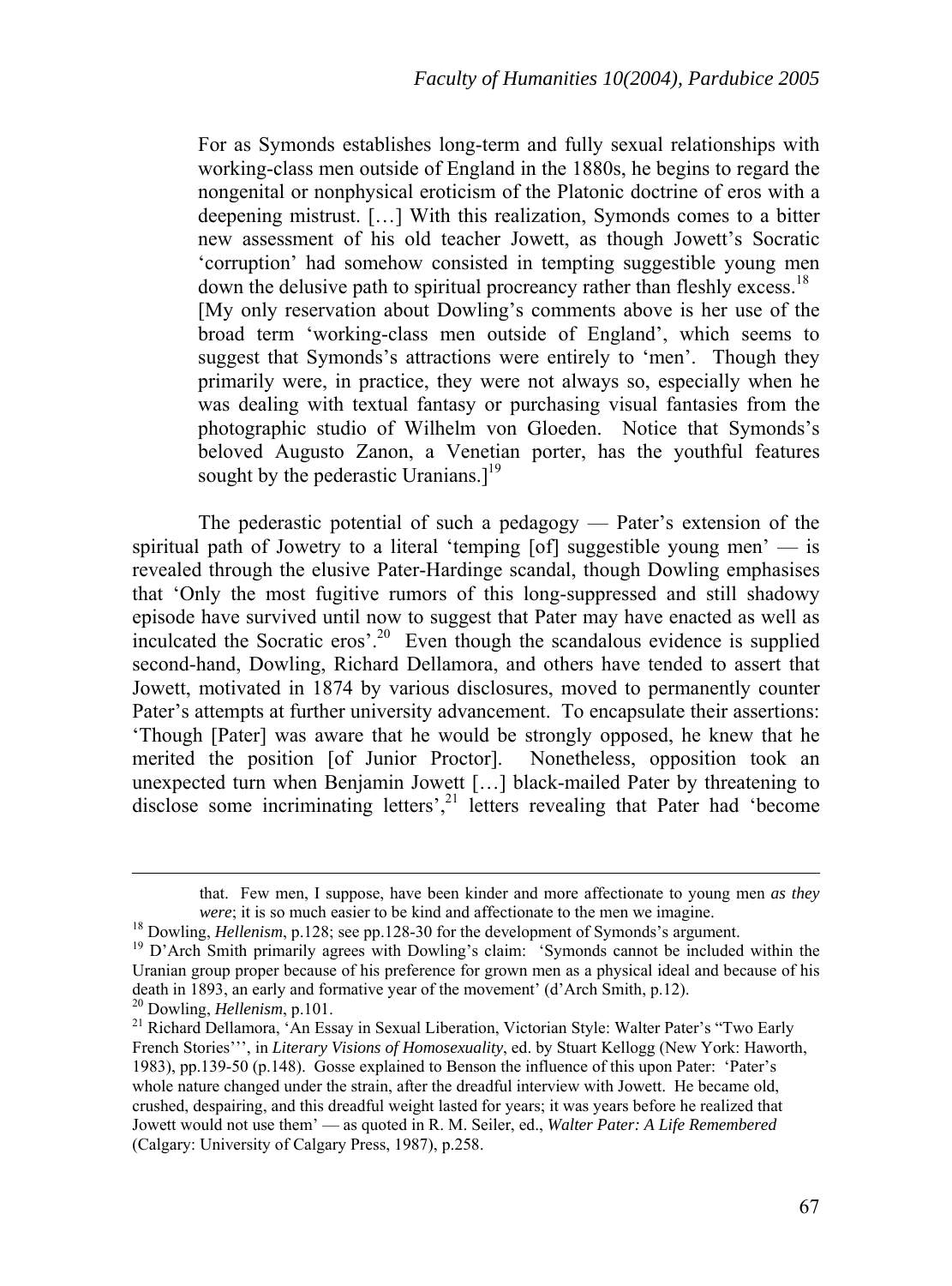> For as Symonds establishes long-term and fully sexual relationships with working-class men outside of England in the 1880s, he begins to regard the nongenital or nonphysical eroticism of the Platonic doctrine of eros with a deepening mistrust. […] With this realization, Symonds comes to a bitter new assessment of his old teacher Jowett, as though Jowett's Socratic 'corruption' had somehow consisted in tempting suggestible young men down the delusive path to spiritual procreancy rather than fleshly excess.[18]
>
> [My only reservation about Dowling's comments above is her use of the broad term 'working-class men outside of England', which seems to suggest that Symonds's attractions were entirely to 'men'. Though they primarily were, in practice, they were not always so, especially when he was dealing with textual fantasy or purchasing visual fantasies from the photographic studio of Wilhelm von Gloeden. Notice that Symonds's beloved Augusto Zanon, a Venetian porter, has the youthful features sought by the pederastic Uranians.][19]

The pederastic potential of such a pedagogy — Pater's extension of the spiritual path of Jowetry to a literal 'temping [of] suggestible young men' — is revealed through the elusive Pater-Hardinge scandal, though Dowling emphasises that 'Only the most fugitive rumors of this long-suppressed and still shadowy episode have survived until now to suggest that Pater may have enacted as well as inculcated the Socratic eros'.[20] Even though the scandalous evidence is supplied second-hand, Dowling, Richard Dellamora, and others have tended to assert that Jowett, motivated in 1874 by various disclosures, moved to permanently counter Pater's attempts at further university advancement. To encapsulate their assertions: 'Though [Pater] was aware that he would be strongly opposed, he knew that he merited the position [of Junior Proctor]. Nonetheless, opposition took an unexpected turn when Benjamin Jowett […] black-mailed Pater by threatening to disclose some incriminating letters',[21] letters revealing that Pater had 'become

---

that. Few men, I suppose, have been kinder and more affectionate to young men *as they were*; it is so much easier to be kind and affectionate to the men we imagine.

[18] Dowling, *Hellenism*, p.128; see pp.128-30 for the development of Symonds's argument.

[19] D'Arch Smith primarily agrees with Dowling's claim: 'Symonds cannot be included within the Uranian group proper because of his preference for grown men as a physical ideal and because of his death in 1893, an early and formative year of the movement' (d'Arch Smith, p.12).

[20] Dowling, *Hellenism*, p.101.

[21] Richard Dellamora, 'An Essay in Sexual Liberation, Victorian Style: Walter Pater's "Two Early French Stories"', in *Literary Visions of Homosexuality*, ed. by Stuart Kellogg (New York: Haworth, 1983), pp.139-50 (p.148). Gosse explained to Benson the influence of this upon Pater: 'Pater's whole nature changed under the strain, after the dreadful interview with Jowett. He became old, crushed, despairing, and this dreadful weight lasted for years; it was years before he realized that Jowett would not use them' — as quoted in R. M. Seiler, ed., *Walter Pater: A Life Remembered* (Calgary: University of Calgary Press, 1987), p.258.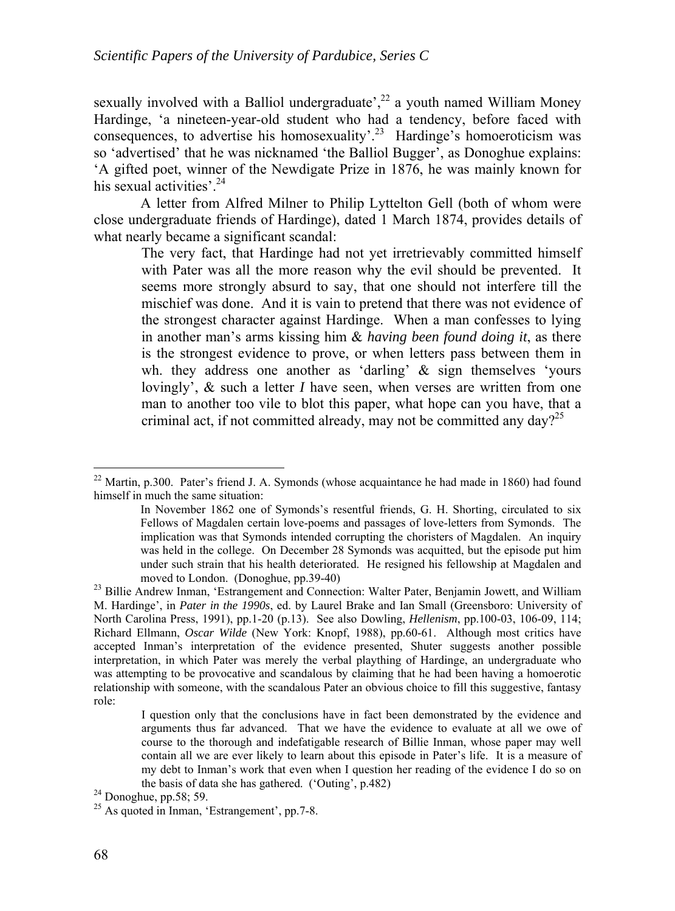sexually involved with a Balliol undergraduate',[22] a youth named William Money Hardinge, 'a nineteen-year-old student who had a tendency, before faced with consequences, to advertise his homosexuality'.[23] Hardinge's homoeroticism was so 'advertised' that he was nicknamed 'the Balliol Bugger', as Donoghue explains: 'A gifted poet, winner of the Newdigate Prize in 1876, he was mainly known for his sexual activities'.[24]

A letter from Alfred Milner to Philip Lyttelton Gell (both of whom were close undergraduate friends of Hardinge), dated 1 March 1874, provides details of what nearly became a significant scandal:

> The very fact, that Hardinge had not yet irretrievably committed himself with Pater was all the more reason why the evil should be prevented. It seems more strongly absurd to say, that one should not interfere till the mischief was done. And it is vain to pretend that there was not evidence of the strongest character against Hardinge. When a man confesses to lying in another man's arms kissing him & *having been found doing it*, as there is the strongest evidence to prove, or when letters pass between them in wh. they address one another as 'darling' & sign themselves 'yours lovingly', & such a letter *I* have seen, when verses are written from one man to another too vile to blot this paper, what hope can you have, that a criminal act, if not committed already, may not be committed any day?[25]

---

[22] Martin, p.300. Pater's friend J. A. Symonds (whose acquaintance he had made in 1860) had found himself in much the same situation:

> In November 1862 one of Symonds's resentful friends, G. H. Shorting, circulated to six Fellows of Magdalen certain love-poems and passages of love-letters from Symonds. The implication was that Symonds intended corrupting the choristers of Magdalen. An inquiry was held in the college. On December 28 Symonds was acquitted, but the episode put him under such strain that his health deteriorated. He resigned his fellowship at Magdalen and moved to London. (Donoghue, pp.39-40)

[23] Billie Andrew Inman, 'Estrangement and Connection: Walter Pater, Benjamin Jowett, and William M. Hardinge', in *Pater in the 1990s*, ed. by Laurel Brake and Ian Small (Greensboro: University of North Carolina Press, 1991), pp.1-20 (p.13). See also Dowling, *Hellenism*, pp.100-03, 106-09, 114; Richard Ellmann, *Oscar Wilde* (New York: Knopf, 1988), pp.60-61. Although most critics have accepted Inman's interpretation of the evidence presented, Shuter suggests another possible interpretation, in which Pater was merely the verbal plaything of Hardinge, an undergraduate who was attempting to be provocative and scandalous by claiming that he had been having a homoerotic relationship with someone, with the scandalous Pater an obvious choice to fill this suggestive, fantasy role:

> I question only that the conclusions have in fact been demonstrated by the evidence and arguments thus far advanced. That we have the evidence to evaluate at all we owe of course to the thorough and indefatigable research of Billie Inman, whose paper may well contain all we are ever likely to learn about this episode in Pater's life. It is a measure of my debt to Inman's work that even when I question her reading of the evidence I do so on the basis of data she has gathered. ('Outing', p.482)

[24] Donoghue, pp.58; 59.

[25] As quoted in Inman, 'Estrangement', pp.7-8.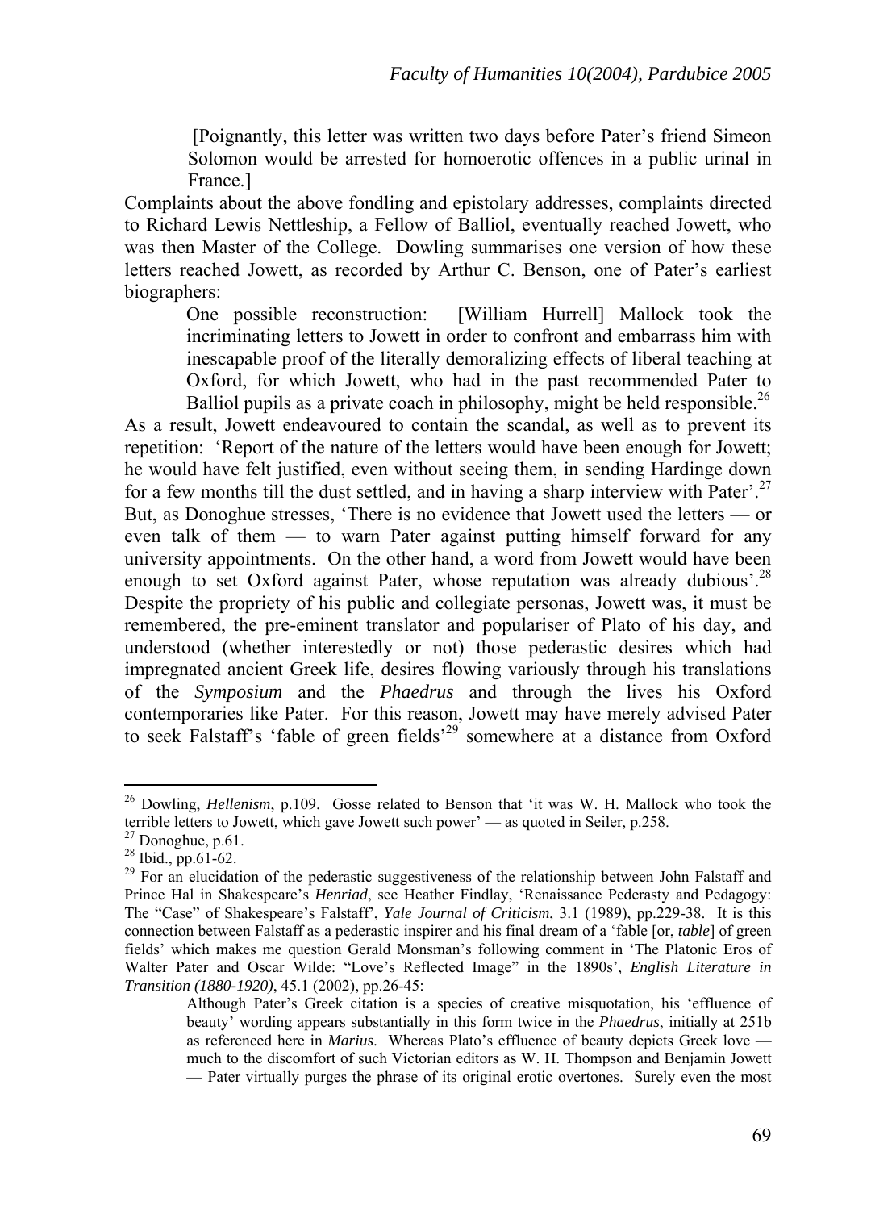> [Poignantly, this letter was written two days before Pater's friend Simeon Solomon would be arrested for homoerotic offences in a public urinal in France.]

Complaints about the above fondling and epistolary addresses, complaints directed to Richard Lewis Nettleship, a Fellow of Balliol, eventually reached Jowett, who was then Master of the College. Dowling summarises one version of how these letters reached Jowett, as recorded by Arthur C. Benson, one of Pater's earliest biographers:

> One possible reconstruction: [William Hurrell] Mallock took the incriminating letters to Jowett in order to confront and embarrass him with inescapable proof of the literally demoralizing effects of liberal teaching at Oxford, for which Jowett, who had in the past recommended Pater to Balliol pupils as a private coach in philosophy, might be held responsible.[26]

As a result, Jowett endeavoured to contain the scandal, as well as to prevent its repetition: 'Report of the nature of the letters would have been enough for Jowett; he would have felt justified, even without seeing them, in sending Hardinge down for a few months till the dust settled, and in having a sharp interview with Pater'.[27] But, as Donoghue stresses, 'There is no evidence that Jowett used the letters — or even talk of them — to warn Pater against putting himself forward for any university appointments. On the other hand, a word from Jowett would have been enough to set Oxford against Pater, whose reputation was already dubious'.[28] Despite the propriety of his public and collegiate personas, Jowett was, it must be remembered, the pre-eminent translator and populariser of Plato of his day, and understood (whether interestedly or not) those pederastic desires which had impregnated ancient Greek life, desires flowing variously through his translations of the *Symposium* and the *Phaedrus* and through the lives his Oxford contemporaries like Pater. For this reason, Jowett may have merely advised Pater to seek Falstaff's 'fable of green fields'[29] somewhere at a distance from Oxford

---

[26] Dowling, *Hellenism*, p.109. Gosse related to Benson that 'it was W. H. Mallock who took the terrible letters to Jowett, which gave Jowett such power' — as quoted in Seiler, p.258.

[27] Donoghue, p.61.

[28] Ibid., pp.61-62.

[29] For an elucidation of the pederastic suggestiveness of the relationship between John Falstaff and Prince Hal in Shakespeare's *Henriad*, see Heather Findlay, 'Renaissance Pederasty and Pedagogy: The "Case" of Shakespeare's Falstaff', *Yale Journal of Criticism*, 3.1 (1989), pp.229-38. It is this connection between Falstaff as a pederastic inspirer and his final dream of a 'fable [or, *table*] of green fields' which makes me question Gerald Monsman's following comment in 'The Platonic Eros of Walter Pater and Oscar Wilde: "Love's Reflected Image" in the 1890s', *English Literature in Transition (1880-1920)*, 45.1 (2002), pp.26-45:

> Although Pater's Greek citation is a species of creative misquotation, his 'effluence of beauty' wording appears substantially in this form twice in the *Phaedrus*, initially at 251b as referenced here in *Marius*. Whereas Plato's effluence of beauty depicts Greek love — much to the discomfort of such Victorian editors as W. H. Thompson and Benjamin Jowett — Pater virtually purges the phrase of its original erotic overtones. Surely even the most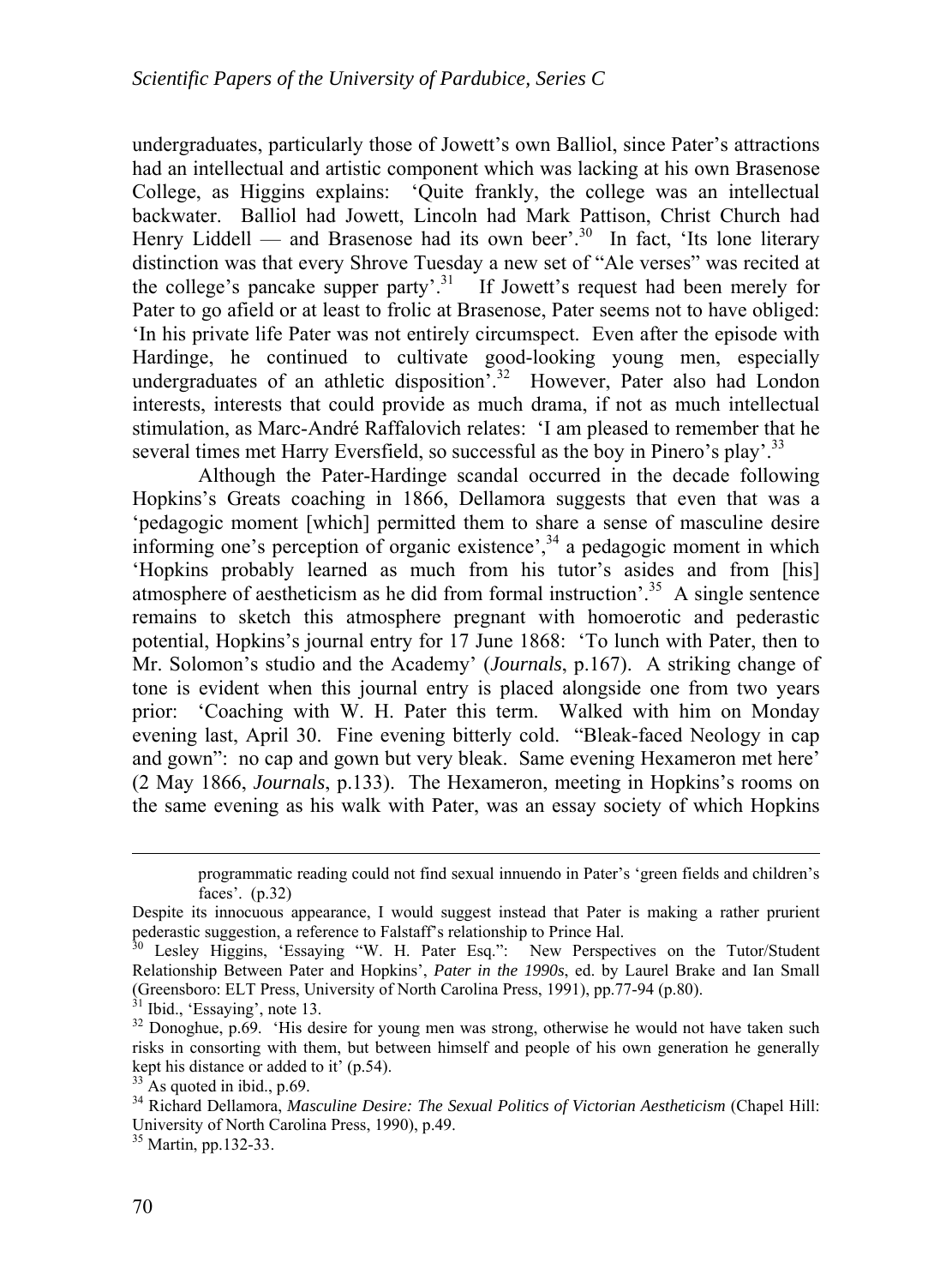undergraduates, particularly those of Jowett's own Balliol, since Pater's attractions had an intellectual and artistic component which was lacking at his own Brasenose College, as Higgins explains: 'Quite frankly, the college was an intellectual backwater. Balliol had Jowett, Lincoln had Mark Pattison, Christ Church had Henry Liddell — and Brasenose had its own beer'.[30] In fact, 'Its lone literary distinction was that every Shrove Tuesday a new set of "Ale verses" was recited at the college's pancake supper party'.[31] If Jowett's request had been merely for Pater to go afield or at least to frolic at Brasenose, Pater seems not to have obliged: 'In his private life Pater was not entirely circumspect. Even after the episode with Hardinge, he continued to cultivate good-looking young men, especially undergraduates of an athletic disposition'.[32] However, Pater also had London interests, interests that could provide as much drama, if not as much intellectual stimulation, as Marc-André Raffalovich relates: 'I am pleased to remember that he several times met Harry Eversfield, so successful as the boy in Pinero's play'.[33]

Although the Pater-Hardinge scandal occurred in the decade following Hopkins's Greats coaching in 1866, Dellamora suggests that even that was a 'pedagogic moment [which] permitted them to share a sense of masculine desire informing one's perception of organic existence',[34] a pedagogic moment in which 'Hopkins probably learned as much from his tutor's asides and from [his] atmosphere of aestheticism as he did from formal instruction'.[35] A single sentence remains to sketch this atmosphere pregnant with homoerotic and pederastic potential, Hopkins's journal entry for 17 June 1868: 'To lunch with Pater, then to Mr. Solomon's studio and the Academy' (*Journals*, p.167). A striking change of tone is evident when this journal entry is placed alongside one from two years prior: 'Coaching with W. H. Pater this term. Walked with him on Monday evening last, April 30. Fine evening bitterly cold. "Bleak-faced Neology in cap and gown": no cap and gown but very bleak. Same evening Hexameron met here' (2 May 1866, *Journals*, p.133). The Hexameron, meeting in Hopkins's rooms on the same evening as his walk with Pater, was an essay society of which Hopkins

---

programmatic reading could not find sexual innuendo in Pater's 'green fields and children's faces'. (p.32)

Despite its innocuous appearance, I would suggest instead that Pater is making a rather prurient pederastic suggestion, a reference to Falstaff's relationship to Prince Hal.

[30] Lesley Higgins, 'Essaying "W. H. Pater Esq.": New Perspectives on the Tutor/Student Relationship Between Pater and Hopkins', *Pater in the 1990s*, ed. by Laurel Brake and Ian Small (Greensboro: ELT Press, University of North Carolina Press, 1991), pp.77-94 (p.80).

[31] Ibid., 'Essaying', note 13.

[32] Donoghue, p.69. 'His desire for young men was strong, otherwise he would not have taken such risks in consorting with them, but between himself and people of his own generation he generally kept his distance or added to it' (p.54).

[33] As quoted in ibid., p.69.

[34] Richard Dellamora, *Masculine Desire: The Sexual Politics of Victorian Aestheticism* (Chapel Hill: University of North Carolina Press, 1990), p.49.

[35] Martin, pp.132-33.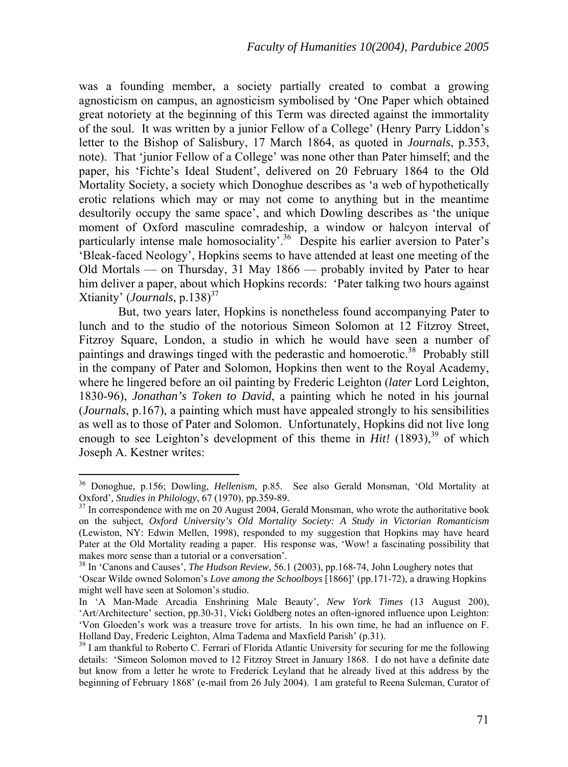was a founding member, a society partially created to combat a growing agnosticism on campus, an agnosticism symbolised by 'One Paper which obtained great notoriety at the beginning of this Term was directed against the immortality of the soul. It was written by a junior Fellow of a College' (Henry Parry Liddon's letter to the Bishop of Salisbury, 17 March 1864, as quoted in *Journals*, p.353, note). That 'junior Fellow of a College' was none other than Pater himself; and the paper, his 'Fichte's Ideal Student', delivered on 20 February 1864 to the Old Mortality Society, a society which Donoghue describes as 'a web of hypothetically erotic relations which may or may not come to anything but in the meantime desultorily occupy the same space', and which Dowling describes as 'the unique moment of Oxford masculine comradeship, a window or halcyon interval of particularly intense male homosociality'.[36] Despite his earlier aversion to Pater's 'Bleak-faced Neology', Hopkins seems to have attended at least one meeting of the Old Mortals — on Thursday, 31 May 1866 — probably invited by Pater to hear him deliver a paper, about which Hopkins records: 'Pater talking two hours against Xtianity' (*Journals*, p.138)[37]

But, two years later, Hopkins is nonetheless found accompanying Pater to lunch and to the studio of the notorious Simeon Solomon at 12 Fitzroy Street, Fitzroy Square, London, a studio in which he would have seen a number of paintings and drawings tinged with the pederastic and homoerotic.[38] Probably still in the company of Pater and Solomon, Hopkins then went to the Royal Academy, where he lingered before an oil painting by Frederic Leighton (*later* Lord Leighton, 1830-96), *Jonathan's Token to David*, a painting which he noted in his journal (*Journals*, p.167), a painting which must have appealed strongly to his sensibilities as well as to those of Pater and Solomon. Unfortunately, Hopkins did not live long enough to see Leighton's development of this theme in *Hit!* (1893),[39] of which Joseph A. Kestner writes:

---

[36] Donoghue, p.156; Dowling, *Hellenism*, p.85. See also Gerald Monsman, 'Old Mortality at Oxford', *Studies in Philology*, 67 (1970), pp.359-89.

[37] In correspondence with me on 20 August 2004, Gerald Monsman, who wrote the authoritative book on the subject, *Oxford University's Old Mortality Society: A Study in Victorian Romanticism* (Lewiston, NY: Edwin Mellen, 1998), responded to my suggestion that Hopkins may have heard Pater at the Old Mortality reading a paper. His response was, 'Wow! a fascinating possibility that makes more sense than a tutorial or a conversation'.

[38] In 'Canons and Causes', *The Hudson Review*, 56.1 (2003), pp.168-74, John Loughery notes that 'Oscar Wilde owned Solomon's *Love among the Schoolboys* [1866]' (pp.171-72), a drawing Hopkins might well have seen at Solomon's studio.

In 'A Man-Made Arcadia Enshrining Male Beauty', *New York Times* (13 August 200), 'Art/Architecture' section, pp.30-31, Vicki Goldberg notes an often-ignored influence upon Leighton: 'Von Gloeden's work was a treasure trove for artists. In his own time, he had an influence on F. Holland Day, Frederic Leighton, Alma Tadema and Maxfield Parish' (p.31).

[39] I am thankful to Roberto C. Ferrari of Florida Atlantic University for securing for me the following details: 'Simeon Solomon moved to 12 Fitzroy Street in January 1868. I do not have a definite date but know from a letter he wrote to Frederick Leyland that he already lived at this address by the beginning of February 1868' (e-mail from 26 July 2004). I am grateful to Reena Suleman, Curator of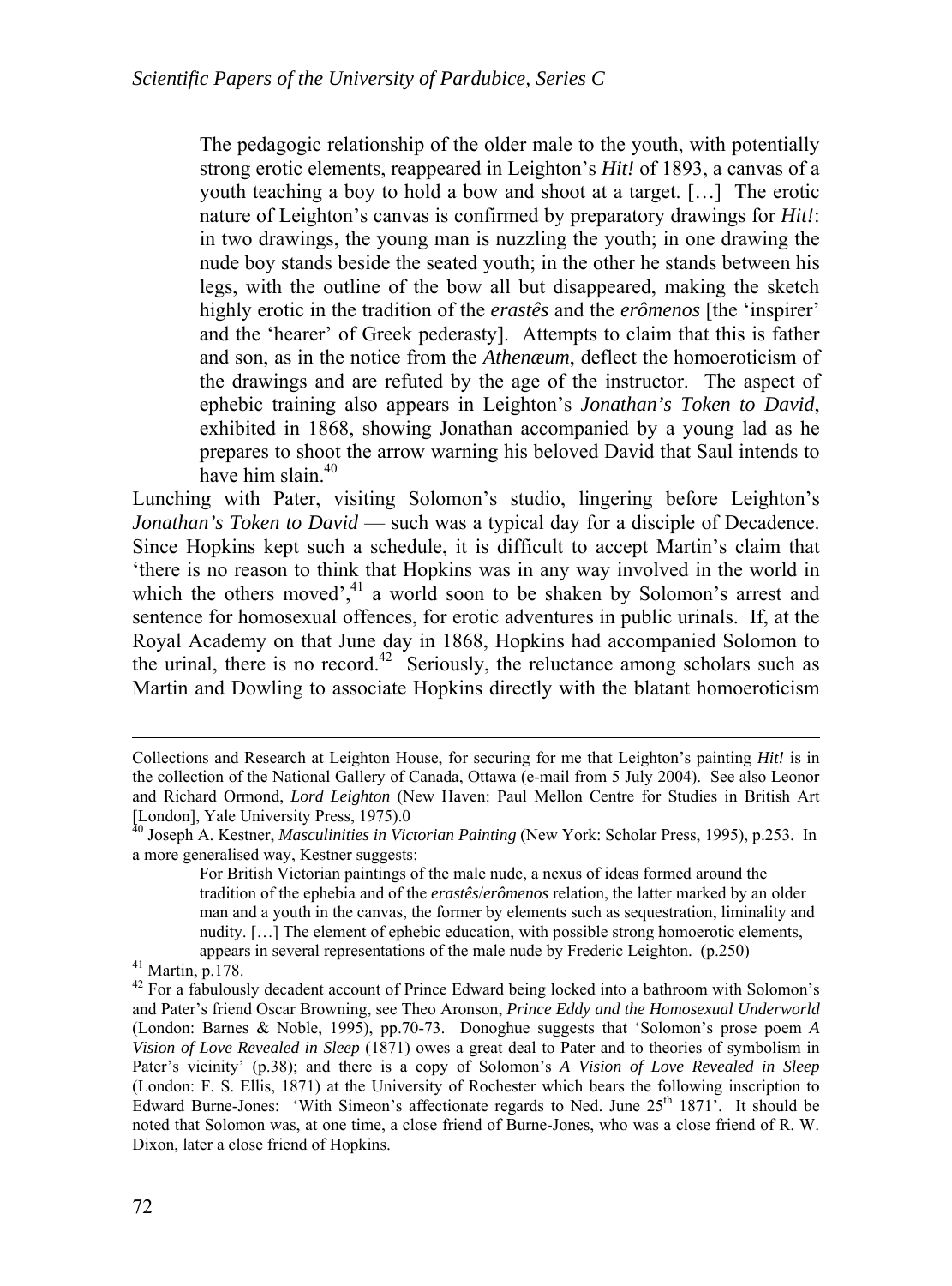> The pedagogic relationship of the older male to the youth, with potentially strong erotic elements, reappeared in Leighton's *Hit!* of 1893, a canvas of a youth teaching a boy to hold a bow and shoot at a target. […] The erotic nature of Leighton's canvas is confirmed by preparatory drawings for *Hit!*: in two drawings, the young man is nuzzling the youth; in one drawing the nude boy stands beside the seated youth; in the other he stands between his legs, with the outline of the bow all but disappeared, making the sketch highly erotic in the tradition of the *erastês* and the *erômenos* [the 'inspirer' and the 'hearer' of Greek pederasty]. Attempts to claim that this is father and son, as in the notice from the *Athenæum*, deflect the homoeroticism of the drawings and are refuted by the age of the instructor. The aspect of ephebic training also appears in Leighton's *Jonathan's Token to David*, exhibited in 1868, showing Jonathan accompanied by a young lad as he prepares to shoot the arrow warning his beloved David that Saul intends to have him slain.[40]

Lunching with Pater, visiting Solomon's studio, lingering before Leighton's *Jonathan's Token to David* — such was a typical day for a disciple of Decadence. Since Hopkins kept such a schedule, it is difficult to accept Martin's claim that 'there is no reason to think that Hopkins was in any way involved in the world in which the others moved',[41] a world soon to be shaken by Solomon's arrest and sentence for homosexual offences, for erotic adventures in public urinals. If, at the Royal Academy on that June day in 1868, Hopkins had accompanied Solomon to the urinal, there is no record.[42] Seriously, the reluctance among scholars such as Martin and Dowling to associate Hopkins directly with the blatant homoeroticism

---

Collections and Research at Leighton House, for securing for me that Leighton's painting *Hit!* is in the collection of the National Gallery of Canada, Ottawa (e-mail from 5 July 2004). See also Leonor and Richard Ormond, *Lord Leighton* (New Haven: Paul Mellon Centre for Studies in British Art [London], Yale University Press, 1975).0

[40] Joseph A. Kestner, *Masculinities in Victorian Painting* (New York: Scholar Press, 1995), p.253. In a more generalised way, Kestner suggests:

> For British Victorian paintings of the male nude, a nexus of ideas formed around the tradition of the ephebia and of the *erastês*/*erômenos* relation, the latter marked by an older man and a youth in the canvas, the former by elements such as sequestration, liminality and nudity. […] The element of ephebic education, with possible strong homoerotic elements, appears in several representations of the male nude by Frederic Leighton. (p.250)

[41] Martin, p.178.

[42] For a fabulously decadent account of Prince Edward being locked into a bathroom with Solomon's and Pater's friend Oscar Browning, see Theo Aronson, *Prince Eddy and the Homosexual Underworld* (London: Barnes & Noble, 1995), pp.70-73. Donoghue suggests that 'Solomon's prose poem *A Vision of Love Revealed in Sleep* (1871) owes a great deal to Pater and to theories of symbolism in Pater's vicinity' (p.38); and there is a copy of Solomon's *A Vision of Love Revealed in Sleep* (London: F. S. Ellis, 1871) at the University of Rochester which bears the following inscription to Edward Burne-Jones: 'With Simeon's affectionate regards to Ned. June 25th 1871'. It should be noted that Solomon was, at one time, a close friend of Burne-Jones, who was a close friend of R. W. Dixon, later a close friend of Hopkins.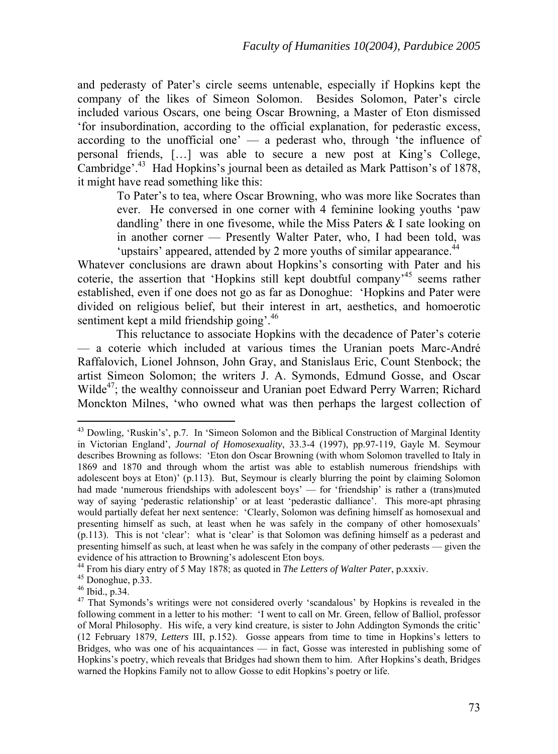and pederasty of Pater's circle seems untenable, especially if Hopkins kept the company of the likes of Simeon Solomon. Besides Solomon, Pater's circle included various Oscars, one being Oscar Browning, a Master of Eton dismissed 'for insubordination, according to the official explanation, for pederastic excess, according to the unofficial one' — a pederast who, through 'the influence of personal friends, […] was able to secure a new post at King's College, Cambridge'.[43] Had Hopkins's journal been as detailed as Mark Pattison's of 1878, it might have read something like this:

> To Pater's to tea, where Oscar Browning, who was more like Socrates than ever. He conversed in one corner with 4 feminine looking youths 'paw dandling' there in one fivesome, while the Miss Paters & I sate looking on in another corner — Presently Walter Pater, who, I had been told, was 'upstairs' appeared, attended by 2 more youths of similar appearance.[44]

Whatever conclusions are drawn about Hopkins's consorting with Pater and his coterie, the assertion that 'Hopkins still kept doubtful company'[45] seems rather established, even if one does not go as far as Donoghue: 'Hopkins and Pater were divided on religious belief, but their interest in art, aesthetics, and homoerotic sentiment kept a mild friendship going'.[46]

This reluctance to associate Hopkins with the decadence of Pater's coterie — a coterie which included at various times the Uranian poets Marc-André Raffalovich, Lionel Johnson, John Gray, and Stanislaus Eric, Count Stenbock; the artist Simeon Solomon; the writers J. A. Symonds, Edmund Gosse, and Oscar Wilde[47]; the wealthy connoisseur and Uranian poet Edward Perry Warren; Richard Monckton Milnes, 'who owned what was then perhaps the largest collection of

---

[43] Dowling, 'Ruskin's', p.7. In 'Simeon Solomon and the Biblical Construction of Marginal Identity in Victorian England', *Journal of Homosexuality*, 33.3-4 (1997), pp.97-119, Gayle M. Seymour describes Browning as follows: 'Eton don Oscar Browning (with whom Solomon travelled to Italy in 1869 and 1870 and through whom the artist was able to establish numerous friendships with adolescent boys at Eton)' (p.113). But, Seymour is clearly blurring the point by claiming Solomon had made 'numerous friendships with adolescent boys' — for 'friendship' is rather a (trans)muted way of saying 'pederastic relationship' or at least 'pederastic dalliance'. This more-apt phrasing would partially defeat her next sentence: 'Clearly, Solomon was defining himself as homosexual and presenting himself as such, at least when he was safely in the company of other homosexuals' (p.113). This is not 'clear': what is 'clear' is that Solomon was defining himself as a pederast and presenting himself as such, at least when he was safely in the company of other pederasts — given the evidence of his attraction to Browning's adolescent Eton boys.

[44] From his diary entry of 5 May 1878; as quoted in *The Letters of Walter Pater*, p.xxxiv.

[45] Donoghue, p.33.

[46] Ibid., p.34.

[47] That Symonds's writings were not considered overly 'scandalous' by Hopkins is revealed in the following comment in a letter to his mother: 'I went to call on Mr. Green, fellow of Balliol, professor of Moral Philosophy. His wife, a very kind creature, is sister to John Addington Symonds the critic' (12 February 1879, *Letters* III, p.152). Gosse appears from time to time in Hopkins's letters to Bridges, who was one of his acquaintances — in fact, Gosse was interested in publishing some of Hopkins's poetry, which reveals that Bridges had shown them to him. After Hopkins's death, Bridges warned the Hopkins Family not to allow Gosse to edit Hopkins's poetry or life.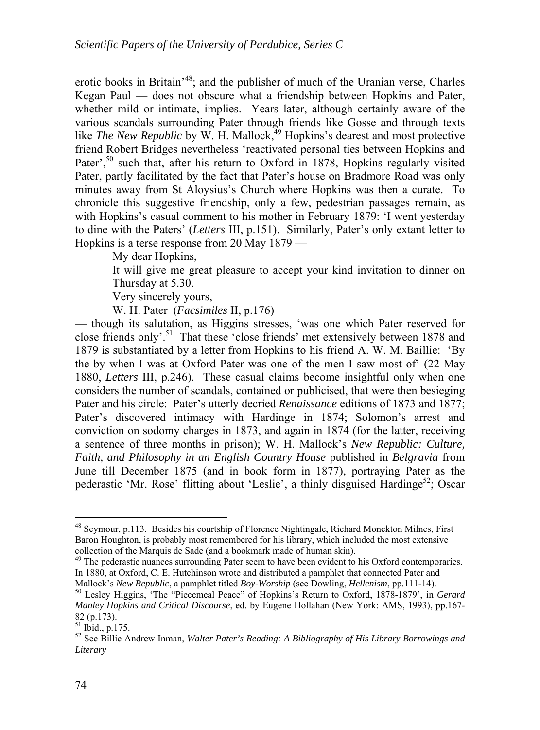erotic books in Britain'[48]; and the publisher of much of the Uranian verse, Charles Kegan Paul — does not obscure what a friendship between Hopkins and Pater, whether mild or intimate, implies. Years later, although certainly aware of the various scandals surrounding Pater through friends like Gosse and through texts like *The New Republic* by W. H. Mallock,[49] Hopkins's dearest and most protective friend Robert Bridges nevertheless 'reactivated personal ties between Hopkins and Pater',[50] such that, after his return to Oxford in 1878, Hopkins regularly visited Pater, partly facilitated by the fact that Pater's house on Bradmore Road was only minutes away from St Aloysius's Church where Hopkins was then a curate. To chronicle this suggestive friendship, only a few, pedestrian passages remain, as with Hopkins's casual comment to his mother in February 1879: 'I went yesterday to dine with the Paters' (*Letters* III, p.151). Similarly, Pater's only extant letter to Hopkins is a terse response from 20 May 1879 —

> My dear Hopkins,
>
> It will give me great pleasure to accept your kind invitation to dinner on Thursday at 5.30.
>
> Very sincerely yours,
>
> W. H. Pater (*Facsimiles* II, p.176)

— though its salutation, as Higgins stresses, 'was one which Pater reserved for close friends only'.[51] That these 'close friends' met extensively between 1878 and 1879 is substantiated by a letter from Hopkins to his friend A. W. M. Baillie: 'By the by when I was at Oxford Pater was one of the men I saw most of' (22 May 1880, *Letters* III, p.246). These casual claims become insightful only when one considers the number of scandals, contained or publicised, that were then besieging Pater and his circle: Pater's utterly decried *Renaissance* editions of 1873 and 1877; Pater's discovered intimacy with Hardinge in 1874; Solomon's arrest and conviction on sodomy charges in 1873, and again in 1874 (for the latter, receiving a sentence of three months in prison); W. H. Mallock's *New Republic: Culture, Faith, and Philosophy in an English Country House* published in *Belgravia* from June till December 1875 (and in book form in 1877), portraying Pater as the pederastic 'Mr. Rose' flitting about 'Leslie', a thinly disguised Hardinge[52]; Oscar

---

[48] Seymour, p.113. Besides his courtship of Florence Nightingale, Richard Monckton Milnes, First Baron Houghton, is probably most remembered for his library, which included the most extensive collection of the Marquis de Sade (and a bookmark made of human skin).

[49] The pederastic nuances surrounding Pater seem to have been evident to his Oxford contemporaries. In 1880, at Oxford, C. E. Hutchinson wrote and distributed a pamphlet that connected Pater and Mallock's *New Republic*, a pamphlet titled *Boy-Worship* (see Dowling, *Hellenism*, pp.111-14).

[50] Lesley Higgins, 'The "Piecemeal Peace" of Hopkins's Return to Oxford, 1878-1879', in *Gerard Manley Hopkins and Critical Discourse*, ed. by Eugene Hollahan (New York: AMS, 1993), pp.167-82 (p.173).

[51] Ibid., p.175.

[52] See Billie Andrew Inman, *Walter Pater's Reading: A Bibliography of His Library Borrowings and Literary*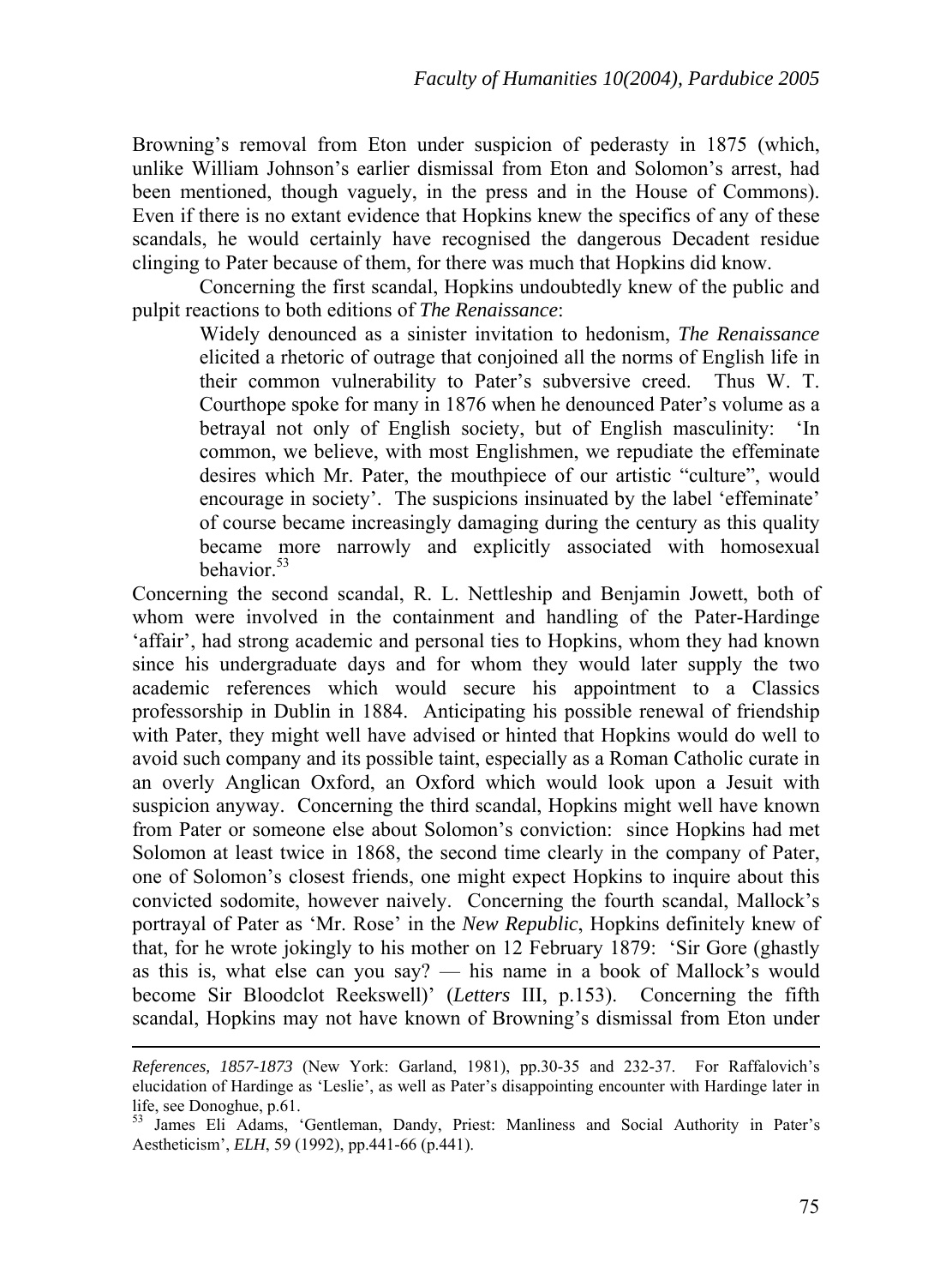Browning's removal from Eton under suspicion of pederasty in 1875 (which, unlike William Johnson's earlier dismissal from Eton and Solomon's arrest, had been mentioned, though vaguely, in the press and in the House of Commons). Even if there is no extant evidence that Hopkins knew the specifics of any of these scandals, he would certainly have recognised the dangerous Decadent residue clinging to Pater because of them, for there was much that Hopkins did know.

Concerning the first scandal, Hopkins undoubtedly knew of the public and pulpit reactions to both editions of *The Renaissance*:

> Widely denounced as a sinister invitation to hedonism, *The Renaissance* elicited a rhetoric of outrage that conjoined all the norms of English life in their common vulnerability to Pater's subversive creed. Thus W. T. Courthope spoke for many in 1876 when he denounced Pater's volume as a betrayal not only of English society, but of English masculinity: 'In common, we believe, with most Englishmen, we repudiate the effeminate desires which Mr. Pater, the mouthpiece of our artistic "culture", would encourage in society'. The suspicions insinuated by the label 'effeminate' of course became increasingly damaging during the century as this quality became more narrowly and explicitly associated with homosexual behavior.[53]

Concerning the second scandal, R. L. Nettleship and Benjamin Jowett, both of whom were involved in the containment and handling of the Pater-Hardinge 'affair', had strong academic and personal ties to Hopkins, whom they had known since his undergraduate days and for whom they would later supply the two academic references which would secure his appointment to a Classics professorship in Dublin in 1884. Anticipating his possible renewal of friendship with Pater, they might well have advised or hinted that Hopkins would do well to avoid such company and its possible taint, especially as a Roman Catholic curate in an overly Anglican Oxford, an Oxford which would look upon a Jesuit with suspicion anyway. Concerning the third scandal, Hopkins might well have known from Pater or someone else about Solomon's conviction: since Hopkins had met Solomon at least twice in 1868, the second time clearly in the company of Pater, one of Solomon's closest friends, one might expect Hopkins to inquire about this convicted sodomite, however naively. Concerning the fourth scandal, Mallock's portrayal of Pater as 'Mr. Rose' in the *New Republic*, Hopkins definitely knew of that, for he wrote jokingly to his mother on 12 February 1879: 'Sir Gore (ghastly as this is, what else can you say? — his name in a book of Mallock's would become Sir Bloodclot Reekswell)' (*Letters* III, p.153). Concerning the fifth scandal, Hopkins may not have known of Browning's dismissal from Eton under

---

*References, 1857-1873* (New York: Garland, 1981), pp.30-35 and 232-37. For Raffalovich's elucidation of Hardinge as 'Leslie', as well as Pater's disappointing encounter with Hardinge later in life, see Donoghue, p.61.

[53] James Eli Adams, 'Gentleman, Dandy, Priest: Manliness and Social Authority in Pater's Aestheticism', *ELH*, 59 (1992), pp.441-66 (p.441).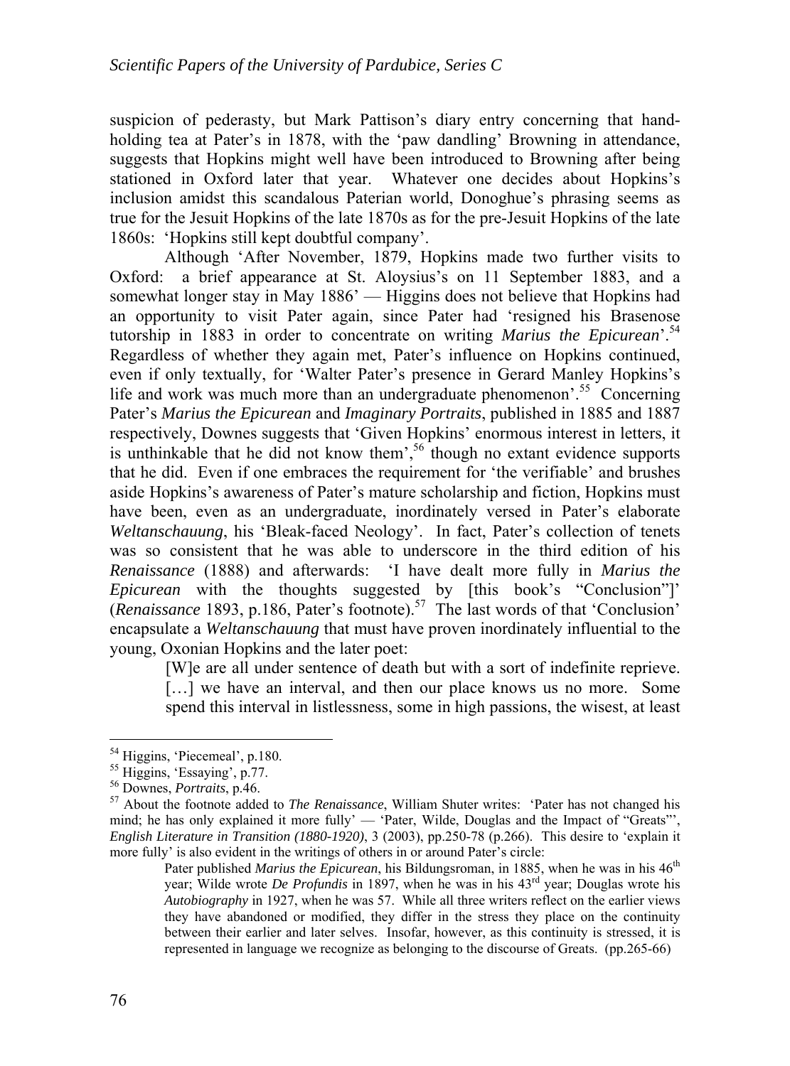suspicion of pederasty, but Mark Pattison's diary entry concerning that hand-holding tea at Pater's in 1878, with the 'paw dandling' Browning in attendance, suggests that Hopkins might well have been introduced to Browning after being stationed in Oxford later that year. Whatever one decides about Hopkins's inclusion amidst this scandalous Paterian world, Donoghue's phrasing seems as true for the Jesuit Hopkins of the late 1870s as for the pre-Jesuit Hopkins of the late 1860s: 'Hopkins still kept doubtful company'.

Although 'After November, 1879, Hopkins made two further visits to Oxford: a brief appearance at St. Aloysius's on 11 September 1883, and a somewhat longer stay in May 1886' — Higgins does not believe that Hopkins had an opportunity to visit Pater again, since Pater had 'resigned his Brasenose tutorship in 1883 in order to concentrate on writing *Marius the Epicurean*'.[54] Regardless of whether they again met, Pater's influence on Hopkins continued, even if only textually, for 'Walter Pater's presence in Gerard Manley Hopkins's life and work was much more than an undergraduate phenomenon'.[55] Concerning Pater's *Marius the Epicurean* and *Imaginary Portraits*, published in 1885 and 1887 respectively, Downes suggests that 'Given Hopkins' enormous interest in letters, it is unthinkable that he did not know them',[56] though no extant evidence supports that he did. Even if one embraces the requirement for 'the verifiable' and brushes aside Hopkins's awareness of Pater's mature scholarship and fiction, Hopkins must have been, even as an undergraduate, inordinately versed in Pater's elaborate *Weltanschauung*, his 'Bleak-faced Neology'. In fact, Pater's collection of tenets was so consistent that he was able to underscore in the third edition of his *Renaissance* (1888) and afterwards: 'I have dealt more fully in *Marius the Epicurean* with the thoughts suggested by [this book's "Conclusion"]' (*Renaissance* 1893, p.186, Pater's footnote).[57] The last words of that 'Conclusion' encapsulate a *Weltanschauung* that must have proven inordinately influential to the young, Oxonian Hopkins and the later poet:

> [W]e are all under sentence of death but with a sort of indefinite reprieve. […] we have an interval, and then our place knows us no more. Some spend this interval in listlessness, some in high passions, the wisest, at least

---

[54] Higgins, 'Piecemeal', p.180.

[55] Higgins, 'Essaying', p.77.

[56] Downes, *Portraits*, p.46.

[57] About the footnote added to *The Renaissance*, William Shuter writes: 'Pater has not changed his mind; he has only explained it more fully' — 'Pater, Wilde, Douglas and the Impact of "Greats"', *English Literature in Transition (1880-1920)*, 3 (2003), pp.250-78 (p.266). This desire to 'explain it more fully' is also evident in the writings of others in or around Pater's circle:

> Pater published *Marius the Epicurean*, his Bildungsroman, in 1885, when he was in his 46th year; Wilde wrote *De Profundis* in 1897, when he was in his 43rd year; Douglas wrote his *Autobiography* in 1927, when he was 57. While all three writers reflect on the earlier views they have abandoned or modified, they differ in the stress they place on the continuity between their earlier and later selves. Insofar, however, as this continuity is stressed, it is represented in language we recognize as belonging to the discourse of Greats. (pp.265-66)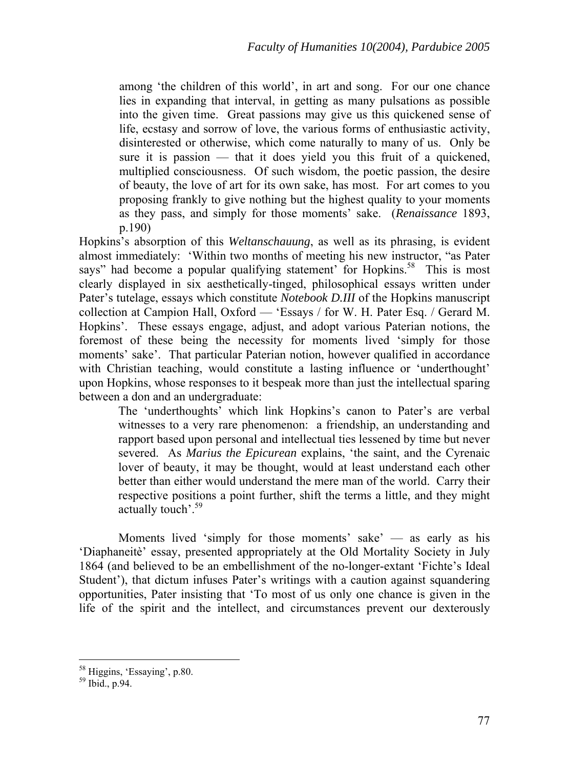> among 'the children of this world', in art and song. For our one chance lies in expanding that interval, in getting as many pulsations as possible into the given time. Great passions may give us this quickened sense of life, ecstasy and sorrow of love, the various forms of enthusiastic activity, disinterested or otherwise, which come naturally to many of us. Only be sure it is passion — that it does yield you this fruit of a quickened, multiplied consciousness. Of such wisdom, the poetic passion, the desire of beauty, the love of art for its own sake, has most. For art comes to you proposing frankly to give nothing but the highest quality to your moments as they pass, and simply for those moments' sake. (*Renaissance* 1893, p.190)

Hopkins's absorption of this *Weltanschauung*, as well as its phrasing, is evident almost immediately: 'Within two months of meeting his new instructor, "as Pater says" had become a popular qualifying statement' for Hopkins.[58] This is most clearly displayed in six aesthetically-tinged, philosophical essays written under Pater's tutelage, essays which constitute *Notebook D.III* of the Hopkins manuscript collection at Campion Hall, Oxford — 'Essays / for W. H. Pater Esq. / Gerard M. Hopkins'. These essays engage, adjust, and adopt various Paterian notions, the foremost of these being the necessity for moments lived 'simply for those moments' sake'. That particular Paterian notion, however qualified in accordance with Christian teaching, would constitute a lasting influence or 'underthought' upon Hopkins, whose responses to it bespeak more than just the intellectual sparing between a don and an undergraduate:

> The 'underthoughts' which link Hopkins's canon to Pater's are verbal witnesses to a very rare phenomenon: a friendship, an understanding and rapport based upon personal and intellectual ties lessened by time but never severed. As *Marius the Epicurean* explains, 'the saint, and the Cyrenaic lover of beauty, it may be thought, would at least understand each other better than either would understand the mere man of the world. Carry their respective positions a point further, shift the terms a little, and they might actually touch'.[59]

Moments lived 'simply for those moments' sake' — as early as his 'Diaphaneitè' essay, presented appropriately at the Old Mortality Society in July 1864 (and believed to be an embellishment of the no-longer-extant 'Fichte's Ideal Student'), that dictum infuses Pater's writings with a caution against squandering opportunities, Pater insisting that 'To most of us only one chance is given in the life of the spirit and the intellect, and circumstances prevent our dexterously

---

[58] Higgins, 'Essaying', p.80.

[59] Ibid., p.94.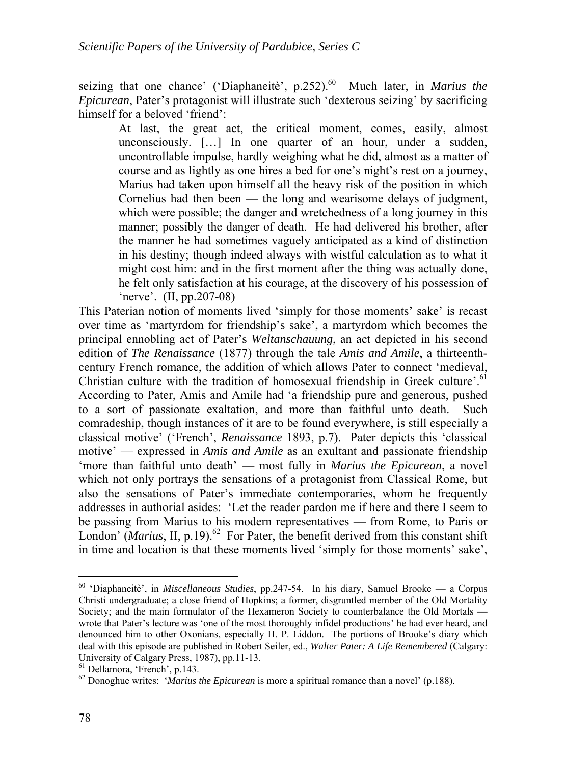seizing that one chance' ('Diaphaneitè', p.252).[60] Much later, in *Marius the Epicurean*, Pater's protagonist will illustrate such 'dexterous seizing' by sacrificing himself for a beloved 'friend':

> At last, the great act, the critical moment, comes, easily, almost unconsciously. […] In one quarter of an hour, under a sudden, uncontrollable impulse, hardly weighing what he did, almost as a matter of course and as lightly as one hires a bed for one's night's rest on a journey, Marius had taken upon himself all the heavy risk of the position in which Cornelius had then been — the long and wearisome delays of judgment, which were possible; the danger and wretchedness of a long journey in this manner; possibly the danger of death. He had delivered his brother, after the manner he had sometimes vaguely anticipated as a kind of distinction in his destiny; though indeed always with wistful calculation as to what it might cost him: and in the first moment after the thing was actually done, he felt only satisfaction at his courage, at the discovery of his possession of 'nerve'. (II, pp.207-08)

This Paterian notion of moments lived 'simply for those moments' sake' is recast over time as 'martyrdom for friendship's sake', a martyrdom which becomes the principal ennobling act of Pater's *Weltanschauung*, an act depicted in his second edition of *The Renaissance* (1877) through the tale *Amis and Amile*, a thirteenth-century French romance, the addition of which allows Pater to connect 'medieval, Christian culture with the tradition of homosexual friendship in Greek culture'.[61] According to Pater, Amis and Amile had 'a friendship pure and generous, pushed to a sort of passionate exaltation, and more than faithful unto death. Such comradeship, though instances of it are to be found everywhere, is still especially a classical motive' ('French', *Renaissance* 1893, p.7). Pater depicts this 'classical motive' — expressed in *Amis and Amile* as an exultant and passionate friendship 'more than faithful unto death' — most fully in *Marius the Epicurean*, a novel which not only portrays the sensations of a protagonist from Classical Rome, but also the sensations of Pater's immediate contemporaries, whom he frequently addresses in authorial asides: 'Let the reader pardon me if here and there I seem to be passing from Marius to his modern representatives — from Rome, to Paris or London' (*Marius*, II, p.19).[62] For Pater, the benefit derived from this constant shift in time and location is that these moments lived 'simply for those moments' sake',

---

[60] 'Diaphaneitè', in *Miscellaneous Studies*, pp.247-54. In his diary, Samuel Brooke — a Corpus Christi undergraduate; a close friend of Hopkins; a former, disgruntled member of the Old Mortality Society; and the main formulator of the Hexameron Society to counterbalance the Old Mortals — wrote that Pater's lecture was 'one of the most thoroughly infidel productions' he had ever heard, and denounced him to other Oxonians, especially H. P. Liddon. The portions of Brooke's diary which deal with this episode are published in Robert Seiler, ed., *Walter Pater: A Life Remembered* (Calgary: University of Calgary Press, 1987), pp.11-13.

[61] Dellamora, 'French', p.143.

[62] Donoghue writes: '*Marius the Epicurean* is more a spiritual romance than a novel' (p.188).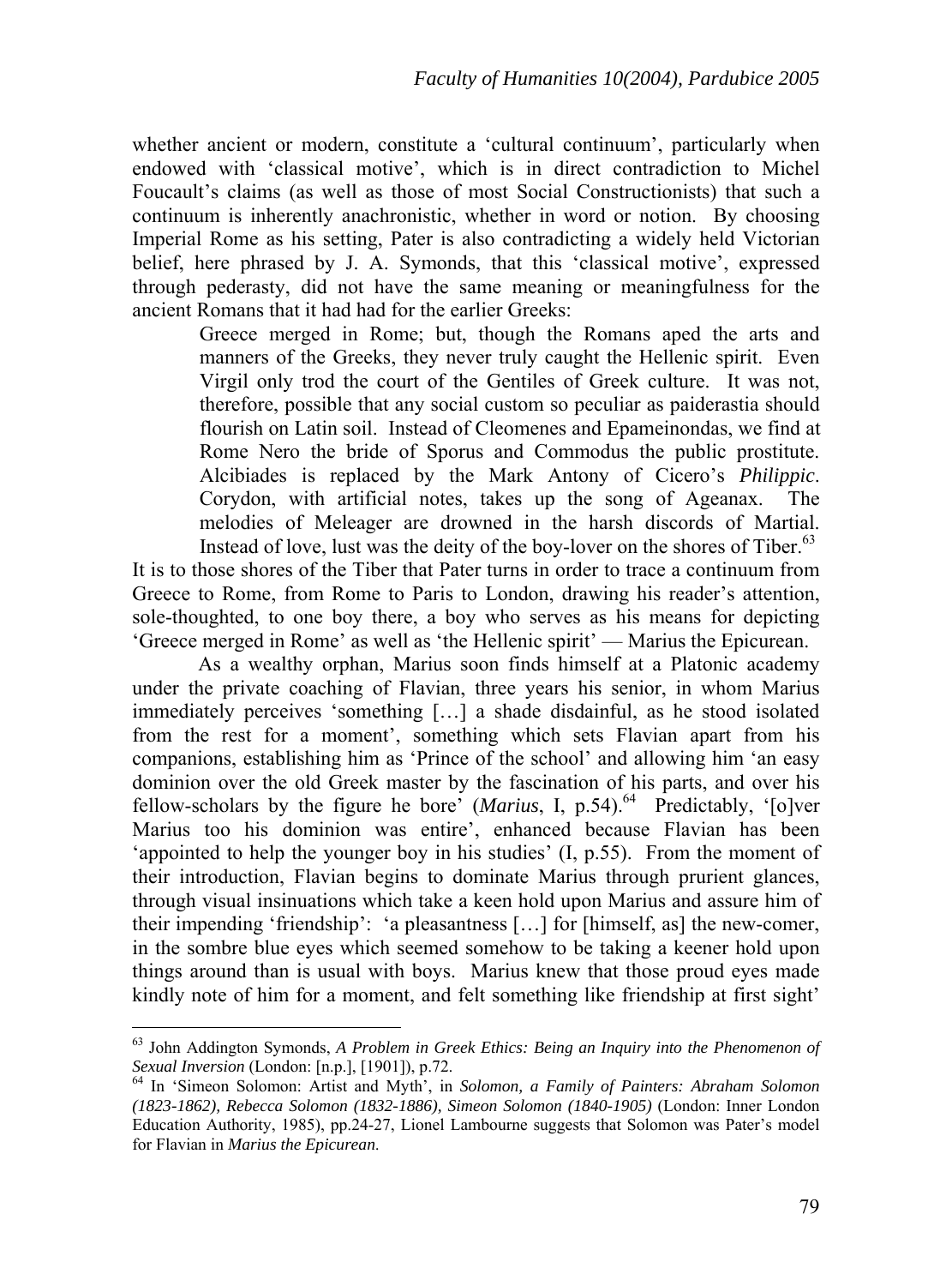whether ancient or modern, constitute a 'cultural continuum', particularly when endowed with 'classical motive', which is in direct contradiction to Michel Foucault's claims (as well as those of most Social Constructionists) that such a continuum is inherently anachronistic, whether in word or notion. By choosing Imperial Rome as his setting, Pater is also contradicting a widely held Victorian belief, here phrased by J. A. Symonds, that this 'classical motive', expressed through pederasty, did not have the same meaning or meaningfulness for the ancient Romans that it had had for the earlier Greeks:

> Greece merged in Rome; but, though the Romans aped the arts and manners of the Greeks, they never truly caught the Hellenic spirit. Even Virgil only trod the court of the Gentiles of Greek culture. It was not, therefore, possible that any social custom so peculiar as paiderastia should flourish on Latin soil. Instead of Cleomenes and Epameinondas, we find at Rome Nero the bride of Sporus and Commodus the public prostitute. Alcibiades is replaced by the Mark Antony of Cicero's *Philippic*. Corydon, with artificial notes, takes up the song of Ageanax. The melodies of Meleager are drowned in the harsh discords of Martial. Instead of love, lust was the deity of the boy-lover on the shores of Tiber.[63]

It is to those shores of the Tiber that Pater turns in order to trace a continuum from Greece to Rome, from Rome to Paris to London, drawing his reader's attention, sole-thoughted, to one boy there, a boy who serves as his means for depicting 'Greece merged in Rome' as well as 'the Hellenic spirit' — Marius the Epicurean.

As a wealthy orphan, Marius soon finds himself at a Platonic academy under the private coaching of Flavian, three years his senior, in whom Marius immediately perceives 'something […] a shade disdainful, as he stood isolated from the rest for a moment', something which sets Flavian apart from his companions, establishing him as 'Prince of the school' and allowing him 'an easy dominion over the old Greek master by the fascination of his parts, and over his fellow-scholars by the figure he bore' (*Marius*, I, p.54).[64] Predictably, '[o]ver Marius too his dominion was entire', enhanced because Flavian has been 'appointed to help the younger boy in his studies' (I, p.55). From the moment of their introduction, Flavian begins to dominate Marius through prurient glances, through visual insinuations which take a keen hold upon Marius and assure him of their impending 'friendship': 'a pleasantness […] for [himself, as] the new-comer, in the sombre blue eyes which seemed somehow to be taking a keener hold upon things around than is usual with boys. Marius knew that those proud eyes made kindly note of him for a moment, and felt something like friendship at first sight'

---

[63] John Addington Symonds, *A Problem in Greek Ethics: Being an Inquiry into the Phenomenon of Sexual Inversion* (London: [n.p.], [1901]), p.72.

[64] In 'Simeon Solomon: Artist and Myth', in *Solomon, a Family of Painters: Abraham Solomon (1823-1862), Rebecca Solomon (1832-1886), Simeon Solomon (1840-1905)* (London: Inner London Education Authority, 1985), pp.24-27, Lionel Lambourne suggests that Solomon was Pater's model for Flavian in *Marius the Epicurean*.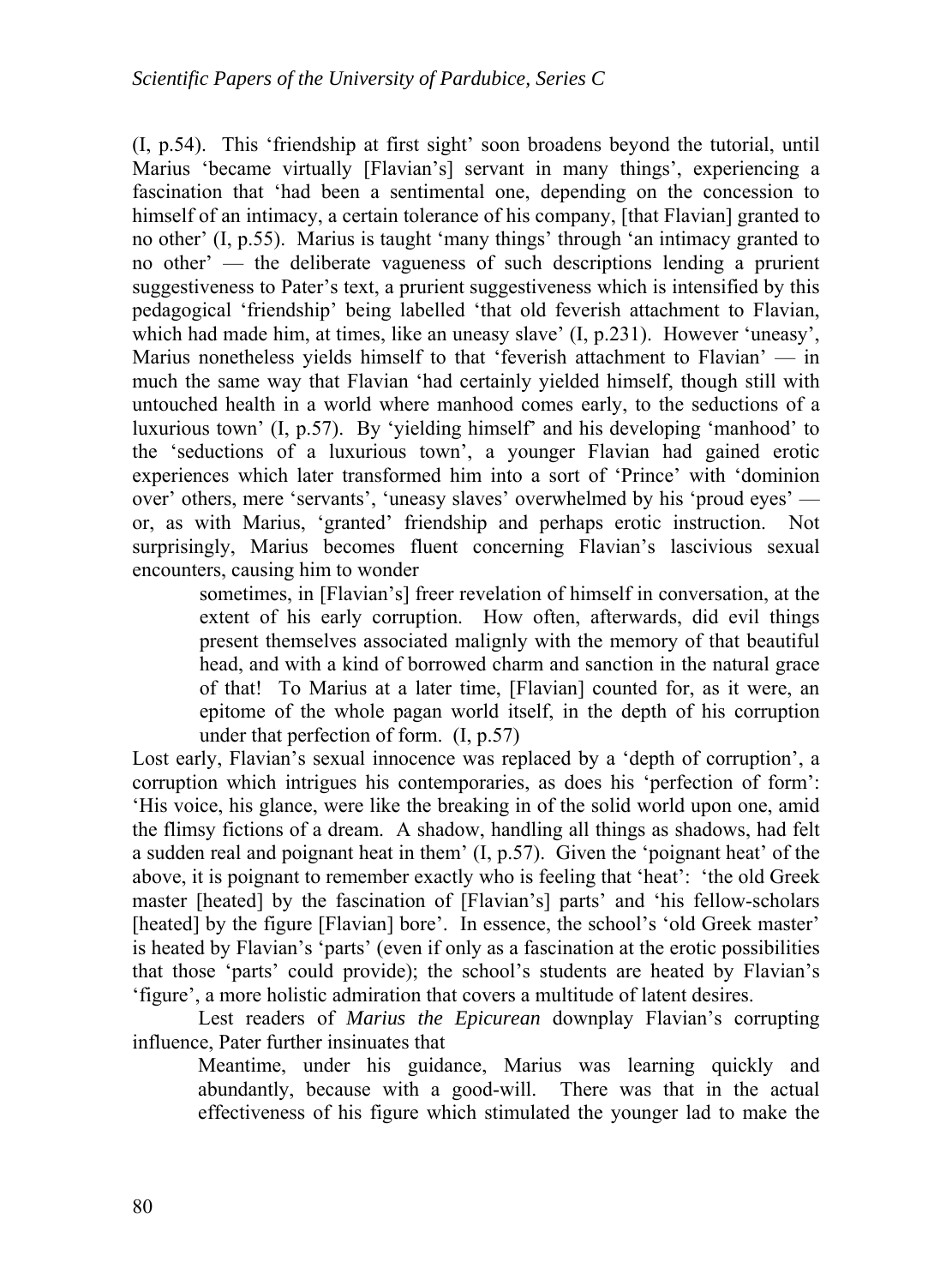(I, p.54). This 'friendship at first sight' soon broadens beyond the tutorial, until Marius 'became virtually [Flavian's] servant in many things', experiencing a fascination that 'had been a sentimental one, depending on the concession to himself of an intimacy, a certain tolerance of his company, [that Flavian] granted to no other' (I, p.55). Marius is taught 'many things' through 'an intimacy granted to no other' — the deliberate vagueness of such descriptions lending a prurient suggestiveness to Pater's text, a prurient suggestiveness which is intensified by this pedagogical 'friendship' being labelled 'that old feverish attachment to Flavian, which had made him, at times, like an uneasy slave' (I, p.231). However 'uneasy', Marius nonetheless yields himself to that 'feverish attachment to Flavian' — in much the same way that Flavian 'had certainly yielded himself, though still with untouched health in a world where manhood comes early, to the seductions of a luxurious town' (I, p.57). By 'yielding himself' and his developing 'manhood' to the 'seductions of a luxurious town', a younger Flavian had gained erotic experiences which later transformed him into a sort of 'Prince' with 'dominion over' others, mere 'servants', 'uneasy slaves' overwhelmed by his 'proud eyes' — or, as with Marius, 'granted' friendship and perhaps erotic instruction. Not surprisingly, Marius becomes fluent concerning Flavian's lascivious sexual encounters, causing him to wonder

> sometimes, in [Flavian's] freer revelation of himself in conversation, at the extent of his early corruption. How often, afterwards, did evil things present themselves associated malignly with the memory of that beautiful head, and with a kind of borrowed charm and sanction in the natural grace of that! To Marius at a later time, [Flavian] counted for, as it were, an epitome of the whole pagan world itself, in the depth of his corruption under that perfection of form. (I, p.57)

Lost early, Flavian's sexual innocence was replaced by a 'depth of corruption', a corruption which intrigues his contemporaries, as does his 'perfection of form': 'His voice, his glance, were like the breaking in of the solid world upon one, amid the flimsy fictions of a dream. A shadow, handling all things as shadows, had felt a sudden real and poignant heat in them' (I, p.57). Given the 'poignant heat' of the above, it is poignant to remember exactly who is feeling that 'heat': 'the old Greek master [heated] by the fascination of [Flavian's] parts' and 'his fellow-scholars [heated] by the figure [Flavian] bore'. In essence, the school's 'old Greek master' is heated by Flavian's 'parts' (even if only as a fascination at the erotic possibilities that those 'parts' could provide); the school's students are heated by Flavian's 'figure', a more holistic admiration that covers a multitude of latent desires.

Lest readers of *Marius the Epicurean* downplay Flavian's corrupting influence, Pater further insinuates that

> Meantime, under his guidance, Marius was learning quickly and abundantly, because with a good-will. There was that in the actual effectiveness of his figure which stimulated the younger lad to make the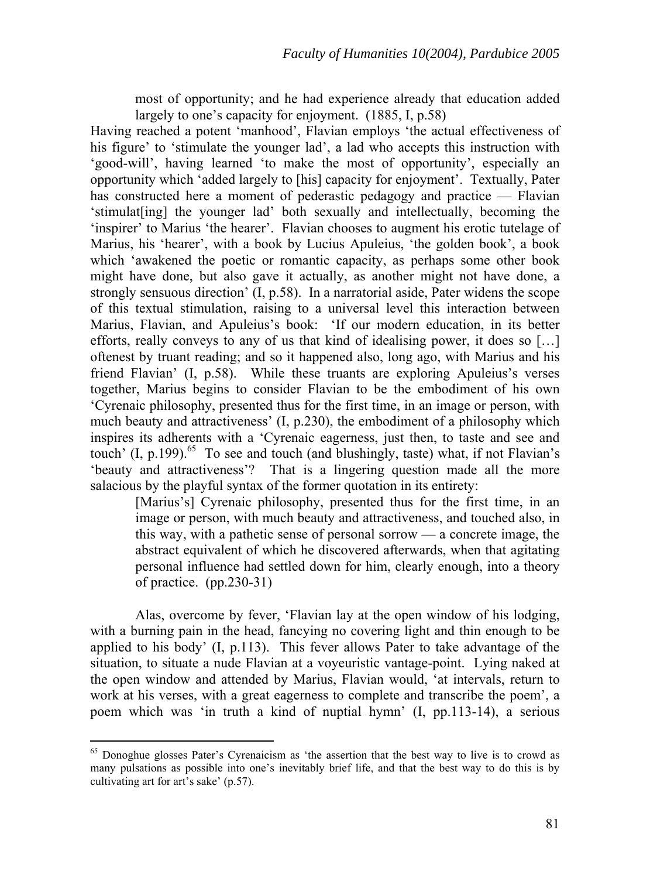> most of opportunity; and he had experience already that education added largely to one's capacity for enjoyment. (1885, I, p.58)

Having reached a potent 'manhood', Flavian employs 'the actual effectiveness of his figure' to 'stimulate the younger lad', a lad who accepts this instruction with 'good-will', having learned 'to make the most of opportunity', especially an opportunity which 'added largely to [his] capacity for enjoyment'. Textually, Pater has constructed here a moment of pederastic pedagogy and practice — Flavian 'stimulat[ing] the younger lad' both sexually and intellectually, becoming the 'inspirer' to Marius 'the hearer'. Flavian chooses to augment his erotic tutelage of Marius, his 'hearer', with a book by Lucius Apuleius, 'the golden book', a book which 'awakened the poetic or romantic capacity, as perhaps some other book might have done, but also gave it actually, as another might not have done, a strongly sensuous direction' (I, p.58). In a narratorial aside, Pater widens the scope of this textual stimulation, raising to a universal level this interaction between Marius, Flavian, and Apuleius's book: 'If our modern education, in its better efforts, really conveys to any of us that kind of idealising power, it does so […] oftenest by truant reading; and so it happened also, long ago, with Marius and his friend Flavian' (I, p.58). While these truants are exploring Apuleius's verses together, Marius begins to consider Flavian to be the embodiment of his own 'Cyrenaic philosophy, presented thus for the first time, in an image or person, with much beauty and attractiveness' (I, p.230), the embodiment of a philosophy which inspires its adherents with a 'Cyrenaic eagerness, just then, to taste and see and touch' (I, p.199).[65] To see and touch (and blushingly, taste) what, if not Flavian's 'beauty and attractiveness'? That is a lingering question made all the more salacious by the playful syntax of the former quotation in its entirety:

> [Marius's] Cyrenaic philosophy, presented thus for the first time, in an image or person, with much beauty and attractiveness, and touched also, in this way, with a pathetic sense of personal sorrow — a concrete image, the abstract equivalent of which he discovered afterwards, when that agitating personal influence had settled down for him, clearly enough, into a theory of practice. (pp.230-31)

Alas, overcome by fever, 'Flavian lay at the open window of his lodging, with a burning pain in the head, fancying no covering light and thin enough to be applied to his body' (I, p.113). This fever allows Pater to take advantage of the situation, to situate a nude Flavian at a voyeuristic vantage-point. Lying naked at the open window and attended by Marius, Flavian would, 'at intervals, return to work at his verses, with a great eagerness to complete and transcribe the poem', a poem which was 'in truth a kind of nuptial hymn' (I, pp.113-14), a serious

---

[65] Donoghue glosses Pater's Cyrenaicism as 'the assertion that the best way to live is to crowd as many pulsations as possible into one's inevitably brief life, and that the best way to do this is by cultivating art for art's sake' (p.57).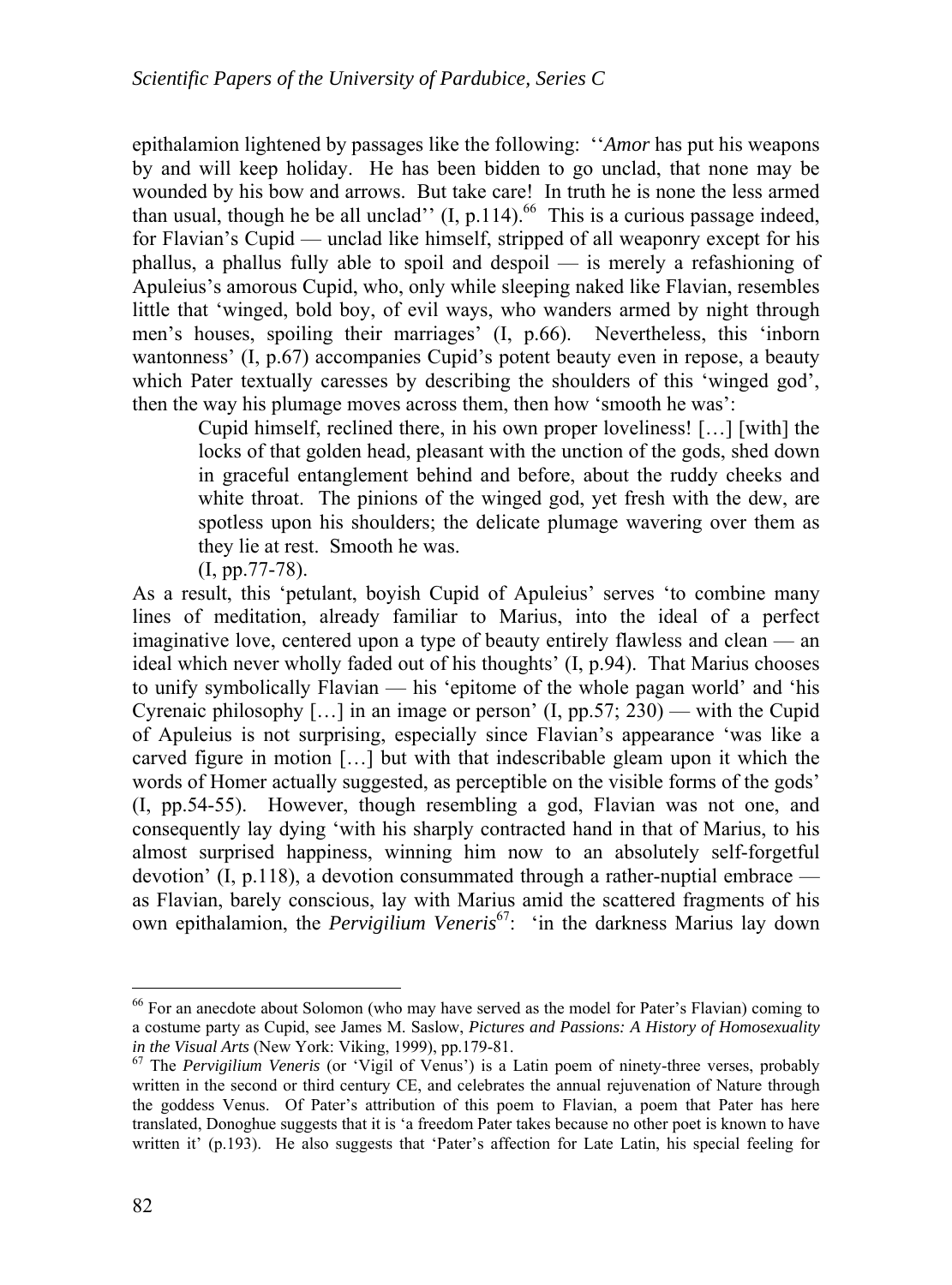epithalamion lightened by passages like the following: ''*Amor* has put his weapons by and will keep holiday. He has been bidden to go unclad, that none may be wounded by his bow and arrows. But take care! In truth he is none the less armed than usual, though he be all unclad'' (I, p.114).[66] This is a curious passage indeed, for Flavian's Cupid — unclad like himself, stripped of all weaponry except for his phallus, a phallus fully able to spoil and despoil — is merely a refashioning of Apuleius's amorous Cupid, who, only while sleeping naked like Flavian, resembles little that 'winged, bold boy, of evil ways, who wanders armed by night through men's houses, spoiling their marriages' (I, p.66). Nevertheless, this 'inborn wantonness' (I, p.67) accompanies Cupid's potent beauty even in repose, a beauty which Pater textually caresses by describing the shoulders of this 'winged god', then the way his plumage moves across them, then how 'smooth he was':

> Cupid himself, reclined there, in his own proper loveliness! […] [with] the locks of that golden head, pleasant with the unction of the gods, shed down in graceful entanglement behind and before, about the ruddy cheeks and white throat. The pinions of the winged god, yet fresh with the dew, are spotless upon his shoulders; the delicate plumage wavering over them as they lie at rest. Smooth he was.
> (I, pp.77-78).

As a result, this 'petulant, boyish Cupid of Apuleius' serves 'to combine many lines of meditation, already familiar to Marius, into the ideal of a perfect imaginative love, centered upon a type of beauty entirely flawless and clean — an ideal which never wholly faded out of his thoughts' (I, p.94). That Marius chooses to unify symbolically Flavian — his 'epitome of the whole pagan world' and 'his Cyrenaic philosophy […] in an image or person' (I, pp.57; 230) — with the Cupid of Apuleius is not surprising, especially since Flavian's appearance 'was like a carved figure in motion […] but with that indescribable gleam upon it which the words of Homer actually suggested, as perceptible on the visible forms of the gods' (I, pp.54-55). However, though resembling a god, Flavian was not one, and consequently lay dying 'with his sharply contracted hand in that of Marius, to his almost surprised happiness, winning him now to an absolutely self-forgetful devotion' (I, p.118), a devotion consummated through a rather-nuptial embrace — as Flavian, barely conscious, lay with Marius amid the scattered fragments of his own epithalamion, the *Pervigilium Veneris*[67]: 'in the darkness Marius lay down

---

[66] For an anecdote about Solomon (who may have served as the model for Pater's Flavian) coming to a costume party as Cupid, see James M. Saslow, *Pictures and Passions: A History of Homosexuality in the Visual Arts* (New York: Viking, 1999), pp.179-81.

[67] The *Pervigilium Veneris* (or 'Vigil of Venus') is a Latin poem of ninety-three verses, probably written in the second or third century CE, and celebrates the annual rejuvenation of Nature through the goddess Venus. Of Pater's attribution of this poem to Flavian, a poem that Pater has here translated, Donoghue suggests that it is 'a freedom Pater takes because no other poet is known to have written it' (p.193). He also suggests that 'Pater's affection for Late Latin, his special feeling for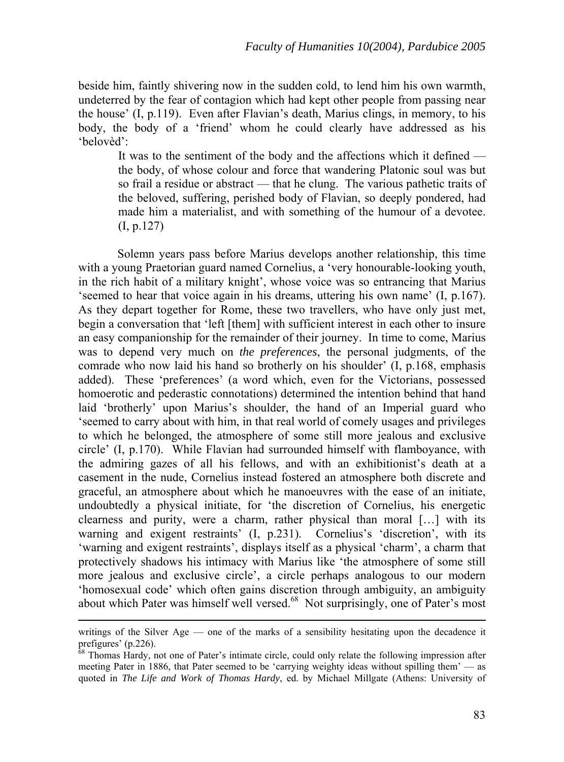beside him, faintly shivering now in the sudden cold, to lend him his own warmth, undeterred by the fear of contagion which had kept other people from passing near the house' (I, p.119). Even after Flavian's death, Marius clings, in memory, to his body, the body of a 'friend' whom he could clearly have addressed as his 'belovèd':

> It was to the sentiment of the body and the affections which it defined — the body, of whose colour and force that wandering Platonic soul was but so frail a residue or abstract — that he clung. The various pathetic traits of the beloved, suffering, perished body of Flavian, so deeply pondered, had made him a materialist, and with something of the humour of a devotee. (I, p.127)

Solemn years pass before Marius develops another relationship, this time with a young Praetorian guard named Cornelius, a 'very honourable-looking youth, in the rich habit of a military knight', whose voice was so entrancing that Marius 'seemed to hear that voice again in his dreams, uttering his own name' (I, p.167). As they depart together for Rome, these two travellers, who have only just met, begin a conversation that 'left [them] with sufficient interest in each other to insure an easy companionship for the remainder of their journey. In time to come, Marius was to depend very much on *the preferences*, the personal judgments, of the comrade who now laid his hand so brotherly on his shoulder' (I, p.168, emphasis added). These 'preferences' (a word which, even for the Victorians, possessed homoerotic and pederastic connotations) determined the intention behind that hand laid 'brotherly' upon Marius's shoulder, the hand of an Imperial guard who 'seemed to carry about with him, in that real world of comely usages and privileges to which he belonged, the atmosphere of some still more jealous and exclusive circle' (I, p.170). While Flavian had surrounded himself with flamboyance, with the admiring gazes of all his fellows, and with an exhibitionist's death at a casement in the nude, Cornelius instead fostered an atmosphere both discrete and graceful, an atmosphere about which he manoeuvres with the ease of an initiate, undoubtedly a physical initiate, for 'the discretion of Cornelius, his energetic clearness and purity, were a charm, rather physical than moral […] with its warning and exigent restraints' (I, p.231). Cornelius's 'discretion', with its 'warning and exigent restraints', displays itself as a physical 'charm', a charm that protectively shadows his intimacy with Marius like 'the atmosphere of some still more jealous and exclusive circle', a circle perhaps analogous to our modern 'homosexual code' which often gains discretion through ambiguity, an ambiguity about which Pater was himself well versed.[68] Not surprisingly, one of Pater's most

---

writings of the Silver Age — one of the marks of a sensibility hesitating upon the decadence it prefigures' (p.226).

[68] Thomas Hardy, not one of Pater's intimate circle, could only relate the following impression after meeting Pater in 1886, that Pater seemed to be 'carrying weighty ideas without spilling them' — as quoted in *The Life and Work of Thomas Hardy*, ed. by Michael Millgate (Athens: University of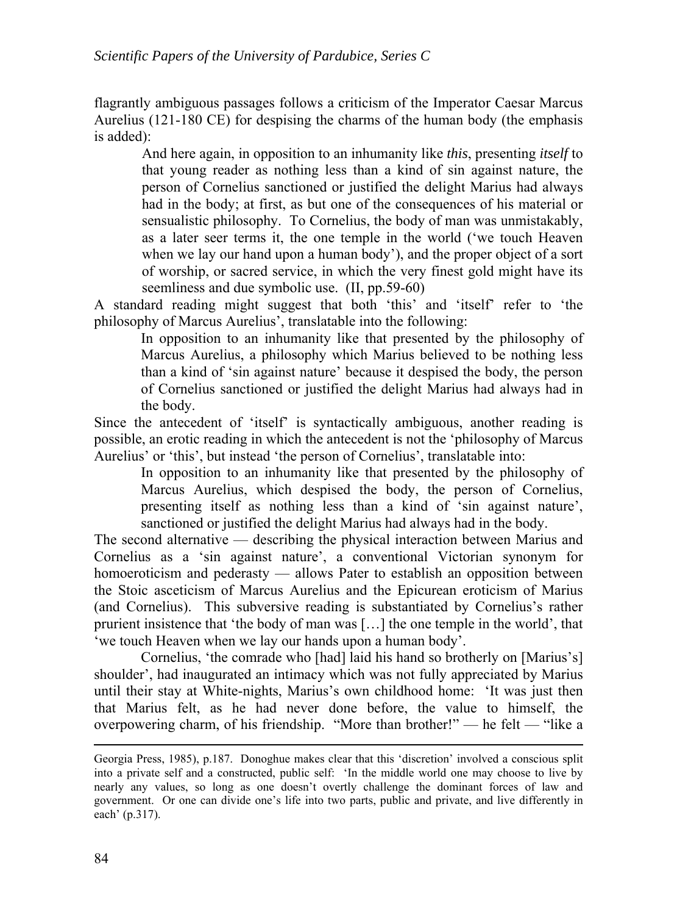flagrantly ambiguous passages follows a criticism of the Imperator Caesar Marcus Aurelius (121-180 CE) for despising the charms of the human body (the emphasis is added):

> And here again, in opposition to an inhumanity like *this*, presenting *itself* to that young reader as nothing less than a kind of sin against nature, the person of Cornelius sanctioned or justified the delight Marius had always had in the body; at first, as but one of the consequences of his material or sensualistic philosophy. To Cornelius, the body of man was unmistakably, as a later seer terms it, the one temple in the world ('we touch Heaven when we lay our hand upon a human body'), and the proper object of a sort of worship, or sacred service, in which the very finest gold might have its seemliness and due symbolic use. (II, pp.59-60)

A standard reading might suggest that both 'this' and 'itself' refer to 'the philosophy of Marcus Aurelius', translatable into the following:

> In opposition to an inhumanity like that presented by the philosophy of Marcus Aurelius, a philosophy which Marius believed to be nothing less than a kind of 'sin against nature' because it despised the body, the person of Cornelius sanctioned or justified the delight Marius had always had in the body.

Since the antecedent of 'itself' is syntactically ambiguous, another reading is possible, an erotic reading in which the antecedent is not the 'philosophy of Marcus Aurelius' or 'this', but instead 'the person of Cornelius', translatable into:

> In opposition to an inhumanity like that presented by the philosophy of Marcus Aurelius, which despised the body, the person of Cornelius, presenting itself as nothing less than a kind of 'sin against nature', sanctioned or justified the delight Marius had always had in the body.

The second alternative — describing the physical interaction between Marius and Cornelius as a 'sin against nature', a conventional Victorian synonym for homoeroticism and pederasty — allows Pater to establish an opposition between the Stoic asceticism of Marcus Aurelius and the Epicurean eroticism of Marius (and Cornelius). This subversive reading is substantiated by Cornelius's rather prurient insistence that 'the body of man was […] the one temple in the world', that 'we touch Heaven when we lay our hands upon a human body'.

Cornelius, 'the comrade who [had] laid his hand so brotherly on [Marius's] shoulder', had inaugurated an intimacy which was not fully appreciated by Marius until their stay at White-nights, Marius's own childhood home: 'It was just then that Marius felt, as he had never done before, the value to himself, the overpowering charm, of his friendship. "More than brother!" — he felt — "like a

---

Georgia Press, 1985), p.187. Donoghue makes clear that this 'discretion' involved a conscious split into a private self and a constructed, public self: 'In the middle world one may choose to live by nearly any values, so long as one doesn't overtly challenge the dominant forces of law and government. Or one can divide one's life into two parts, public and private, and live differently in each' (p.317).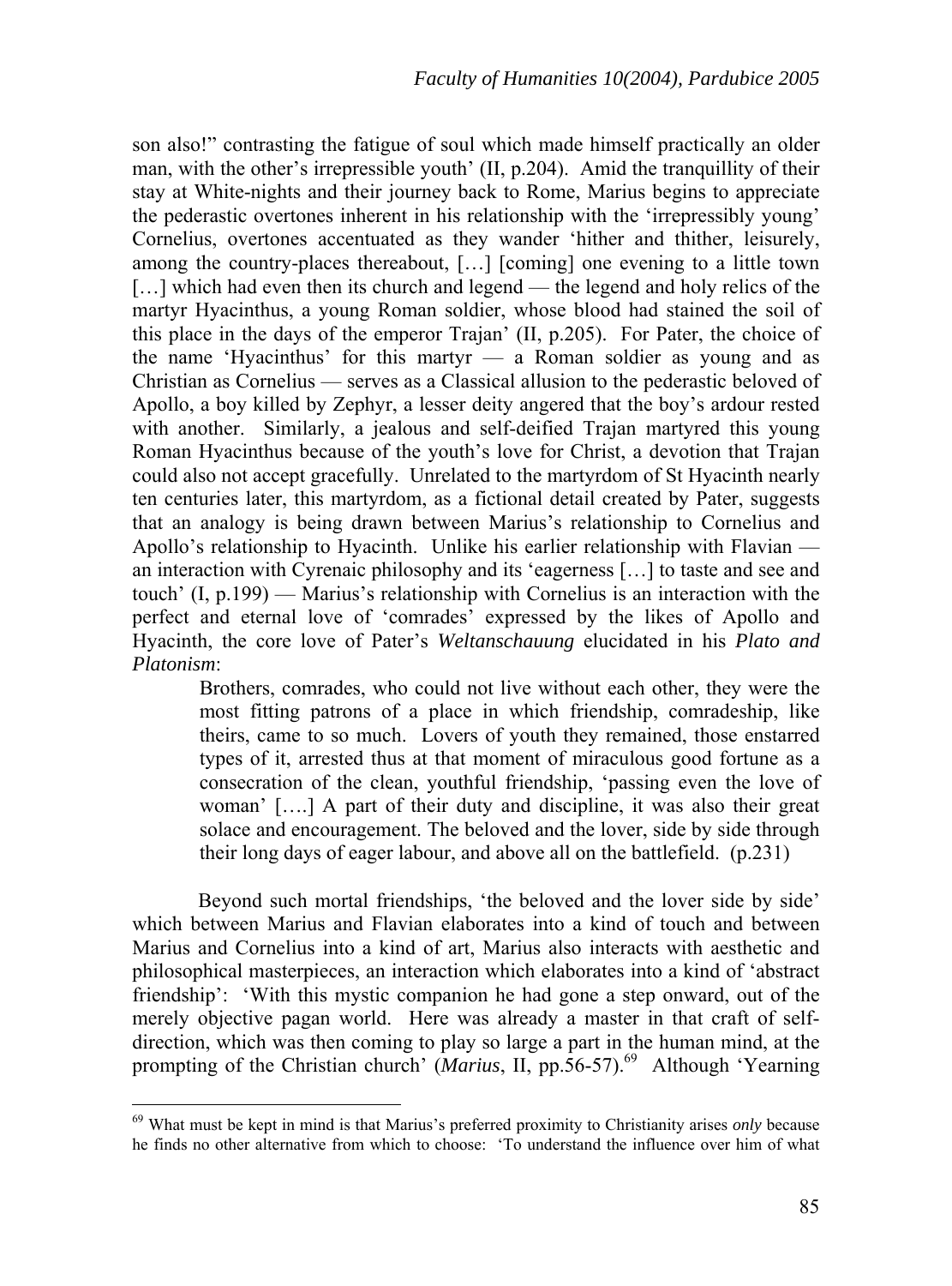son also!" contrasting the fatigue of soul which made himself practically an older man, with the other's irrepressible youth' (II, p.204). Amid the tranquillity of their stay at White-nights and their journey back to Rome, Marius begins to appreciate the pederastic overtones inherent in his relationship with the 'irrepressibly young' Cornelius, overtones accentuated as they wander 'hither and thither, leisurely, among the country-places thereabout, […] [coming] one evening to a little town […] which had even then its church and legend — the legend and holy relics of the martyr Hyacinthus, a young Roman soldier, whose blood had stained the soil of this place in the days of the emperor Trajan' (II, p.205). For Pater, the choice of the name 'Hyacinthus' for this martyr — a Roman soldier as young and as Christian as Cornelius — serves as a Classical allusion to the pederastic beloved of Apollo, a boy killed by Zephyr, a lesser deity angered that the boy's ardour rested with another. Similarly, a jealous and self-deified Trajan martyred this young Roman Hyacinthus because of the youth's love for Christ, a devotion that Trajan could also not accept gracefully. Unrelated to the martyrdom of St Hyacinth nearly ten centuries later, this martyrdom, as a fictional detail created by Pater, suggests that an analogy is being drawn between Marius's relationship to Cornelius and Apollo's relationship to Hyacinth. Unlike his earlier relationship with Flavian — an interaction with Cyrenaic philosophy and its 'eagerness […] to taste and see and touch' (I, p.199) — Marius's relationship with Cornelius is an interaction with the perfect and eternal love of 'comrades' expressed by the likes of Apollo and Hyacinth, the core love of Pater's *Weltanschauung* elucidated in his *Plato and Platonism*:

> Brothers, comrades, who could not live without each other, they were the most fitting patrons of a place in which friendship, comradeship, like theirs, came to so much. Lovers of youth they remained, those enstarred types of it, arrested thus at that moment of miraculous good fortune as a consecration of the clean, youthful friendship, 'passing even the love of woman' [….] A part of their duty and discipline, it was also their great solace and encouragement. The beloved and the lover, side by side through their long days of eager labour, and above all on the battlefield. (p.231)

Beyond such mortal friendships, 'the beloved and the lover side by side' which between Marius and Flavian elaborates into a kind of touch and between Marius and Cornelius into a kind of art, Marius also interacts with aesthetic and philosophical masterpieces, an interaction which elaborates into a kind of 'abstract friendship': 'With this mystic companion he had gone a step onward, out of the merely objective pagan world. Here was already a master in that craft of self-direction, which was then coming to play so large a part in the human mind, at the prompting of the Christian church' (*Marius*, II, pp.56-57).[69] Although 'Yearning

[69] What must be kept in mind is that Marius's preferred proximity to Christianity arises *only* because he finds no other alternative from which to choose: 'To understand the influence over him of what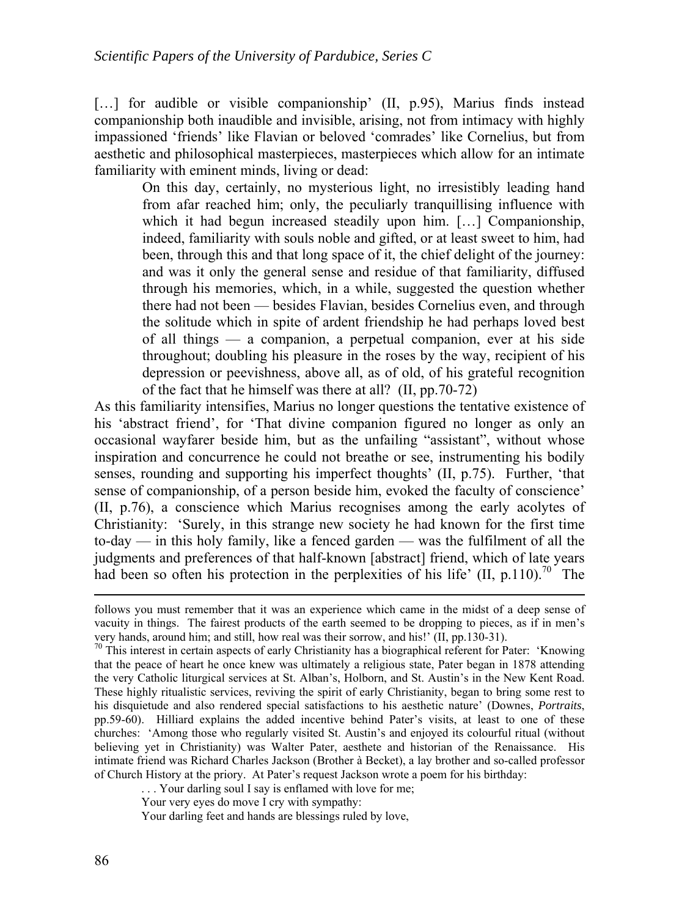[…] for audible or visible companionship' (II, p.95), Marius finds instead companionship both inaudible and invisible, arising, not from intimacy with highly impassioned 'friends' like Flavian or beloved 'comrades' like Cornelius, but from aesthetic and philosophical masterpieces, masterpieces which allow for an intimate familiarity with eminent minds, living or dead:

> On this day, certainly, no mysterious light, no irresistibly leading hand from afar reached him; only, the peculiarly tranquillising influence with which it had begun increased steadily upon him. […] Companionship, indeed, familiarity with souls noble and gifted, or at least sweet to him, had been, through this and that long space of it, the chief delight of the journey: and was it only the general sense and residue of that familiarity, diffused through his memories, which, in a while, suggested the question whether there had not been — besides Flavian, besides Cornelius even, and through the solitude which in spite of ardent friendship he had perhaps loved best of all things — a companion, a perpetual companion, ever at his side throughout; doubling his pleasure in the roses by the way, recipient of his depression or peevishness, above all, as of old, of his grateful recognition of the fact that he himself was there at all? (II, pp.70-72)

As this familiarity intensifies, Marius no longer questions the tentative existence of his 'abstract friend', for 'That divine companion figured no longer as only an occasional wayfarer beside him, but as the unfailing "assistant", without whose inspiration and concurrence he could not breathe or see, instrumenting his bodily senses, rounding and supporting his imperfect thoughts' (II, p.75). Further, 'that sense of companionship, of a person beside him, evoked the faculty of conscience' (II, p.76), a conscience which Marius recognises among the early acolytes of Christianity: 'Surely, in this strange new society he had known for the first time to-day — in this holy family, like a fenced garden — was the fulfilment of all the judgments and preferences of that half-known [abstract] friend, which of late years had been so often his protection in the perplexities of his life' (II, p.110).[70] The

---

follows you must remember that it was an experience which came in the midst of a deep sense of vacuity in things. The fairest products of the earth seemed to be dropping to pieces, as if in men's very hands, around him; and still, how real was their sorrow, and his!' (II, pp.130-31).

[70] This interest in certain aspects of early Christianity has a biographical referent for Pater: 'Knowing that the peace of heart he once knew was ultimately a religious state, Pater began in 1878 attending the very Catholic liturgical services at St. Alban's, Holborn, and St. Austin's in the New Kent Road. These highly ritualistic services, reviving the spirit of early Christianity, began to bring some rest to his disquietude and also rendered special satisfactions to his aesthetic nature' (Downes, *Portraits*, pp.59-60). Hilliard explains the added incentive behind Pater's visits, at least to one of these churches: 'Among those who regularly visited St. Austin's and enjoyed its colourful ritual (without believing yet in Christianity) was Walter Pater, aesthete and historian of the Renaissance. His intimate friend was Richard Charles Jackson (Brother à Becket), a lay brother and so-called professor of Church History at the priory. At Pater's request Jackson wrote a poem for his birthday:

> . . . Your darling soul I say is enflamed with love for me;
> Your very eyes do move I cry with sympathy:
> Your darling feet and hands are blessings ruled by love,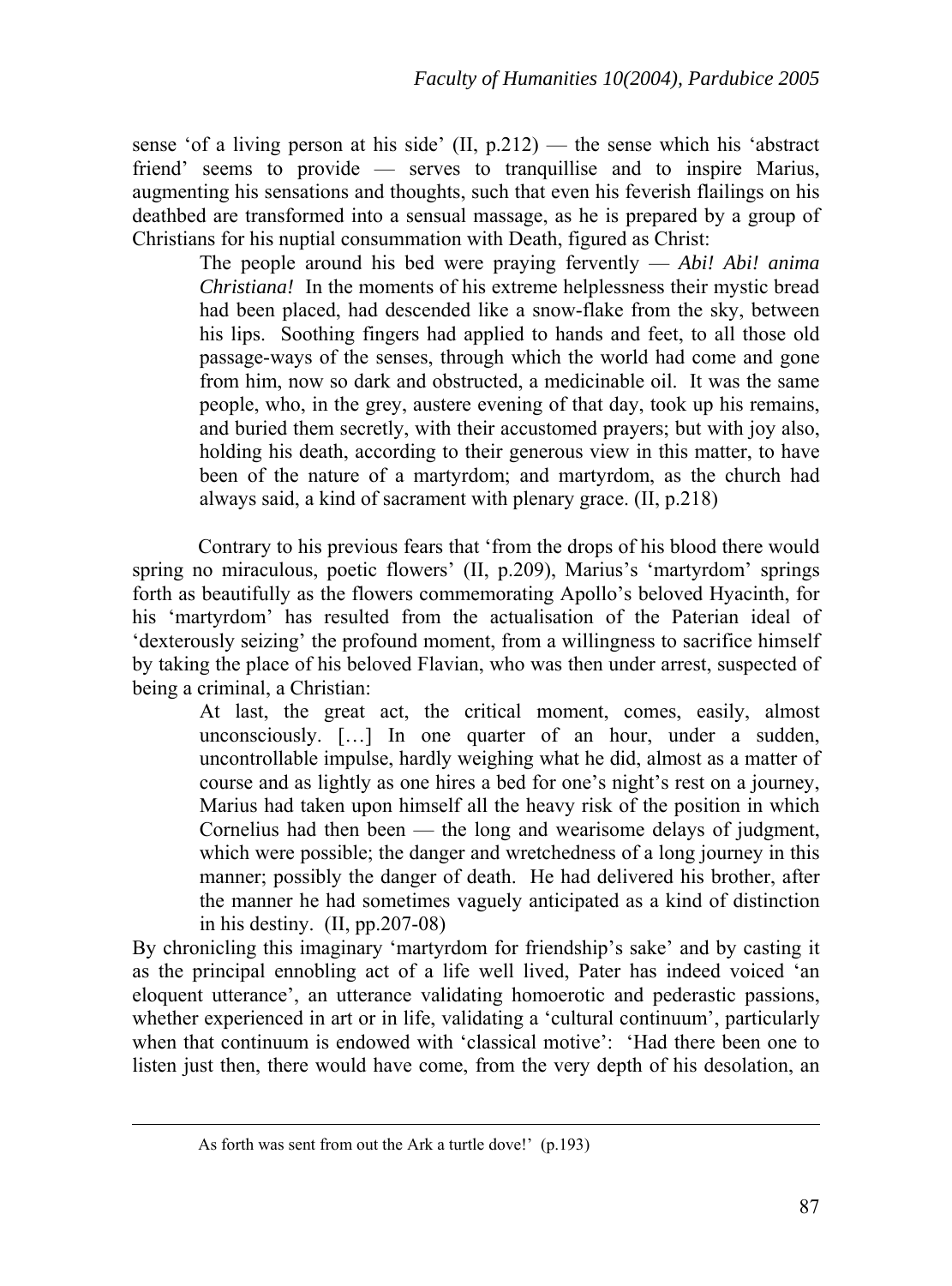sense 'of a living person at his side' (II, p.212) — the sense which his 'abstract friend' seems to provide — serves to tranquillise and to inspire Marius, augmenting his sensations and thoughts, such that even his feverish flailings on his deathbed are transformed into a sensual massage, as he is prepared by a group of Christians for his nuptial consummation with Death, figured as Christ:

> The people around his bed were praying fervently — *Abi! Abi! anima Christiana!* In the moments of his extreme helplessness their mystic bread had been placed, had descended like a snow-flake from the sky, between his lips. Soothing fingers had applied to hands and feet, to all those old passage-ways of the senses, through which the world had come and gone from him, now so dark and obstructed, a medicinable oil. It was the same people, who, in the grey, austere evening of that day, took up his remains, and buried them secretly, with their accustomed prayers; but with joy also, holding his death, according to their generous view in this matter, to have been of the nature of a martyrdom; and martyrdom, as the church had always said, a kind of sacrament with plenary grace. (II, p.218)

Contrary to his previous fears that 'from the drops of his blood there would spring no miraculous, poetic flowers' (II, p.209), Marius's 'martyrdom' springs forth as beautifully as the flowers commemorating Apollo's beloved Hyacinth, for his 'martyrdom' has resulted from the actualisation of the Paterian ideal of 'dexterously seizing' the profound moment, from a willingness to sacrifice himself by taking the place of his beloved Flavian, who was then under arrest, suspected of being a criminal, a Christian:

> At last, the great act, the critical moment, comes, easily, almost unconsciously. […] In one quarter of an hour, under a sudden, uncontrollable impulse, hardly weighing what he did, almost as a matter of course and as lightly as one hires a bed for one's night's rest on a journey, Marius had taken upon himself all the heavy risk of the position in which Cornelius had then been — the long and wearisome delays of judgment, which were possible; the danger and wretchedness of a long journey in this manner; possibly the danger of death. He had delivered his brother, after the manner he had sometimes vaguely anticipated as a kind of distinction in his destiny. (II, pp.207-08)

By chronicling this imaginary 'martyrdom for friendship's sake' and by casting it as the principal ennobling act of a life well lived, Pater has indeed voiced 'an eloquent utterance', an utterance validating homoerotic and pederastic passions, whether experienced in art or in life, validating a 'cultural continuum', particularly when that continuum is endowed with 'classical motive': 'Had there been one to listen just then, there would have come, from the very depth of his desolation, an

---

As forth was sent from out the Ark a turtle dove!' (p.193)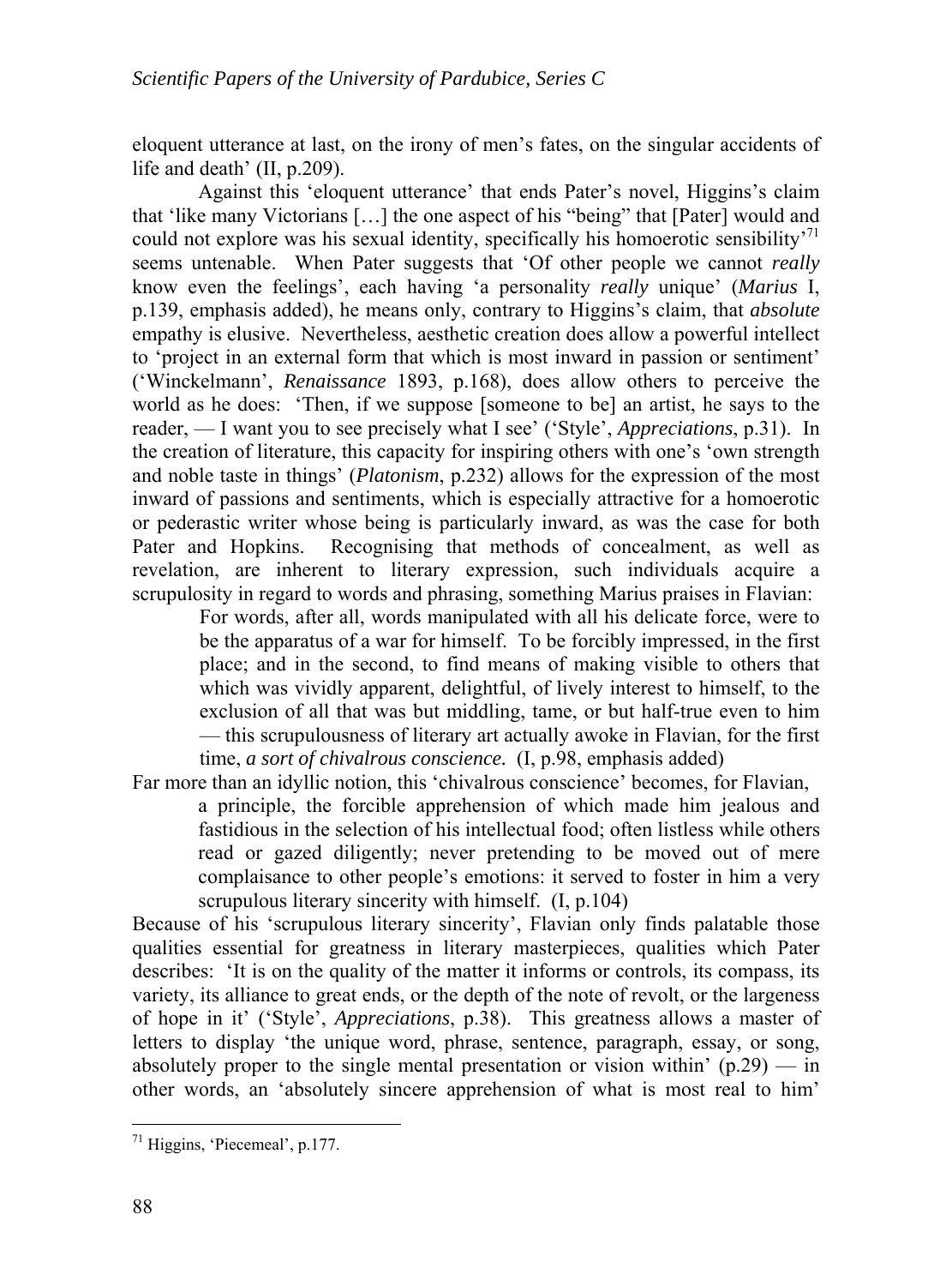eloquent utterance at last, on the irony of men's fates, on the singular accidents of life and death' (II, p.209).

Against this 'eloquent utterance' that ends Pater's novel, Higgins's claim that 'like many Victorians […] the one aspect of his "being" that [Pater] would and could not explore was his sexual identity, specifically his homoerotic sensibility'[71] seems untenable. When Pater suggests that 'Of other people we cannot *really* know even the feelings', each having 'a personality *really* unique' (*Marius* I, p.139, emphasis added), he means only, contrary to Higgins's claim, that *absolute* empathy is elusive. Nevertheless, aesthetic creation does allow a powerful intellect to 'project in an external form that which is most inward in passion or sentiment' ('Winckelmann', *Renaissance* 1893, p.168), does allow others to perceive the world as he does: 'Then, if we suppose [someone to be] an artist, he says to the reader, — I want you to see precisely what I see' ('Style', *Appreciations*, p.31). In the creation of literature, this capacity for inspiring others with one's 'own strength and noble taste in things' (*Platonism*, p.232) allows for the expression of the most inward of passions and sentiments, which is especially attractive for a homoerotic or pederastic writer whose being is particularly inward, as was the case for both Pater and Hopkins. Recognising that methods of concealment, as well as revelation, are inherent to literary expression, such individuals acquire a scrupulosity in regard to words and phrasing, something Marius praises in Flavian:

> For words, after all, words manipulated with all his delicate force, were to be the apparatus of a war for himself. To be forcibly impressed, in the first place; and in the second, to find means of making visible to others that which was vividly apparent, delightful, of lively interest to himself, to the exclusion of all that was but middling, tame, or but half-true even to him — this scrupulousness of literary art actually awoke in Flavian, for the first time, *a sort of chivalrous conscience.* (I, p.98, emphasis added)

Far more than an idyllic notion, this 'chivalrous conscience' becomes, for Flavian,

> a principle, the forcible apprehension of which made him jealous and fastidious in the selection of his intellectual food; often listless while others read or gazed diligently; never pretending to be moved out of mere complaisance to other people's emotions: it served to foster in him a very scrupulous literary sincerity with himself. (I, p.104)

Because of his 'scrupulous literary sincerity', Flavian only finds palatable those qualities essential for greatness in literary masterpieces, qualities which Pater describes: 'It is on the quality of the matter it informs or controls, its compass, its variety, its alliance to great ends, or the depth of the note of revolt, or the largeness of hope in it' ('Style', *Appreciations*, p.38). This greatness allows a master of letters to display 'the unique word, phrase, sentence, paragraph, essay, or song, absolutely proper to the single mental presentation or vision within' (p.29) — in other words, an 'absolutely sincere apprehension of what is most real to him'

---

[71] Higgins, 'Piecemeal', p.177.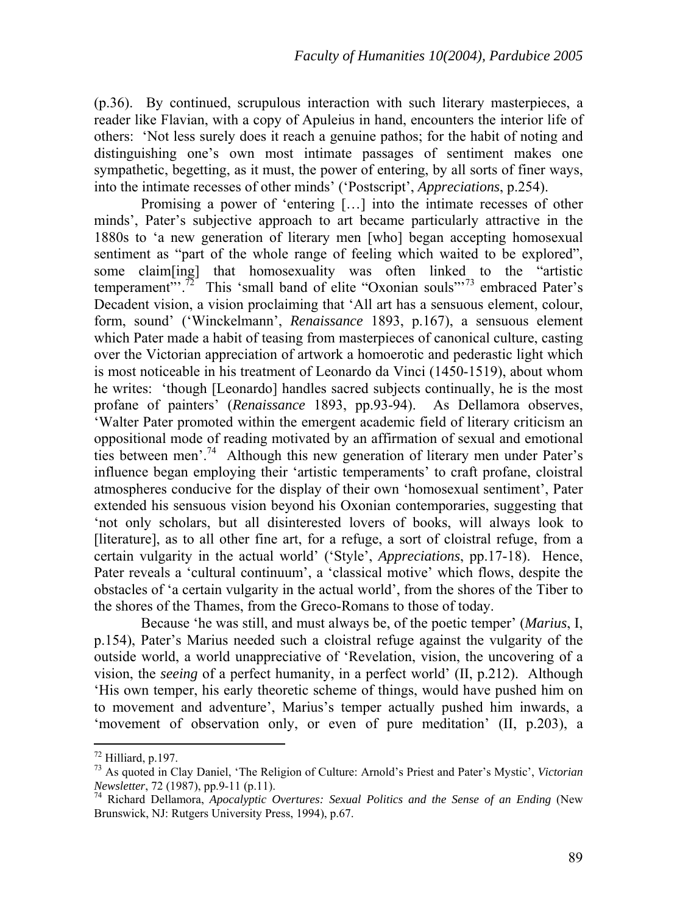(p.36). By continued, scrupulous interaction with such literary masterpieces, a reader like Flavian, with a copy of Apuleius in hand, encounters the interior life of others: 'Not less surely does it reach a genuine pathos; for the habit of noting and distinguishing one's own most intimate passages of sentiment makes one sympathetic, begetting, as it must, the power of entering, by all sorts of finer ways, into the intimate recesses of other minds' ('Postscript', *Appreciations*, p.254).

Promising a power of 'entering […] into the intimate recesses of other minds', Pater's subjective approach to art became particularly attractive in the 1880s to 'a new generation of literary men [who] began accepting homosexual sentiment as "part of the whole range of feeling which waited to be explored", some claim[ing] that homosexuality was often linked to the "artistic temperament"'.[72] This 'small band of elite "Oxonian souls"'[73] embraced Pater's Decadent vision, a vision proclaiming that 'All art has a sensuous element, colour, form, sound' ('Winckelmann', *Renaissance* 1893, p.167), a sensuous element which Pater made a habit of teasing from masterpieces of canonical culture, casting over the Victorian appreciation of artwork a homoerotic and pederastic light which is most noticeable in his treatment of Leonardo da Vinci (1450-1519), about whom he writes: 'though [Leonardo] handles sacred subjects continually, he is the most profane of painters' (*Renaissance* 1893, pp.93-94). As Dellamora observes, 'Walter Pater promoted within the emergent academic field of literary criticism an oppositional mode of reading motivated by an affirmation of sexual and emotional ties between men'.[74] Although this new generation of literary men under Pater's influence began employing their 'artistic temperaments' to craft profane, cloistral atmospheres conducive for the display of their own 'homosexual sentiment', Pater extended his sensuous vision beyond his Oxonian contemporaries, suggesting that 'not only scholars, but all disinterested lovers of books, will always look to [literature], as to all other fine art, for a refuge, a sort of cloistral refuge, from a certain vulgarity in the actual world' ('Style', *Appreciations*, pp.17-18). Hence, Pater reveals a 'cultural continuum', a 'classical motive' which flows, despite the obstacles of 'a certain vulgarity in the actual world', from the shores of the Tiber to the shores of the Thames, from the Greco-Romans to those of today.

Because 'he was still, and must always be, of the poetic temper' (*Marius*, I, p.154), Pater's Marius needed such a cloistral refuge against the vulgarity of the outside world, a world unappreciative of 'Revelation, vision, the uncovering of a vision, the *seeing* of a perfect humanity, in a perfect world' (II, p.212). Although 'His own temper, his early theoretic scheme of things, would have pushed him on to movement and adventure', Marius's temper actually pushed him inwards, a 'movement of observation only, or even of pure meditation' (II, p.203), a

---

[72] Hilliard, p.197.

[73] As quoted in Clay Daniel, 'The Religion of Culture: Arnold's Priest and Pater's Mystic', *Victorian Newsletter*, 72 (1987), pp.9-11 (p.11).

[74] Richard Dellamora, *Apocalyptic Overtures: Sexual Politics and the Sense of an Ending* (New Brunswick, NJ: Rutgers University Press, 1994), p.67.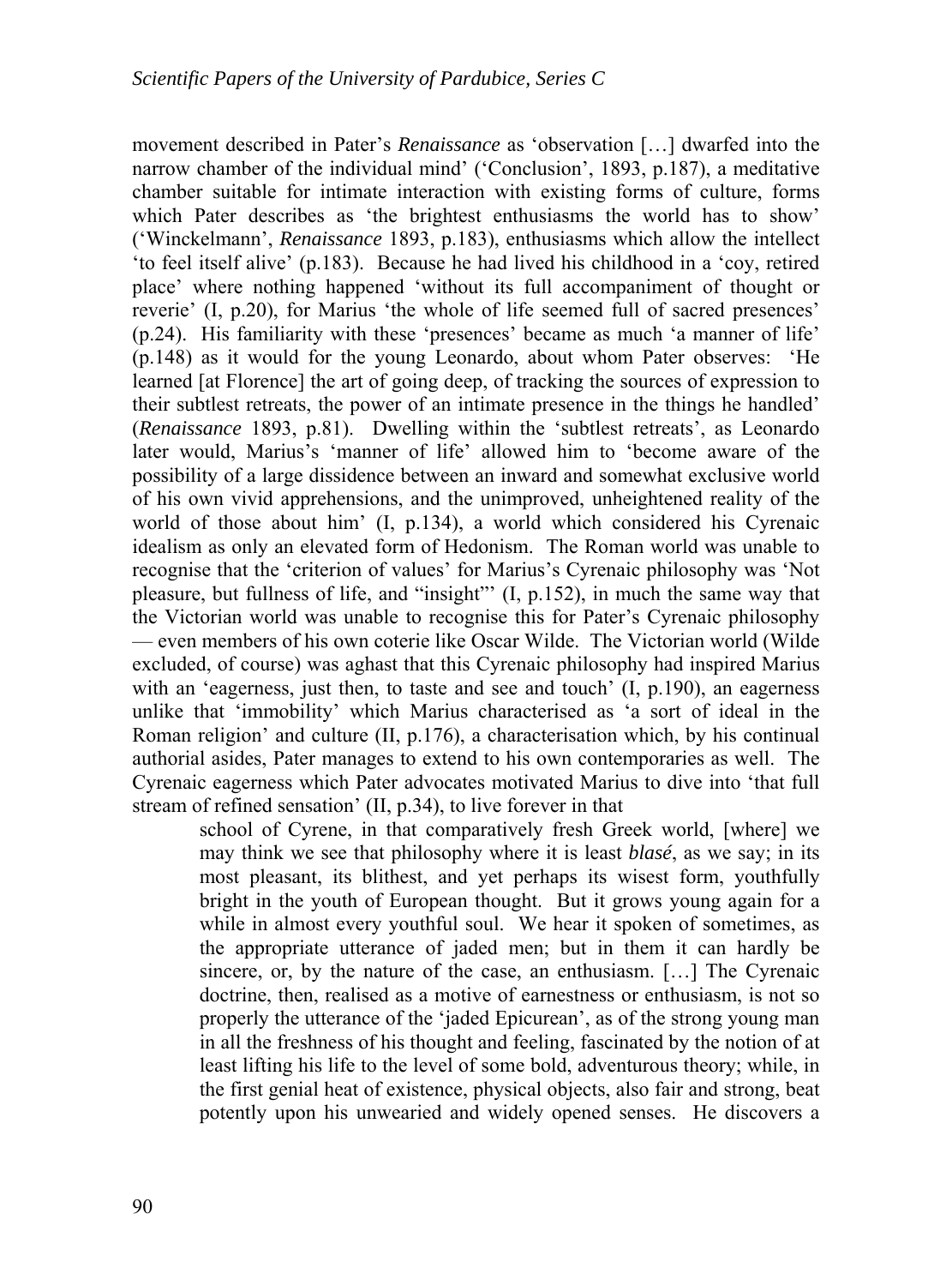movement described in Pater's *Renaissance* as 'observation […] dwarfed into the narrow chamber of the individual mind' ('Conclusion', 1893, p.187), a meditative chamber suitable for intimate interaction with existing forms of culture, forms which Pater describes as 'the brightest enthusiasms the world has to show' ('Winckelmann', *Renaissance* 1893, p.183), enthusiasms which allow the intellect 'to feel itself alive' (p.183). Because he had lived his childhood in a 'coy, retired place' where nothing happened 'without its full accompaniment of thought or reverie' (I, p.20), for Marius 'the whole of life seemed full of sacred presences' (p.24). His familiarity with these 'presences' became as much 'a manner of life' (p.148) as it would for the young Leonardo, about whom Pater observes: 'He learned [at Florence] the art of going deep, of tracking the sources of expression to their subtlest retreats, the power of an intimate presence in the things he handled' (*Renaissance* 1893, p.81). Dwelling within the 'subtlest retreats', as Leonardo later would, Marius's 'manner of life' allowed him to 'become aware of the possibility of a large dissidence between an inward and somewhat exclusive world of his own vivid apprehensions, and the unimproved, unheightened reality of the world of those about him' (I, p.134), a world which considered his Cyrenaic idealism as only an elevated form of Hedonism. The Roman world was unable to recognise that the 'criterion of values' for Marius's Cyrenaic philosophy was 'Not pleasure, but fullness of life, and "insight"' (I, p.152), in much the same way that the Victorian world was unable to recognise this for Pater's Cyrenaic philosophy — even members of his own coterie like Oscar Wilde. The Victorian world (Wilde excluded, of course) was aghast that this Cyrenaic philosophy had inspired Marius with an 'eagerness, just then, to taste and see and touch' (I, p.190), an eagerness unlike that 'immobility' which Marius characterised as 'a sort of ideal in the Roman religion' and culture (II, p.176), a characterisation which, by his continual authorial asides, Pater manages to extend to his own contemporaries as well. The Cyrenaic eagerness which Pater advocates motivated Marius to dive into 'that full stream of refined sensation' (II, p.34), to live forever in that

> school of Cyrene, in that comparatively fresh Greek world, [where] we may think we see that philosophy where it is least *blasé*, as we say; in its most pleasant, its blithest, and yet perhaps its wisest form, youthfully bright in the youth of European thought. But it grows young again for a while in almost every youthful soul. We hear it spoken of sometimes, as the appropriate utterance of jaded men; but in them it can hardly be sincere, or, by the nature of the case, an enthusiasm. […] The Cyrenaic doctrine, then, realised as a motive of earnestness or enthusiasm, is not so properly the utterance of the 'jaded Epicurean', as of the strong young man in all the freshness of his thought and feeling, fascinated by the notion of at least lifting his life to the level of some bold, adventurous theory; while, in the first genial heat of existence, physical objects, also fair and strong, beat potently upon his unwearied and widely opened senses. He discovers a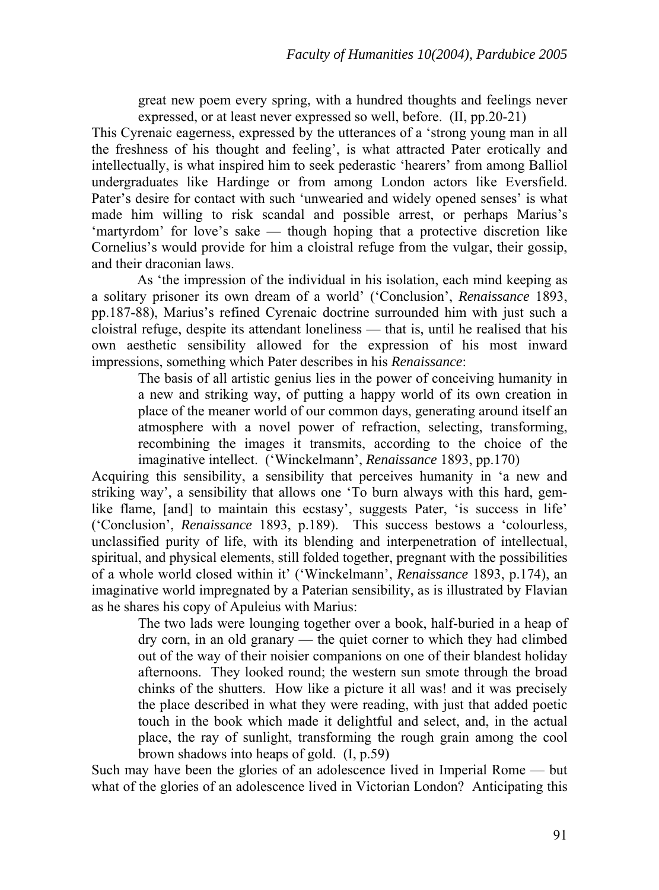> great new poem every spring, with a hundred thoughts and feelings never expressed, or at least never expressed so well, before. (II, pp.20-21)

This Cyrenaic eagerness, expressed by the utterances of a 'strong young man in all the freshness of his thought and feeling', is what attracted Pater erotically and intellectually, is what inspired him to seek pederastic 'hearers' from among Balliol undergraduates like Hardinge or from among London actors like Eversfield. Pater's desire for contact with such 'unwearied and widely opened senses' is what made him willing to risk scandal and possible arrest, or perhaps Marius's 'martyrdom' for love's sake — though hoping that a protective discretion like Cornelius's would provide for him a cloistral refuge from the vulgar, their gossip, and their draconian laws.

As 'the impression of the individual in his isolation, each mind keeping as a solitary prisoner its own dream of a world' ('Conclusion', *Renaissance* 1893, pp.187-88), Marius's refined Cyrenaic doctrine surrounded him with just such a cloistral refuge, despite its attendant loneliness — that is, until he realised that his own aesthetic sensibility allowed for the expression of his most inward impressions, something which Pater describes in his *Renaissance*:

> The basis of all artistic genius lies in the power of conceiving humanity in a new and striking way, of putting a happy world of its own creation in place of the meaner world of our common days, generating around itself an atmosphere with a novel power of refraction, selecting, transforming, recombining the images it transmits, according to the choice of the imaginative intellect. ('Winckelmann', *Renaissance* 1893, pp.170)

Acquiring this sensibility, a sensibility that perceives humanity in 'a new and striking way', a sensibility that allows one 'To burn always with this hard, gem-like flame, [and] to maintain this ecstasy', suggests Pater, 'is success in life' ('Conclusion', *Renaissance* 1893, p.189). This success bestows a 'colourless, unclassified purity of life, with its blending and interpenetration of intellectual, spiritual, and physical elements, still folded together, pregnant with the possibilities of a whole world closed within it' ('Winckelmann', *Renaissance* 1893, p.174), an imaginative world impregnated by a Paterian sensibility, as is illustrated by Flavian as he shares his copy of Apuleius with Marius:

> The two lads were lounging together over a book, half-buried in a heap of dry corn, in an old granary — the quiet corner to which they had climbed out of the way of their noisier companions on one of their blandest holiday afternoons. They looked round; the western sun smote through the broad chinks of the shutters. How like a picture it all was! and it was precisely the place described in what they were reading, with just that added poetic touch in the book which made it delightful and select, and, in the actual place, the ray of sunlight, transforming the rough grain among the cool brown shadows into heaps of gold. (I, p.59)

Such may have been the glories of an adolescence lived in Imperial Rome — but what of the glories of an adolescence lived in Victorian London? Anticipating this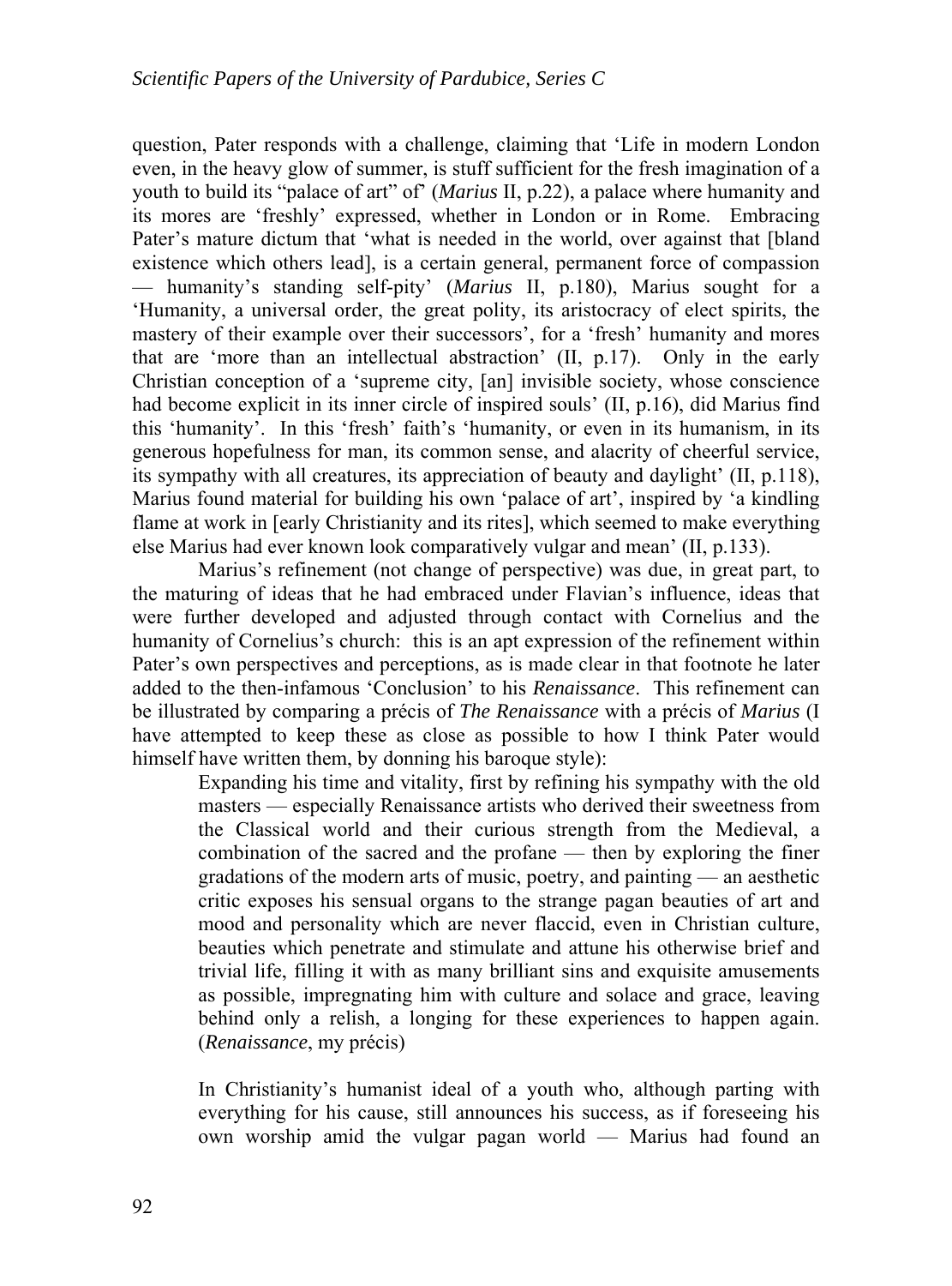question, Pater responds with a challenge, claiming that 'Life in modern London even, in the heavy glow of summer, is stuff sufficient for the fresh imagination of a youth to build its "palace of art" of' (*Marius* II, p.22), a palace where humanity and its mores are 'freshly' expressed, whether in London or in Rome. Embracing Pater's mature dictum that 'what is needed in the world, over against that [bland existence which others lead], is a certain general, permanent force of compassion — humanity's standing self-pity' (*Marius* II, p.180), Marius sought for a 'Humanity, a universal order, the great polity, its aristocracy of elect spirits, the mastery of their example over their successors', for a 'fresh' humanity and mores that are 'more than an intellectual abstraction' (II, p.17). Only in the early Christian conception of a 'supreme city, [an] invisible society, whose conscience had become explicit in its inner circle of inspired souls' (II, p.16), did Marius find this 'humanity'. In this 'fresh' faith's 'humanity, or even in its humanism, in its generous hopefulness for man, its common sense, and alacrity of cheerful service, its sympathy with all creatures, its appreciation of beauty and daylight' (II, p.118), Marius found material for building his own 'palace of art', inspired by 'a kindling flame at work in [early Christianity and its rites], which seemed to make everything else Marius had ever known look comparatively vulgar and mean' (II, p.133).

Marius's refinement (not change of perspective) was due, in great part, to the maturing of ideas that he had embraced under Flavian's influence, ideas that were further developed and adjusted through contact with Cornelius and the humanity of Cornelius's church: this is an apt expression of the refinement within Pater's own perspectives and perceptions, as is made clear in that footnote he later added to the then-infamous 'Conclusion' to his *Renaissance*. This refinement can be illustrated by comparing a précis of *The Renaissance* with a précis of *Marius* (I have attempted to keep these as close as possible to how I think Pater would himself have written them, by donning his baroque style):

> Expanding his time and vitality, first by refining his sympathy with the old masters — especially Renaissance artists who derived their sweetness from the Classical world and their curious strength from the Medieval, a combination of the sacred and the profane — then by exploring the finer gradations of the modern arts of music, poetry, and painting — an aesthetic critic exposes his sensual organs to the strange pagan beauties of art and mood and personality which are never flaccid, even in Christian culture, beauties which penetrate and stimulate and attune his otherwise brief and trivial life, filling it with as many brilliant sins and exquisite amusements as possible, impregnating him with culture and solace and grace, leaving behind only a relish, a longing for these experiences to happen again. (*Renaissance*, my précis)
>
> In Christianity's humanist ideal of a youth who, although parting with everything for his cause, still announces his success, as if foreseeing his own worship amid the vulgar pagan world — Marius had found an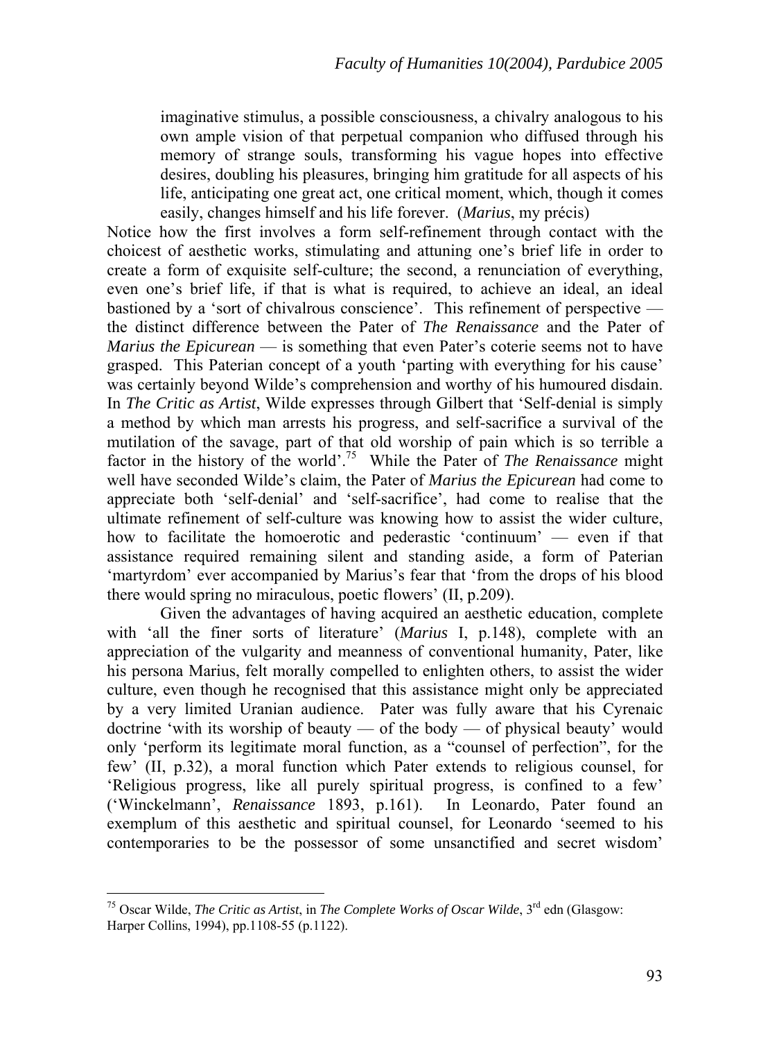> imaginative stimulus, a possible consciousness, a chivalry analogous to his own ample vision of that perpetual companion who diffused through his memory of strange souls, transforming his vague hopes into effective desires, doubling his pleasures, bringing him gratitude for all aspects of his life, anticipating one great act, one critical moment, which, though it comes easily, changes himself and his life forever. (*Marius*, my précis)

Notice how the first involves a form self-refinement through contact with the choicest of aesthetic works, stimulating and attuning one's brief life in order to create a form of exquisite self-culture; the second, a renunciation of everything, even one's brief life, if that is what is required, to achieve an ideal, an ideal bastioned by a 'sort of chivalrous conscience'. This refinement of perspective — the distinct difference between the Pater of *The Renaissance* and the Pater of *Marius the Epicurean* — is something that even Pater's coterie seems not to have grasped. This Paterian concept of a youth 'parting with everything for his cause' was certainly beyond Wilde's comprehension and worthy of his humoured disdain. In *The Critic as Artist*, Wilde expresses through Gilbert that 'Self-denial is simply a method by which man arrests his progress, and self-sacrifice a survival of the mutilation of the savage, part of that old worship of pain which is so terrible a factor in the history of the world'.[75] While the Pater of *The Renaissance* might well have seconded Wilde's claim, the Pater of *Marius the Epicurean* had come to appreciate both 'self-denial' and 'self-sacrifice', had come to realise that the ultimate refinement of self-culture was knowing how to assist the wider culture, how to facilitate the homoerotic and pederastic 'continuum' — even if that assistance required remaining silent and standing aside, a form of Paterian 'martyrdom' ever accompanied by Marius's fear that 'from the drops of his blood there would spring no miraculous, poetic flowers' (II, p.209).

Given the advantages of having acquired an aesthetic education, complete with 'all the finer sorts of literature' (*Marius* I, p.148), complete with an appreciation of the vulgarity and meanness of conventional humanity, Pater, like his persona Marius, felt morally compelled to enlighten others, to assist the wider culture, even though he recognised that this assistance might only be appreciated by a very limited Uranian audience. Pater was fully aware that his Cyrenaic doctrine 'with its worship of beauty — of the body — of physical beauty' would only 'perform its legitimate moral function, as a "counsel of perfection", for the few' (II, p.32), a moral function which Pater extends to religious counsel, for 'Religious progress, like all purely spiritual progress, is confined to a few' ('Winckelmann', *Renaissance* 1893, p.161). In Leonardo, Pater found an exemplum of this aesthetic and spiritual counsel, for Leonardo 'seemed to his contemporaries to be the possessor of some unsanctified and secret wisdom'

---

[75] Oscar Wilde, *The Critic as Artist*, in *The Complete Works of Oscar Wilde*, 3rd edn (Glasgow: Harper Collins, 1994), pp.1108-55 (p.1122).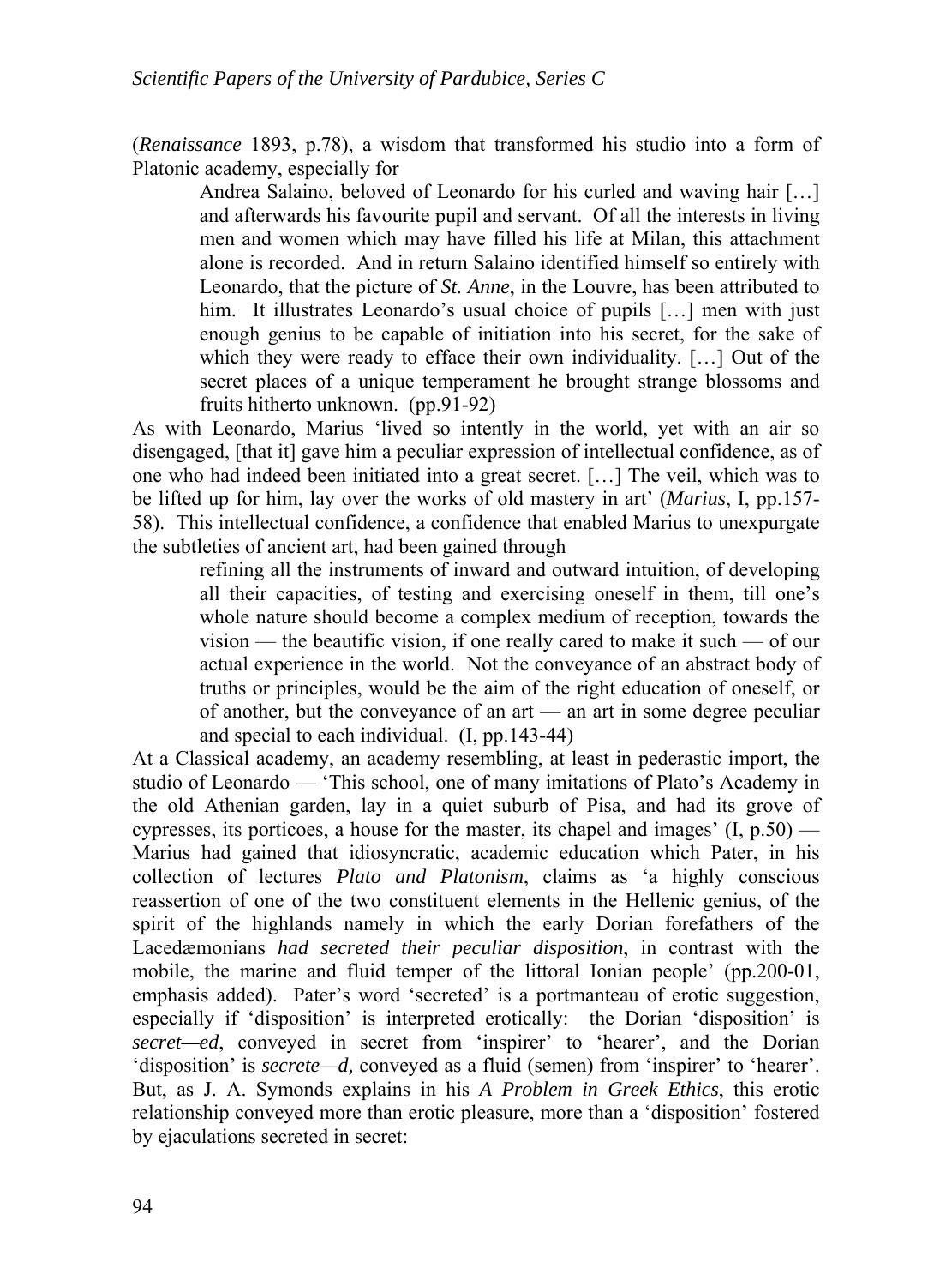(*Renaissance* 1893, p.78), a wisdom that transformed his studio into a form of Platonic academy, especially for

> Andrea Salaino, beloved of Leonardo for his curled and waving hair […] and afterwards his favourite pupil and servant. Of all the interests in living men and women which may have filled his life at Milan, this attachment alone is recorded. And in return Salaino identified himself so entirely with Leonardo, that the picture of *St. Anne*, in the Louvre, has been attributed to him. It illustrates Leonardo's usual choice of pupils […] men with just enough genius to be capable of initiation into his secret, for the sake of which they were ready to efface their own individuality. […] Out of the secret places of a unique temperament he brought strange blossoms and fruits hitherto unknown. (pp.91-92)

As with Leonardo, Marius 'lived so intently in the world, yet with an air so disengaged, [that it] gave him a peculiar expression of intellectual confidence, as of one who had indeed been initiated into a great secret. […] The veil, which was to be lifted up for him, lay over the works of old mastery in art' (*Marius*, I, pp.157-58). This intellectual confidence, a confidence that enabled Marius to unexpurgate the subtleties of ancient art, had been gained through

> refining all the instruments of inward and outward intuition, of developing all their capacities, of testing and exercising oneself in them, till one's whole nature should become a complex medium of reception, towards the vision — the beautific vision, if one really cared to make it such — of our actual experience in the world. Not the conveyance of an abstract body of truths or principles, would be the aim of the right education of oneself, or of another, but the conveyance of an art — an art in some degree peculiar and special to each individual. (I, pp.143-44)

At a Classical academy, an academy resembling, at least in pederastic import, the studio of Leonardo — 'This school, one of many imitations of Plato's Academy in the old Athenian garden, lay in a quiet suburb of Pisa, and had its grove of cypresses, its porticoes, a house for the master, its chapel and images' (I, p.50) — Marius had gained that idiosyncratic, academic education which Pater, in his collection of lectures *Plato and Platonism*, claims as 'a highly conscious reassertion of one of the two constituent elements in the Hellenic genius, of the spirit of the highlands namely in which the early Dorian forefathers of the Lacedæmonians *had secreted their peculiar disposition*, in contrast with the mobile, the marine and fluid temper of the littoral Ionian people' (pp.200-01, emphasis added). Pater's word 'secreted' is a portmanteau of erotic suggestion, especially if 'disposition' is interpreted erotically: the Dorian 'disposition' is *secret—ed*, conveyed in secret from 'inspirer' to 'hearer', and the Dorian 'disposition' is *secrete—d,* conveyed as a fluid (semen) from 'inspirer' to 'hearer'. But, as J. A. Symonds explains in his *A Problem in Greek Ethics*, this erotic relationship conveyed more than erotic pleasure, more than a 'disposition' fostered by ejaculations secreted in secret: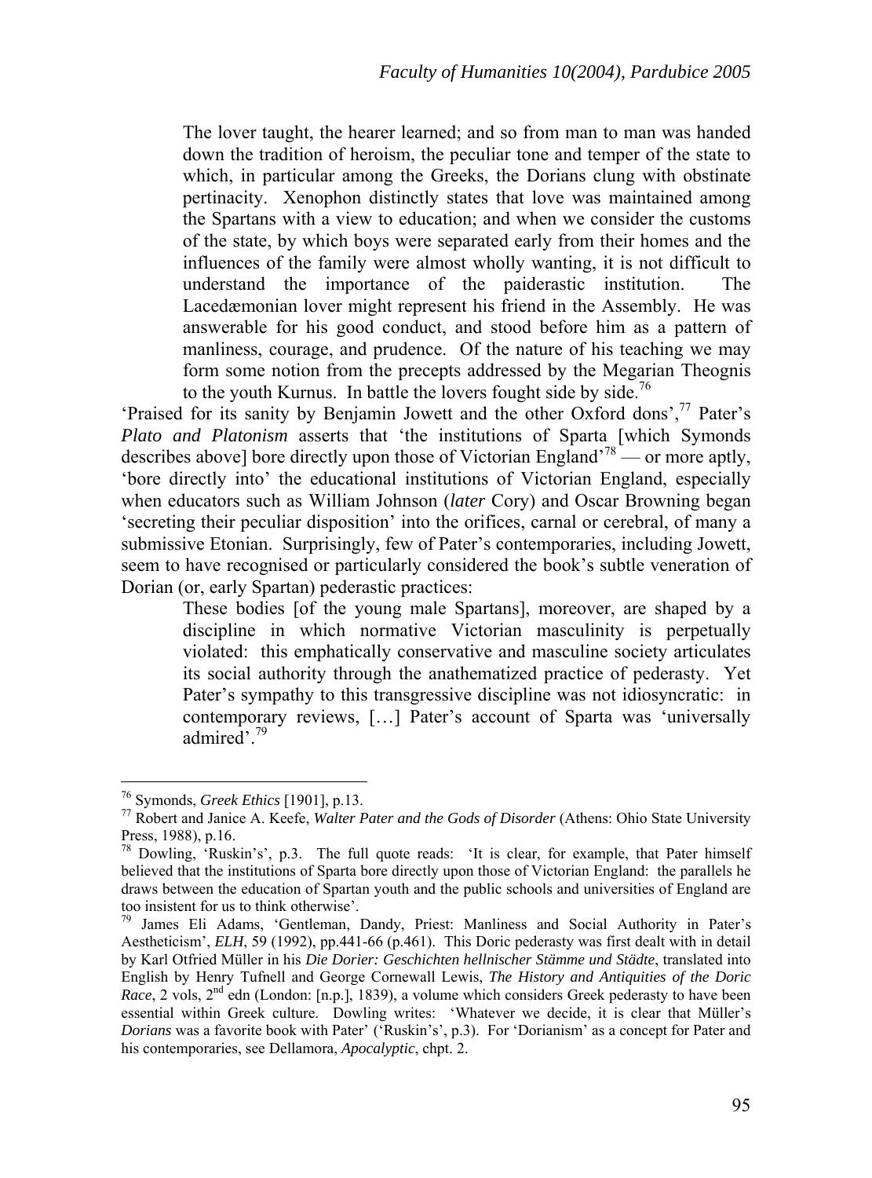> The lover taught, the hearer learned; and so from man to man was handed down the tradition of heroism, the peculiar tone and temper of the state to which, in particular among the Greeks, the Dorians clung with obstinate pertinacity. Xenophon distinctly states that love was maintained among the Spartans with a view to education; and when we consider the customs of the state, by which boys were separated early from their homes and the influences of the family were almost wholly wanting, it is not difficult to understand the importance of the paiderastic institution. The Lacedæmonian lover might represent his friend in the Assembly. He was answerable for his good conduct, and stood before him as a pattern of manliness, courage, and prudence. Of the nature of his teaching we may form some notion from the precepts addressed by the Megarian Theognis to the youth Kurnus. In battle the lovers fought side by side.[76]

'Praised for its sanity by Benjamin Jowett and the other Oxford dons',[77] Pater's *Plato and Platonism* asserts that 'the institutions of Sparta [which Symonds describes above] bore directly upon those of Victorian England'[78] — or more aptly, 'bore directly into' the educational institutions of Victorian England, especially when educators such as William Johnson (*later* Cory) and Oscar Browning began 'secreting their peculiar disposition' into the orifices, carnal or cerebral, of many a submissive Etonian. Surprisingly, few of Pater's contemporaries, including Jowett, seem to have recognised or particularly considered the book's subtle veneration of Dorian (or, early Spartan) pederastic practices:

> These bodies [of the young male Spartans], moreover, are shaped by a discipline in which normative Victorian masculinity is perpetually violated: this emphatically conservative and masculine society articulates its social authority through the anathematized practice of pederasty. Yet Pater's sympathy to this transgressive discipline was not idiosyncratic: in contemporary reviews, […] Pater's account of Sparta was 'universally admired'.[79]

---

[76] Symonds, *Greek Ethics* [1901], p.13.

[77] Robert and Janice A. Keefe, *Walter Pater and the Gods of Disorder* (Athens: Ohio State University Press, 1988), p.16.

[78] Dowling, 'Ruskin's', p.3. The full quote reads: 'It is clear, for example, that Pater himself believed that the institutions of Sparta bore directly upon those of Victorian England: the parallels he draws between the education of Spartan youth and the public schools and universities of England are too insistent for us to think otherwise'.

[79] James Eli Adams, 'Gentleman, Dandy, Priest: Manliness and Social Authority in Pater's Aestheticism', *ELH*, 59 (1992), pp.441-66 (p.461). This Doric pederasty was first dealt with in detail by Karl Otfried Müller in his *Die Dorier: Geschichten hellnischer Stämme und Städte*, translated into English by Henry Tufnell and George Cornewall Lewis, *The History and Antiquities of the Doric Race*, 2 vols, 2nd edn (London: [n.p.], 1839), a volume which considers Greek pederasty to have been essential within Greek culture. Dowling writes: 'Whatever we decide, it is clear that Müller's *Dorians* was a favorite book with Pater' ('Ruskin's', p.3). For 'Dorianism' as a concept for Pater and his contemporaries, see Dellamora, *Apocalyptic*, chpt. 2.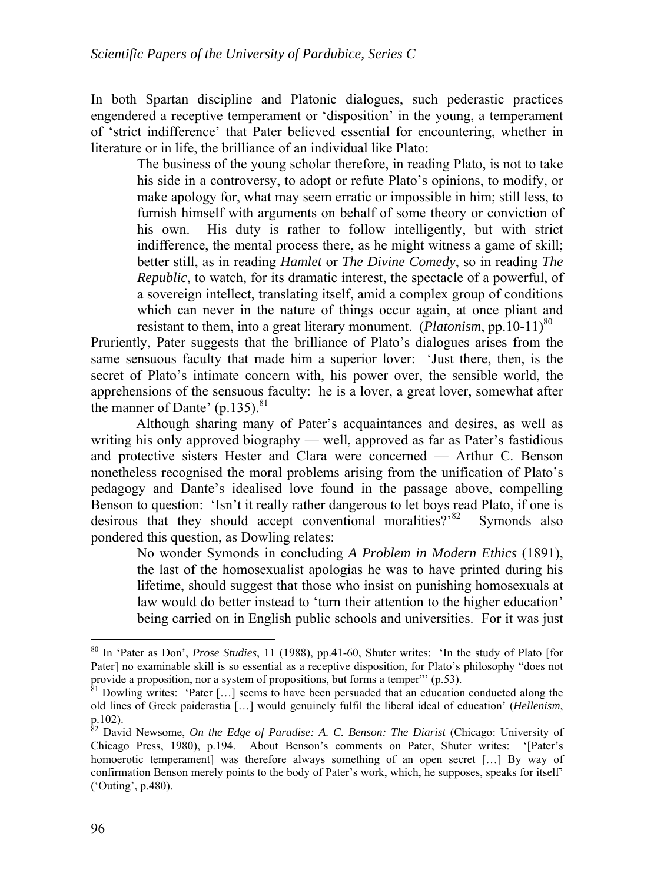In both Spartan discipline and Platonic dialogues, such pederastic practices engendered a receptive temperament or 'disposition' in the young, a temperament of 'strict indifference' that Pater believed essential for encountering, whether in literature or in life, the brilliance of an individual like Plato:

> The business of the young scholar therefore, in reading Plato, is not to take his side in a controversy, to adopt or refute Plato's opinions, to modify, or make apology for, what may seem erratic or impossible in him; still less, to furnish himself with arguments on behalf of some theory or conviction of his own. His duty is rather to follow intelligently, but with strict indifference, the mental process there, as he might witness a game of skill; better still, as in reading *Hamlet* or *The Divine Comedy*, so in reading *The Republic*, to watch, for its dramatic interest, the spectacle of a powerful, of a sovereign intellect, translating itself, amid a complex group of conditions which can never in the nature of things occur again, at once pliant and resistant to them, into a great literary monument. (*Platonism*, pp.10-11)[80]

Pruriently, Pater suggests that the brilliance of Plato's dialogues arises from the same sensuous faculty that made him a superior lover: 'Just there, then, is the secret of Plato's intimate concern with, his power over, the sensible world, the apprehensions of the sensuous faculty: he is a lover, a great lover, somewhat after the manner of Dante' (p.135).[81]

Although sharing many of Pater's acquaintances and desires, as well as writing his only approved biography — well, approved as far as Pater's fastidious and protective sisters Hester and Clara were concerned — Arthur C. Benson nonetheless recognised the moral problems arising from the unification of Plato's pedagogy and Dante's idealised love found in the passage above, compelling Benson to question: 'Isn't it really rather dangerous to let boys read Plato, if one is desirous that they should accept conventional moralities?'[82] Symonds also pondered this question, as Dowling relates:

> No wonder Symonds in concluding *A Problem in Modern Ethics* (1891), the last of the homosexualist apologias he was to have printed during his lifetime, should suggest that those who insist on punishing homosexuals at law would do better instead to 'turn their attention to the higher education' being carried on in English public schools and universities. For it was just

---

[80] In 'Pater as Don', *Prose Studies*, 11 (1988), pp.41-60, Shuter writes: 'In the study of Plato [for Pater] no examinable skill is so essential as a receptive disposition, for Plato's philosophy "does not provide a proposition, nor a system of propositions, but forms a temper"' (p.53).

[81] Dowling writes: 'Pater […] seems to have been persuaded that an education conducted along the old lines of Greek paiderastia […] would genuinely fulfil the liberal ideal of education' (*Hellenism*, p.102).

[82] David Newsome, *On the Edge of Paradise: A. C. Benson: The Diarist* (Chicago: University of Chicago Press, 1980), p.194. About Benson's comments on Pater, Shuter writes: '[Pater's homoerotic temperament] was therefore always something of an open secret […] By way of confirmation Benson merely points to the body of Pater's work, which, he supposes, speaks for itself' ('Outing', p.480).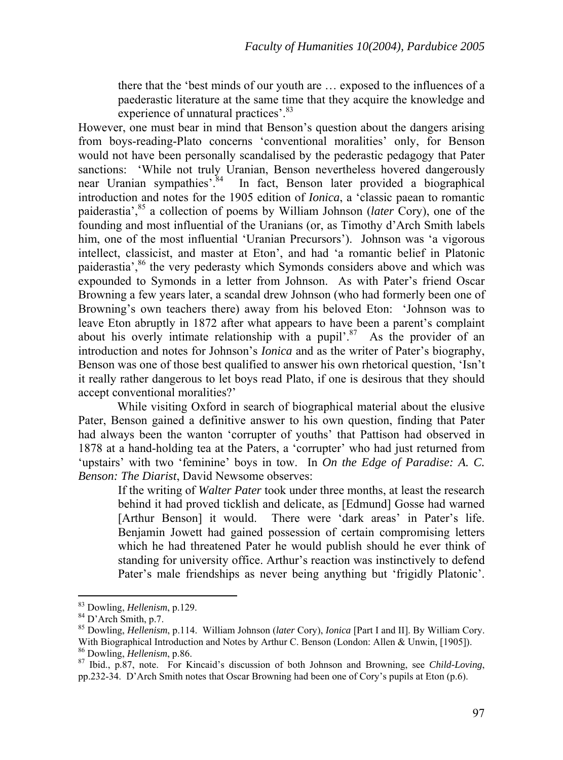> there that the 'best minds of our youth are … exposed to the influences of a paederastic literature at the same time that they acquire the knowledge and experience of unnatural practices'.[83]

However, one must bear in mind that Benson's question about the dangers arising from boys-reading-Plato concerns 'conventional moralities' only, for Benson would not have been personally scandalised by the pederastic pedagogy that Pater sanctions: 'While not truly Uranian, Benson nevertheless hovered dangerously near Uranian sympathies'.[84] In fact, Benson later provided a biographical introduction and notes for the 1905 edition of *Ionica*, a 'classic paean to romantic paiderastia',[85] a collection of poems by William Johnson (*later* Cory), one of the founding and most influential of the Uranians (or, as Timothy d'Arch Smith labels him, one of the most influential 'Uranian Precursors'). Johnson was 'a vigorous intellect, classicist, and master at Eton', and had 'a romantic belief in Platonic paiderastia',[86] the very pederasty which Symonds considers above and which was expounded to Symonds in a letter from Johnson. As with Pater's friend Oscar Browning a few years later, a scandal drew Johnson (who had formerly been one of Browning's own teachers there) away from his beloved Eton: 'Johnson was to leave Eton abruptly in 1872 after what appears to have been a parent's complaint about his overly intimate relationship with a pupil'.[87] As the provider of an introduction and notes for Johnson's *Ionica* and as the writer of Pater's biography, Benson was one of those best qualified to answer his own rhetorical question, 'Isn't it really rather dangerous to let boys read Plato, if one is desirous that they should accept conventional moralities?'

While visiting Oxford in search of biographical material about the elusive Pater, Benson gained a definitive answer to his own question, finding that Pater had always been the wanton 'corrupter of youths' that Pattison had observed in 1878 at a hand-holding tea at the Paters, a 'corrupter' who had just returned from 'upstairs' with two 'feminine' boys in tow. In *On the Edge of Paradise: A. C. Benson: The Diarist*, David Newsome observes:

> If the writing of *Walter Pater* took under three months, at least the research behind it had proved ticklish and delicate, as [Edmund] Gosse had warned [Arthur Benson] it would. There were 'dark areas' in Pater's life. Benjamin Jowett had gained possession of certain compromising letters which he had threatened Pater he would publish should he ever think of standing for university office. Arthur's reaction was instinctively to defend Pater's male friendships as never being anything but 'frigidly Platonic'.

---

[83] Dowling, *Hellenism*, p.129.

[84] D'Arch Smith, p.7.

[85] Dowling, *Hellenism*, p.114. William Johnson (*later* Cory), *Ionica* [Part I and II]. By William Cory. With Biographical Introduction and Notes by Arthur C. Benson (London: Allen & Unwin, [1905]).

[86] Dowling, *Hellenism*, p.86.

[87] Ibid., p.87, note. For Kincaid's discussion of both Johnson and Browning, see *Child-Loving*, pp.232-34. D'Arch Smith notes that Oscar Browning had been one of Cory's pupils at Eton (p.6).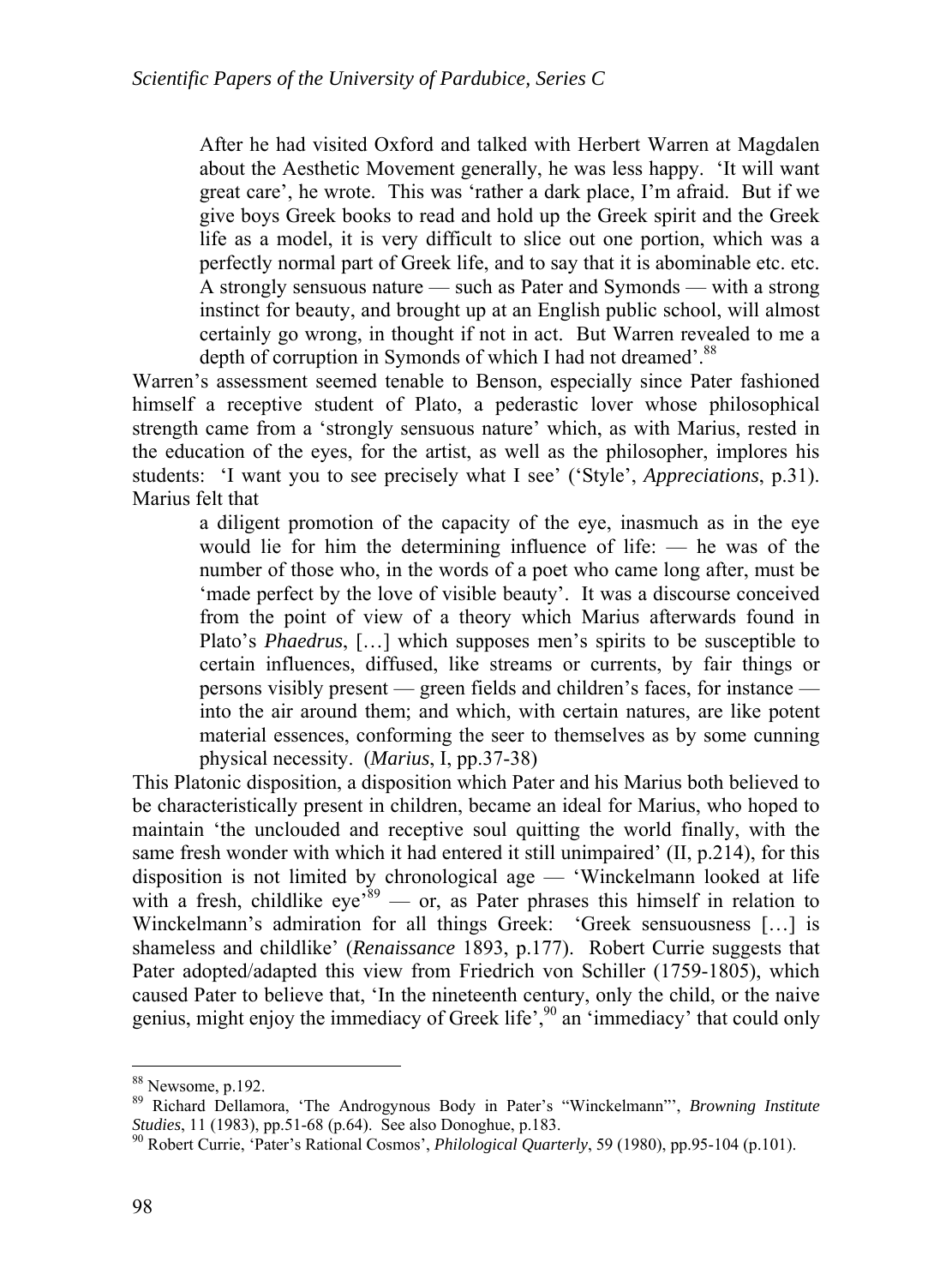> After he had visited Oxford and talked with Herbert Warren at Magdalen about the Aesthetic Movement generally, he was less happy. 'It will want great care', he wrote. This was 'rather a dark place, I'm afraid. But if we give boys Greek books to read and hold up the Greek spirit and the Greek life as a model, it is very difficult to slice out one portion, which was a perfectly normal part of Greek life, and to say that it is abominable etc. etc. A strongly sensuous nature — such as Pater and Symonds — with a strong instinct for beauty, and brought up at an English public school, will almost certainly go wrong, in thought if not in act. But Warren revealed to me a depth of corruption in Symonds of which I had not dreamed'.[88]

Warren's assessment seemed tenable to Benson, especially since Pater fashioned himself a receptive student of Plato, a pederastic lover whose philosophical strength came from a 'strongly sensuous nature' which, as with Marius, rested in the education of the eyes, for the artist, as well as the philosopher, implores his students: 'I want you to see precisely what I see' ('Style', *Appreciations*, p.31). Marius felt that

> a diligent promotion of the capacity of the eye, inasmuch as in the eye would lie for him the determining influence of life: — he was of the number of those who, in the words of a poet who came long after, must be 'made perfect by the love of visible beauty'. It was a discourse conceived from the point of view of a theory which Marius afterwards found in Plato's *Phaedrus*, […] which supposes men's spirits to be susceptible to certain influences, diffused, like streams or currents, by fair things or persons visibly present — green fields and children's faces, for instance — into the air around them; and which, with certain natures, are like potent material essences, conforming the seer to themselves as by some cunning physical necessity. (*Marius*, I, pp.37-38)

This Platonic disposition, a disposition which Pater and his Marius both believed to be characteristically present in children, became an ideal for Marius, who hoped to maintain 'the unclouded and receptive soul quitting the world finally, with the same fresh wonder with which it had entered it still unimpaired' (II, p.214), for this disposition is not limited by chronological age — 'Winckelmann looked at life with a fresh, childlike eye'[89] — or, as Pater phrases this himself in relation to Winckelmann's admiration for all things Greek: 'Greek sensuousness […] is shameless and childlike' (*Renaissance* 1893, p.177). Robert Currie suggests that Pater adopted/adapted this view from Friedrich von Schiller (1759-1805), which caused Pater to believe that, 'In the nineteenth century, only the child, or the naive genius, might enjoy the immediacy of Greek life',[90] an 'immediacy' that could only

---

[88] Newsome, p.192.

[89] Richard Dellamora, 'The Androgynous Body in Pater's "Winckelmann"', *Browning Institute Studies*, 11 (1983), pp.51-68 (p.64). See also Donoghue, p.183.

[90] Robert Currie, 'Pater's Rational Cosmos', *Philological Quarterly*, 59 (1980), pp.95-104 (p.101).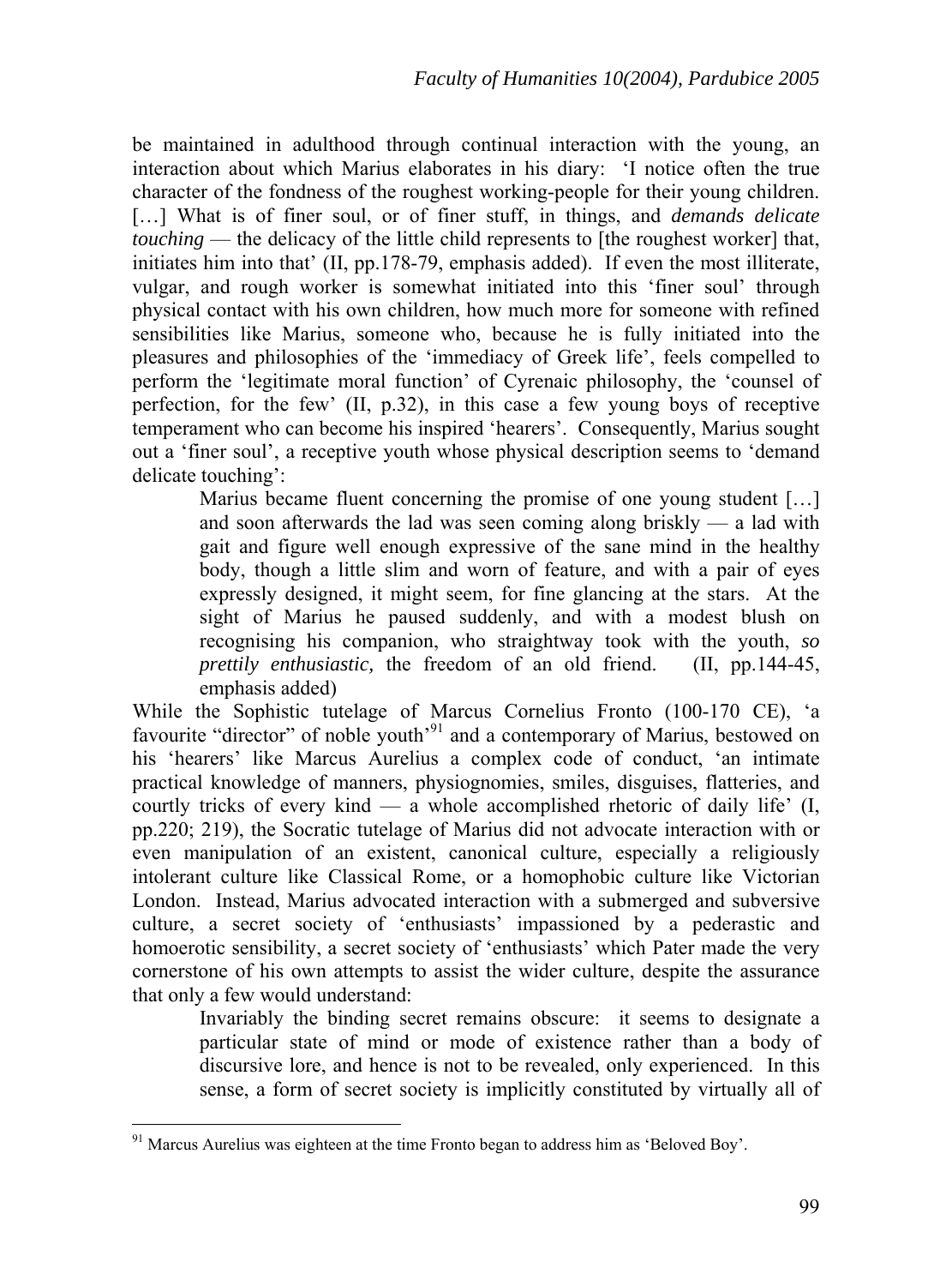be maintained in adulthood through continual interaction with the young, an interaction about which Marius elaborates in his diary: 'I notice often the true character of the fondness of the roughest working-people for their young children. […] What is of finer soul, or of finer stuff, in things, and *demands delicate touching* — the delicacy of the little child represents to [the roughest worker] that, initiates him into that' (II, pp.178-79, emphasis added). If even the most illiterate, vulgar, and rough worker is somewhat initiated into this 'finer soul' through physical contact with his own children, how much more for someone with refined sensibilities like Marius, someone who, because he is fully initiated into the pleasures and philosophies of the 'immediacy of Greek life', feels compelled to perform the 'legitimate moral function' of Cyrenaic philosophy, the 'counsel of perfection, for the few' (II, p.32), in this case a few young boys of receptive temperament who can become his inspired 'hearers'. Consequently, Marius sought out a 'finer soul', a receptive youth whose physical description seems to 'demand delicate touching':

> Marius became fluent concerning the promise of one young student […] and soon afterwards the lad was seen coming along briskly — a lad with gait and figure well enough expressive of the sane mind in the healthy body, though a little slim and worn of feature, and with a pair of eyes expressly designed, it might seem, for fine glancing at the stars. At the sight of Marius he paused suddenly, and with a modest blush on recognising his companion, who straightway took with the youth, *so prettily enthusiastic,* the freedom of an old friend. (II, pp.144-45, emphasis added)

While the Sophistic tutelage of Marcus Cornelius Fronto (100-170 CE), 'a favourite "director" of noble youth'[91] and a contemporary of Marius, bestowed on his 'hearers' like Marcus Aurelius a complex code of conduct, 'an intimate practical knowledge of manners, physiognomies, smiles, disguises, flatteries, and courtly tricks of every kind — a whole accomplished rhetoric of daily life' (I, pp.220; 219), the Socratic tutelage of Marius did not advocate interaction with or even manipulation of an existent, canonical culture, especially a religiously intolerant culture like Classical Rome, or a homophobic culture like Victorian London. Instead, Marius advocated interaction with a submerged and subversive culture, a secret society of 'enthusiasts' impassioned by a pederastic and homoerotic sensibility, a secret society of 'enthusiasts' which Pater made the very cornerstone of his own attempts to assist the wider culture, despite the assurance that only a few would understand:

> Invariably the binding secret remains obscure: it seems to designate a particular state of mind or mode of existence rather than a body of discursive lore, and hence is not to be revealed, only experienced. In this sense, a form of secret society is implicitly constituted by virtually all of

[91] Marcus Aurelius was eighteen at the time Fronto began to address him as 'Beloved Boy'.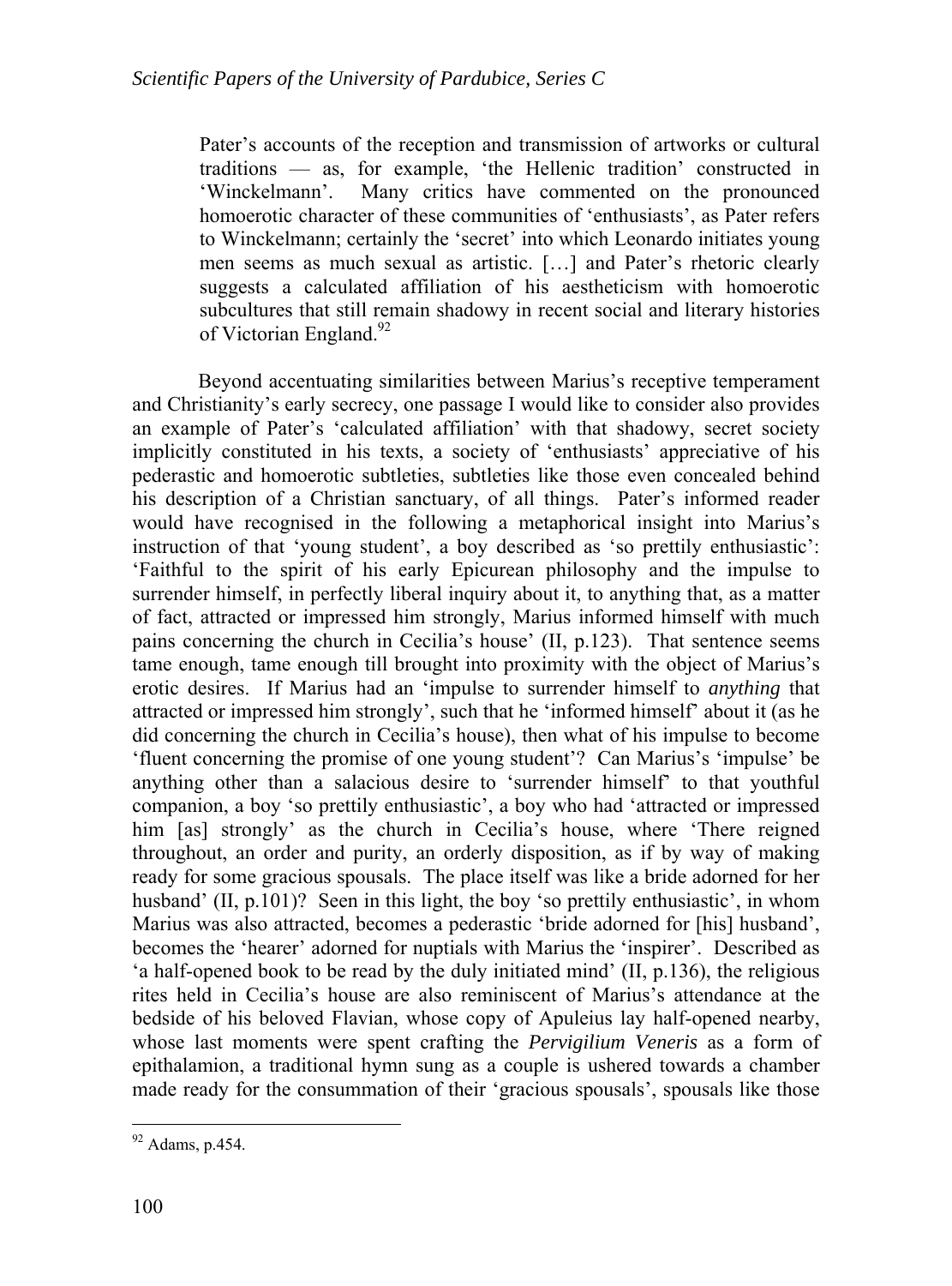> Pater's accounts of the reception and transmission of artworks or cultural traditions — as, for example, 'the Hellenic tradition' constructed in 'Winckelmann'. Many critics have commented on the pronounced homoerotic character of these communities of 'enthusiasts', as Pater refers to Winckelmann; certainly the 'secret' into which Leonardo initiates young men seems as much sexual as artistic. […] and Pater's rhetoric clearly suggests a calculated affiliation of his aestheticism with homoerotic subcultures that still remain shadowy in recent social and literary histories of Victorian England.[92]

Beyond accentuating similarities between Marius's receptive temperament and Christianity's early secrecy, one passage I would like to consider also provides an example of Pater's 'calculated affiliation' with that shadowy, secret society implicitly constituted in his texts, a society of 'enthusiasts' appreciative of his pederastic and homoerotic subtleties, subtleties like those even concealed behind his description of a Christian sanctuary, of all things. Pater's informed reader would have recognised in the following a metaphorical insight into Marius's instruction of that 'young student', a boy described as 'so prettily enthusiastic': 'Faithful to the spirit of his early Epicurean philosophy and the impulse to surrender himself, in perfectly liberal inquiry about it, to anything that, as a matter of fact, attracted or impressed him strongly, Marius informed himself with much pains concerning the church in Cecilia's house' (II, p.123). That sentence seems tame enough, tame enough till brought into proximity with the object of Marius's erotic desires. If Marius had an 'impulse to surrender himself to *anything* that attracted or impressed him strongly', such that he 'informed himself' about it (as he did concerning the church in Cecilia's house), then what of his impulse to become 'fluent concerning the promise of one young student'? Can Marius's 'impulse' be anything other than a salacious desire to 'surrender himself' to that youthful companion, a boy 'so prettily enthusiastic', a boy who had 'attracted or impressed him [as] strongly' as the church in Cecilia's house, where 'There reigned throughout, an order and purity, an orderly disposition, as if by way of making ready for some gracious spousals. The place itself was like a bride adorned for her husband' (II, p.101)? Seen in this light, the boy 'so prettily enthusiastic', in whom Marius was also attracted, becomes a pederastic 'bride adorned for [his] husband', becomes the 'hearer' adorned for nuptials with Marius the 'inspirer'. Described as 'a half-opened book to be read by the duly initiated mind' (II, p.136), the religious rites held in Cecilia's house are also reminiscent of Marius's attendance at the bedside of his beloved Flavian, whose copy of Apuleius lay half-opened nearby, whose last moments were spent crafting the *Pervigilium Veneris* as a form of epithalamion, a traditional hymn sung as a couple is ushered towards a chamber made ready for the consummation of their 'gracious spousals', spousals like those

---

[92] Adams, p.454.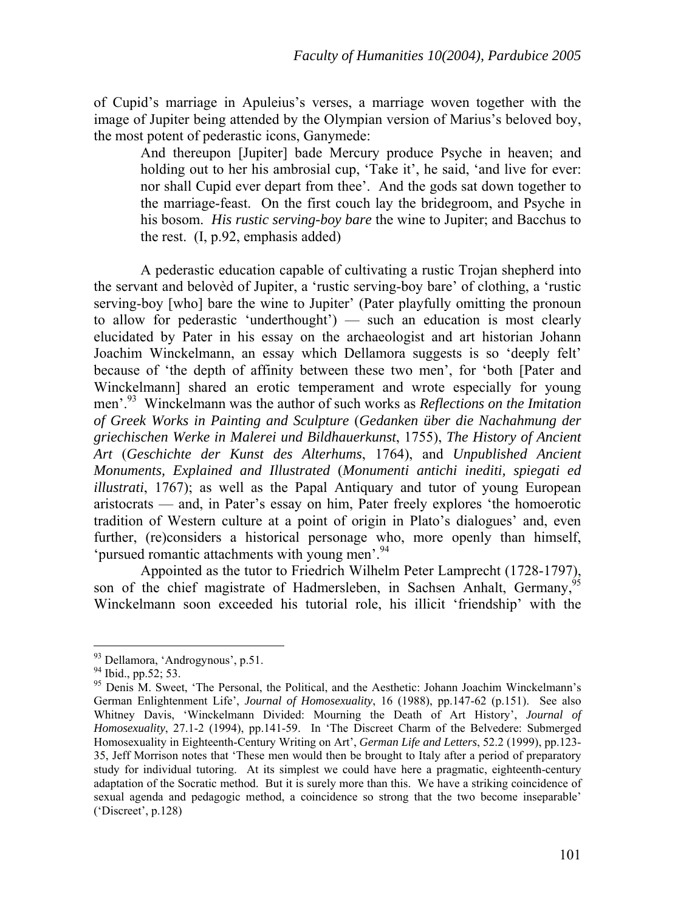of Cupid's marriage in Apuleius's verses, a marriage woven together with the image of Jupiter being attended by the Olympian version of Marius's beloved boy, the most potent of pederastic icons, Ganymede:

> And thereupon [Jupiter] bade Mercury produce Psyche in heaven; and holding out to her his ambrosial cup, 'Take it', he said, 'and live for ever: nor shall Cupid ever depart from thee'. And the gods sat down together to the marriage-feast. On the first couch lay the bridegroom, and Psyche in his bosom. *His rustic serving-boy bare* the wine to Jupiter; and Bacchus to the rest. (I, p.92, emphasis added)

A pederastic education capable of cultivating a rustic Trojan shepherd into the servant and belovèd of Jupiter, a 'rustic serving-boy bare' of clothing, a 'rustic serving-boy [who] bare the wine to Jupiter' (Pater playfully omitting the pronoun to allow for pederastic 'underthought') — such an education is most clearly elucidated by Pater in his essay on the archaeologist and art historian Johann Joachim Winckelmann, an essay which Dellamora suggests is so 'deeply felt' because of 'the depth of affinity between these two men', for 'both [Pater and Winckelmann] shared an erotic temperament and wrote especially for young men'.[93] Winckelmann was the author of such works as *Reflections on the Imitation of Greek Works in Painting and Sculpture* (*Gedanken über die Nachahmung der griechischen Werke in Malerei und Bildhauerkunst*, 1755), *The History of Ancient Art* (*Geschichte der Kunst des Alterhums*, 1764), and *Unpublished Ancient Monuments, Explained and Illustrated* (*Monumenti antichi inediti, spiegati ed illustrati*, 1767); as well as the Papal Antiquary and tutor of young European aristocrats — and, in Pater's essay on him, Pater freely explores 'the homoerotic tradition of Western culture at a point of origin in Plato's dialogues' and, even further, (re)considers a historical personage who, more openly than himself, 'pursued romantic attachments with young men'.[94]

Appointed as the tutor to Friedrich Wilhelm Peter Lamprecht (1728-1797), son of the chief magistrate of Hadmersleben, in Sachsen Anhalt, Germany,[95] Winckelmann soon exceeded his tutorial role, his illicit 'friendship' with the

---

[93] Dellamora, 'Androgynous', p.51.

[94] Ibid., pp.52; 53.

[95] Denis M. Sweet, 'The Personal, the Political, and the Aesthetic: Johann Joachim Winckelmann's German Enlightenment Life', *Journal of Homosexuality*, 16 (1988), pp.147-62 (p.151). See also Whitney Davis, 'Winckelmann Divided: Mourning the Death of Art History', *Journal of Homosexuality*, 27.1-2 (1994), pp.141-59. In 'The Discreet Charm of the Belvedere: Submerged Homosexuality in Eighteenth-Century Writing on Art', *German Life and Letters*, 52.2 (1999), pp.123-35, Jeff Morrison notes that 'These men would then be brought to Italy after a period of preparatory study for individual tutoring. At its simplest we could have here a pragmatic, eighteenth-century adaptation of the Socratic method. But it is surely more than this. We have a striking coincidence of sexual agenda and pedagogic method, a coincidence so strong that the two become inseparable' ('Discreet', p.128)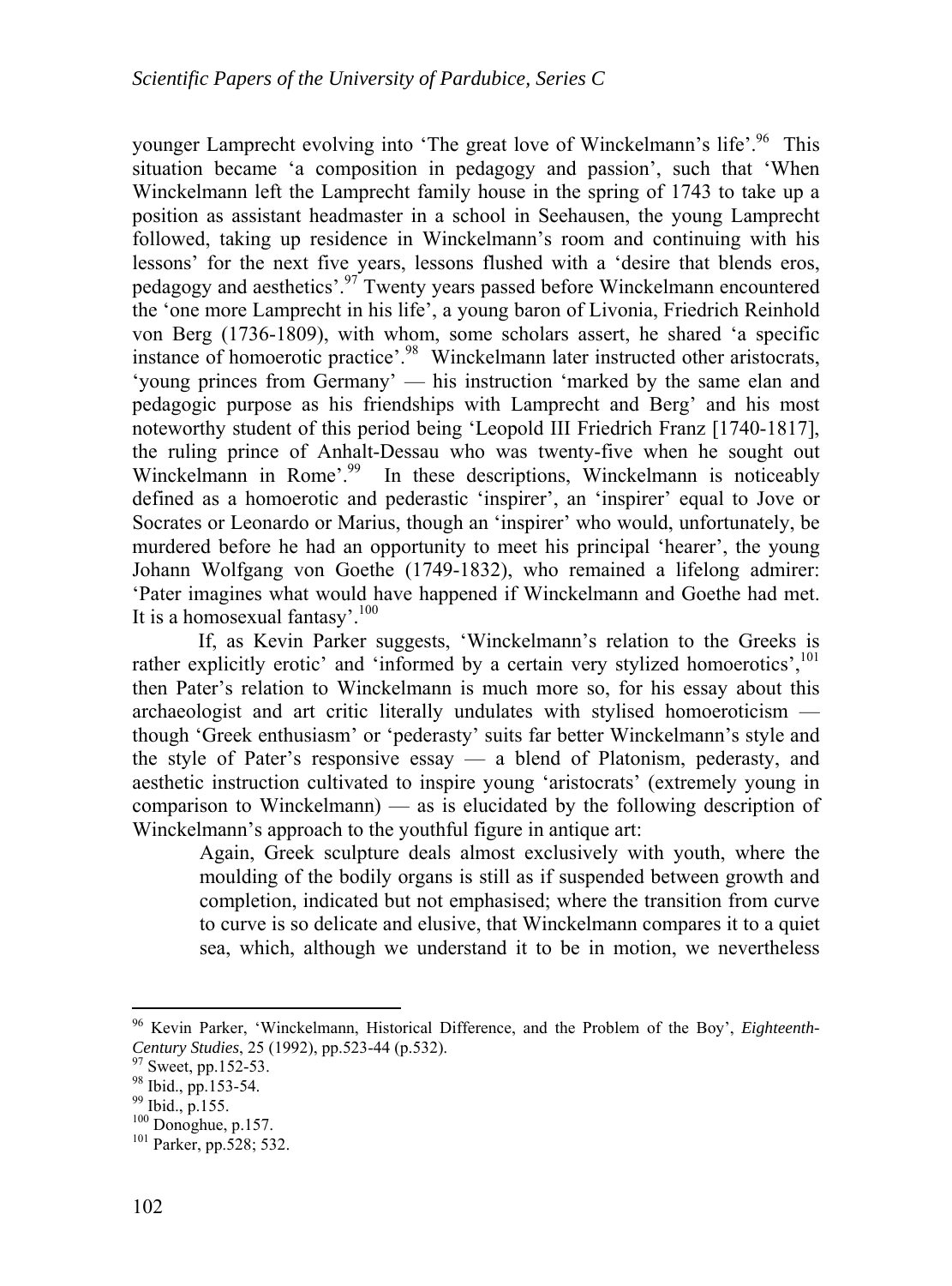younger Lamprecht evolving into 'The great love of Winckelmann's life'.[96] This situation became 'a composition in pedagogy and passion', such that 'When Winckelmann left the Lamprecht family house in the spring of 1743 to take up a position as assistant headmaster in a school in Seehausen, the young Lamprecht followed, taking up residence in Winckelmann's room and continuing with his lessons' for the next five years, lessons flushed with a 'desire that blends eros, pedagogy and aesthetics'.[97] Twenty years passed before Winckelmann encountered the 'one more Lamprecht in his life', a young baron of Livonia, Friedrich Reinhold von Berg (1736-1809), with whom, some scholars assert, he shared 'a specific instance of homoerotic practice'.[98] Winckelmann later instructed other aristocrats, 'young princes from Germany' — his instruction 'marked by the same elan and pedagogic purpose as his friendships with Lamprecht and Berg' and his most noteworthy student of this period being 'Leopold III Friedrich Franz [1740-1817], the ruling prince of Anhalt-Dessau who was twenty-five when he sought out Winckelmann in Rome'.[99] In these descriptions, Winckelmann is noticeably defined as a homoerotic and pederastic 'inspirer', an 'inspirer' equal to Jove or Socrates or Leonardo or Marius, though an 'inspirer' who would, unfortunately, be murdered before he had an opportunity to meet his principal 'hearer', the young Johann Wolfgang von Goethe (1749-1832), who remained a lifelong admirer: 'Pater imagines what would have happened if Winckelmann and Goethe had met. It is a homosexual fantasy'.[100]

If, as Kevin Parker suggests, 'Winckelmann's relation to the Greeks is rather explicitly erotic' and 'informed by a certain very stylized homoerotics',[101] then Pater's relation to Winckelmann is much more so, for his essay about this archaeologist and art critic literally undulates with stylised homoeroticism — though 'Greek enthusiasm' or 'pederasty' suits far better Winckelmann's style and the style of Pater's responsive essay — a blend of Platonism, pederasty, and aesthetic instruction cultivated to inspire young 'aristocrats' (extremely young in comparison to Winckelmann) — as is elucidated by the following description of Winckelmann's approach to the youthful figure in antique art:

> Again, Greek sculpture deals almost exclusively with youth, where the moulding of the bodily organs is still as if suspended between growth and completion, indicated but not emphasised; where the transition from curve to curve is so delicate and elusive, that Winckelmann compares it to a quiet sea, which, although we understand it to be in motion, we nevertheless

---

[96] Kevin Parker, 'Winckelmann, Historical Difference, and the Problem of the Boy', *Eighteenth-Century Studies*, 25 (1992), pp.523-44 (p.532).

[97] Sweet, pp.152-53.

[98] Ibid., pp.153-54.

[99] Ibid., p.155.

[100] Donoghue, p.157.

[101] Parker, pp.528; 532.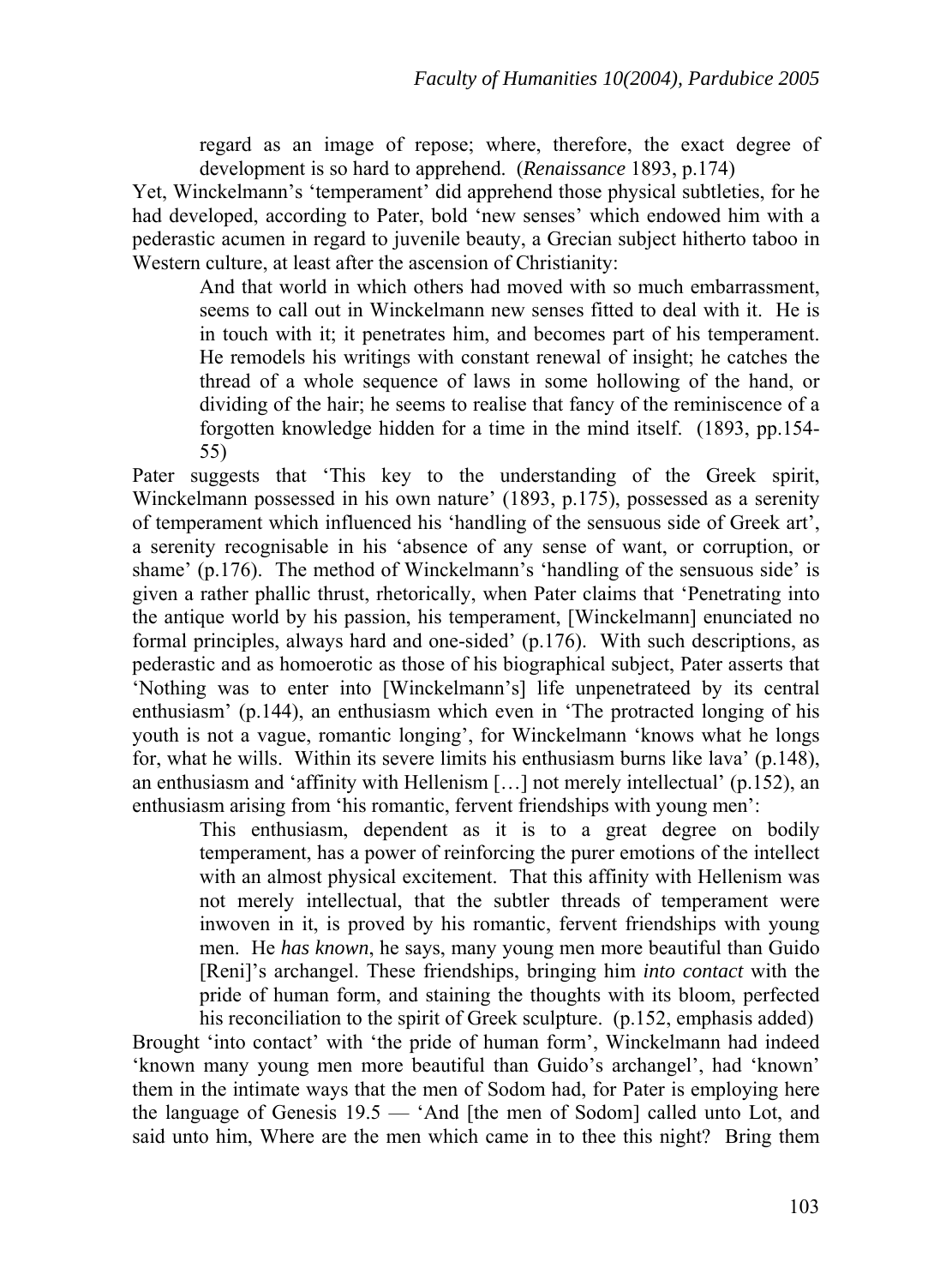> regard as an image of repose; where, therefore, the exact degree of development is so hard to apprehend. (*Renaissance* 1893, p.174)

Yet, Winckelmann's 'temperament' did apprehend those physical subtleties, for he had developed, according to Pater, bold 'new senses' which endowed him with a pederastic acumen in regard to juvenile beauty, a Grecian subject hitherto taboo in Western culture, at least after the ascension of Christianity:

> And that world in which others had moved with so much embarrassment, seems to call out in Winckelmann new senses fitted to deal with it. He is in touch with it; it penetrates him, and becomes part of his temperament. He remodels his writings with constant renewal of insight; he catches the thread of a whole sequence of laws in some hollowing of the hand, or dividing of the hair; he seems to realise that fancy of the reminiscence of a forgotten knowledge hidden for a time in the mind itself. (1893, pp.154-55)

Pater suggests that 'This key to the understanding of the Greek spirit, Winckelmann possessed in his own nature' (1893, p.175), possessed as a serenity of temperament which influenced his 'handling of the sensuous side of Greek art', a serenity recognisable in his 'absence of any sense of want, or corruption, or shame' (p.176). The method of Winckelmann's 'handling of the sensuous side' is given a rather phallic thrust, rhetorically, when Pater claims that 'Penetrating into the antique world by his passion, his temperament, [Winckelmann] enunciated no formal principles, always hard and one-sided' (p.176). With such descriptions, as pederastic and as homoerotic as those of his biographical subject, Pater asserts that 'Nothing was to enter into [Winckelmann's] life unpenetrateed by its central enthusiasm' (p.144), an enthusiasm which even in 'The protracted longing of his youth is not a vague, romantic longing', for Winckelmann 'knows what he longs for, what he wills. Within its severe limits his enthusiasm burns like lava' (p.148), an enthusiasm and 'affinity with Hellenism […] not merely intellectual' (p.152), an enthusiasm arising from 'his romantic, fervent friendships with young men':

> This enthusiasm, dependent as it is to a great degree on bodily temperament, has a power of reinforcing the purer emotions of the intellect with an almost physical excitement. That this affinity with Hellenism was not merely intellectual, that the subtler threads of temperament were inwoven in it, is proved by his romantic, fervent friendships with young men. He *has known*, he says, many young men more beautiful than Guido [Reni]'s archangel. These friendships, bringing him *into contact* with the pride of human form, and staining the thoughts with its bloom, perfected his reconciliation to the spirit of Greek sculpture. (p.152, emphasis added)

Brought 'into contact' with 'the pride of human form', Winckelmann had indeed 'known many young men more beautiful than Guido's archangel', had 'known' them in the intimate ways that the men of Sodom had, for Pater is employing here the language of Genesis 19.5 — 'And [the men of Sodom] called unto Lot, and said unto him, Where are the men which came in to thee this night? Bring them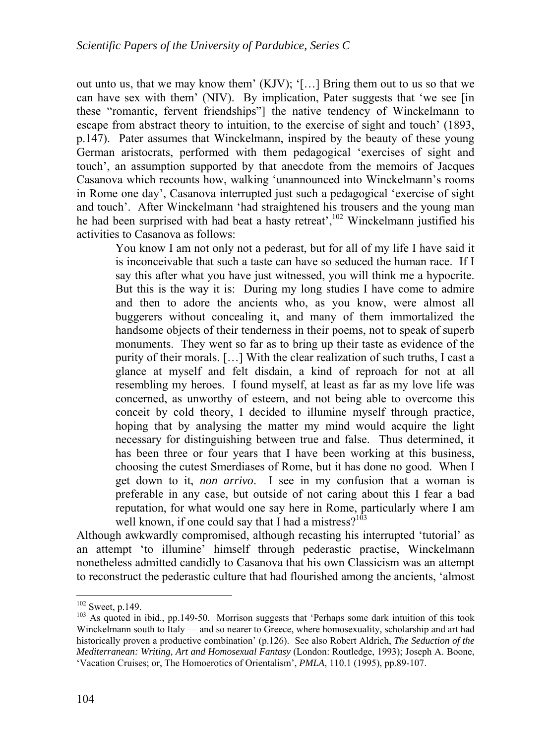out unto us, that we may know them' (KJV); '[…] Bring them out to us so that we can have sex with them' (NIV). By implication, Pater suggests that 'we see [in these "romantic, fervent friendships"] the native tendency of Winckelmann to escape from abstract theory to intuition, to the exercise of sight and touch' (1893, p.147). Pater assumes that Winckelmann, inspired by the beauty of these young German aristocrats, performed with them pedagogical 'exercises of sight and touch', an assumption supported by that anecdote from the memoirs of Jacques Casanova which recounts how, walking 'unannounced into Winckelmann's rooms in Rome one day', Casanova interrupted just such a pedagogical 'exercise of sight and touch'. After Winckelmann 'had straightened his trousers and the young man he had been surprised with had beat a hasty retreat',[102] Winckelmann justified his activities to Casanova as follows:

> You know I am not only not a pederast, but for all of my life I have said it is inconceivable that such a taste can have so seduced the human race. If I say this after what you have just witnessed, you will think me a hypocrite. But this is the way it is: During my long studies I have come to admire and then to adore the ancients who, as you know, were almost all buggerers without concealing it, and many of them immortalized the handsome objects of their tenderness in their poems, not to speak of superb monuments. They went so far as to bring up their taste as evidence of the purity of their morals. […] With the clear realization of such truths, I cast a glance at myself and felt disdain, a kind of reproach for not at all resembling my heroes. I found myself, at least as far as my love life was concerned, as unworthy of esteem, and not being able to overcome this conceit by cold theory, I decided to illumine myself through practice, hoping that by analysing the matter my mind would acquire the light necessary for distinguishing between true and false. Thus determined, it has been three or four years that I have been working at this business, choosing the cutest Smerdiases of Rome, but it has done no good. When I get down to it, *non arrivo*. I see in my confusion that a woman is preferable in any case, but outside of not caring about this I fear a bad reputation, for what would one say here in Rome, particularly where I am well known, if one could say that I had a mistress?[103]

Although awkwardly compromised, although recasting his interrupted 'tutorial' as an attempt 'to illumine' himself through pederastic practise, Winckelmann nonetheless admitted candidly to Casanova that his own Classicism was an attempt to reconstruct the pederastic culture that had flourished among the ancients, 'almost

---

[102] Sweet, p.149.

[103] As quoted in ibid., pp.149-50. Morrison suggests that 'Perhaps some dark intuition of this took Winckelmann south to Italy — and so nearer to Greece, where homosexuality, scholarship and art had historically proven a productive combination' (p.126). See also Robert Aldrich, *The Seduction of the Mediterranean: Writing, Art and Homosexual Fantasy* (London: Routledge, 1993); Joseph A. Boone, 'Vacation Cruises; or, The Homoerotics of Orientalism', *PMLA*, 110.1 (1995), pp.89-107.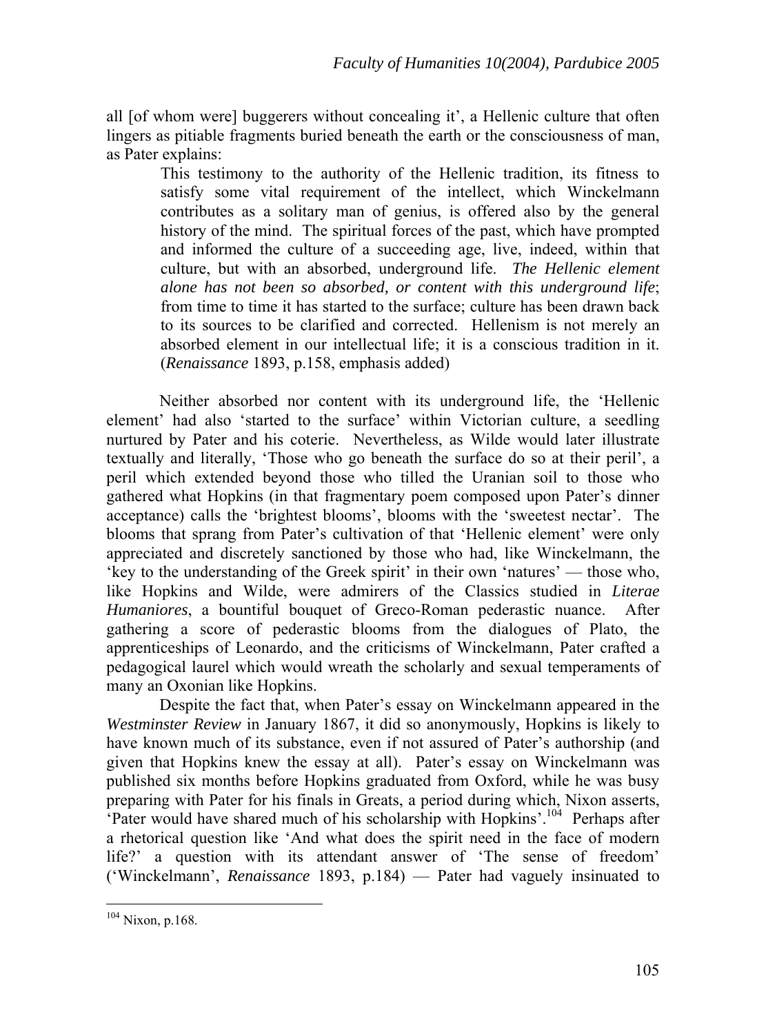all [of whom were] buggerers without concealing it', a Hellenic culture that often lingers as pitiable fragments buried beneath the earth or the consciousness of man, as Pater explains:

> This testimony to the authority of the Hellenic tradition, its fitness to satisfy some vital requirement of the intellect, which Winckelmann contributes as a solitary man of genius, is offered also by the general history of the mind. The spiritual forces of the past, which have prompted and informed the culture of a succeeding age, live, indeed, within that culture, but with an absorbed, underground life. *The Hellenic element alone has not been so absorbed, or content with this underground life*; from time to time it has started to the surface; culture has been drawn back to its sources to be clarified and corrected. Hellenism is not merely an absorbed element in our intellectual life; it is a conscious tradition in it. (*Renaissance* 1893, p.158, emphasis added)

Neither absorbed nor content with its underground life, the 'Hellenic element' had also 'started to the surface' within Victorian culture, a seedling nurtured by Pater and his coterie. Nevertheless, as Wilde would later illustrate textually and literally, 'Those who go beneath the surface do so at their peril', a peril which extended beyond those who tilled the Uranian soil to those who gathered what Hopkins (in that fragmentary poem composed upon Pater's dinner acceptance) calls the 'brightest blooms', blooms with the 'sweetest nectar'. The blooms that sprang from Pater's cultivation of that 'Hellenic element' were only appreciated and discretely sanctioned by those who had, like Winckelmann, the 'key to the understanding of the Greek spirit' in their own 'natures' — those who, like Hopkins and Wilde, were admirers of the Classics studied in *Literae Humaniores*, a bountiful bouquet of Greco-Roman pederastic nuance. After gathering a score of pederastic blooms from the dialogues of Plato, the apprenticeships of Leonardo, and the criticisms of Winckelmann, Pater crafted a pedagogical laurel which would wreath the scholarly and sexual temperaments of many an Oxonian like Hopkins.

Despite the fact that, when Pater's essay on Winckelmann appeared in the *Westminster Review* in January 1867, it did so anonymously, Hopkins is likely to have known much of its substance, even if not assured of Pater's authorship (and given that Hopkins knew the essay at all). Pater's essay on Winckelmann was published six months before Hopkins graduated from Oxford, while he was busy preparing with Pater for his finals in Greats, a period during which, Nixon asserts, 'Pater would have shared much of his scholarship with Hopkins'.[104] Perhaps after a rhetorical question like 'And what does the spirit need in the face of modern life?' a question with its attendant answer of 'The sense of freedom' ('Winckelmann', *Renaissance* 1893, p.184) — Pater had vaguely insinuated to

[104] Nixon, p.168.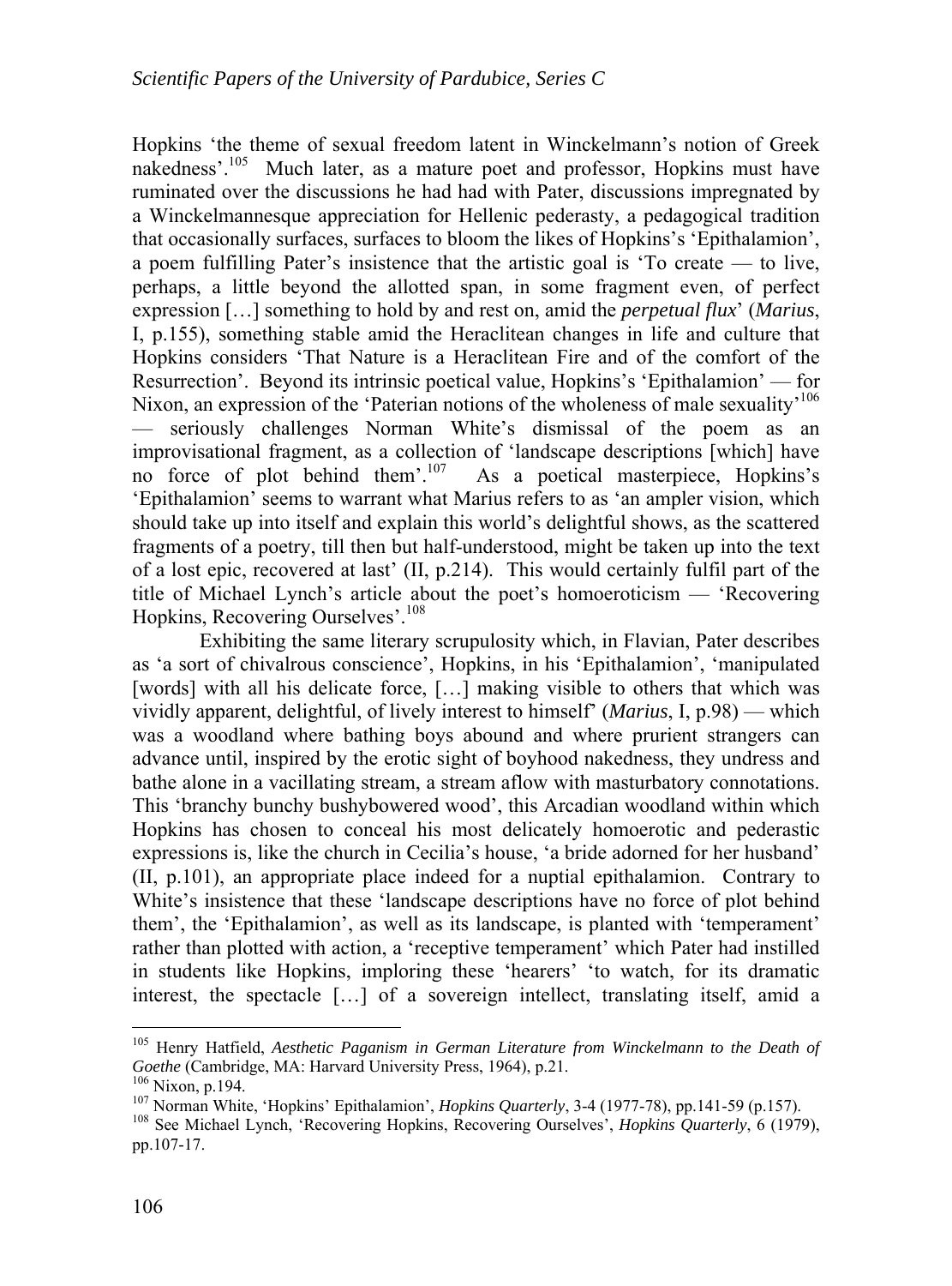Hopkins 'the theme of sexual freedom latent in Winckelmann's notion of Greek nakedness'.[105] Much later, as a mature poet and professor, Hopkins must have ruminated over the discussions he had had with Pater, discussions impregnated by a Winckelmannesque appreciation for Hellenic pederasty, a pedagogical tradition that occasionally surfaces, surfaces to bloom the likes of Hopkins's 'Epithalamion', a poem fulfilling Pater's insistence that the artistic goal is 'To create — to live, perhaps, a little beyond the allotted span, in some fragment even, of perfect expression […] something to hold by and rest on, amid the *perpetual flux*' (*Marius*, I, p.155), something stable amid the Heraclitean changes in life and culture that Hopkins considers 'That Nature is a Heraclitean Fire and of the comfort of the Resurrection'. Beyond its intrinsic poetical value, Hopkins's 'Epithalamion' — for Nixon, an expression of the 'Paterian notions of the wholeness of male sexuality'[106] — seriously challenges Norman White's dismissal of the poem as an improvisational fragment, as a collection of 'landscape descriptions [which] have no force of plot behind them'.[107] As a poetical masterpiece, Hopkins's 'Epithalamion' seems to warrant what Marius refers to as 'an ampler vision, which should take up into itself and explain this world's delightful shows, as the scattered fragments of a poetry, till then but half-understood, might be taken up into the text of a lost epic, recovered at last' (II, p.214). This would certainly fulfil part of the title of Michael Lynch's article about the poet's homoeroticism — 'Recovering Hopkins, Recovering Ourselves'.[108]

Exhibiting the same literary scrupulosity which, in Flavian, Pater describes as 'a sort of chivalrous conscience', Hopkins, in his 'Epithalamion', 'manipulated [words] with all his delicate force, […] making visible to others that which was vividly apparent, delightful, of lively interest to himself' (*Marius*, I, p.98) — which was a woodland where bathing boys abound and where prurient strangers can advance until, inspired by the erotic sight of boyhood nakedness, they undress and bathe alone in a vacillating stream, a stream aflow with masturbatory connotations. This 'branchy bunchy bushybowered wood', this Arcadian woodland within which Hopkins has chosen to conceal his most delicately homoerotic and pederastic expressions is, like the church in Cecilia's house, 'a bride adorned for her husband' (II, p.101), an appropriate place indeed for a nuptial epithalamion. Contrary to White's insistence that these 'landscape descriptions have no force of plot behind them', the 'Epithalamion', as well as its landscape, is planted with 'temperament' rather than plotted with action, a 'receptive temperament' which Pater had instilled in students like Hopkins, imploring these 'hearers' 'to watch, for its dramatic interest, the spectacle […] of a sovereign intellect, translating itself, amid a

---

[105] Henry Hatfield, *Aesthetic Paganism in German Literature from Winckelmann to the Death of Goethe* (Cambridge, MA: Harvard University Press, 1964), p.21.

[106] Nixon, p.194.

[107] Norman White, 'Hopkins' Epithalamion', *Hopkins Quarterly*, 3-4 (1977-78), pp.141-59 (p.157).

[108] See Michael Lynch, 'Recovering Hopkins, Recovering Ourselves', *Hopkins Quarterly*, 6 (1979), pp.107-17.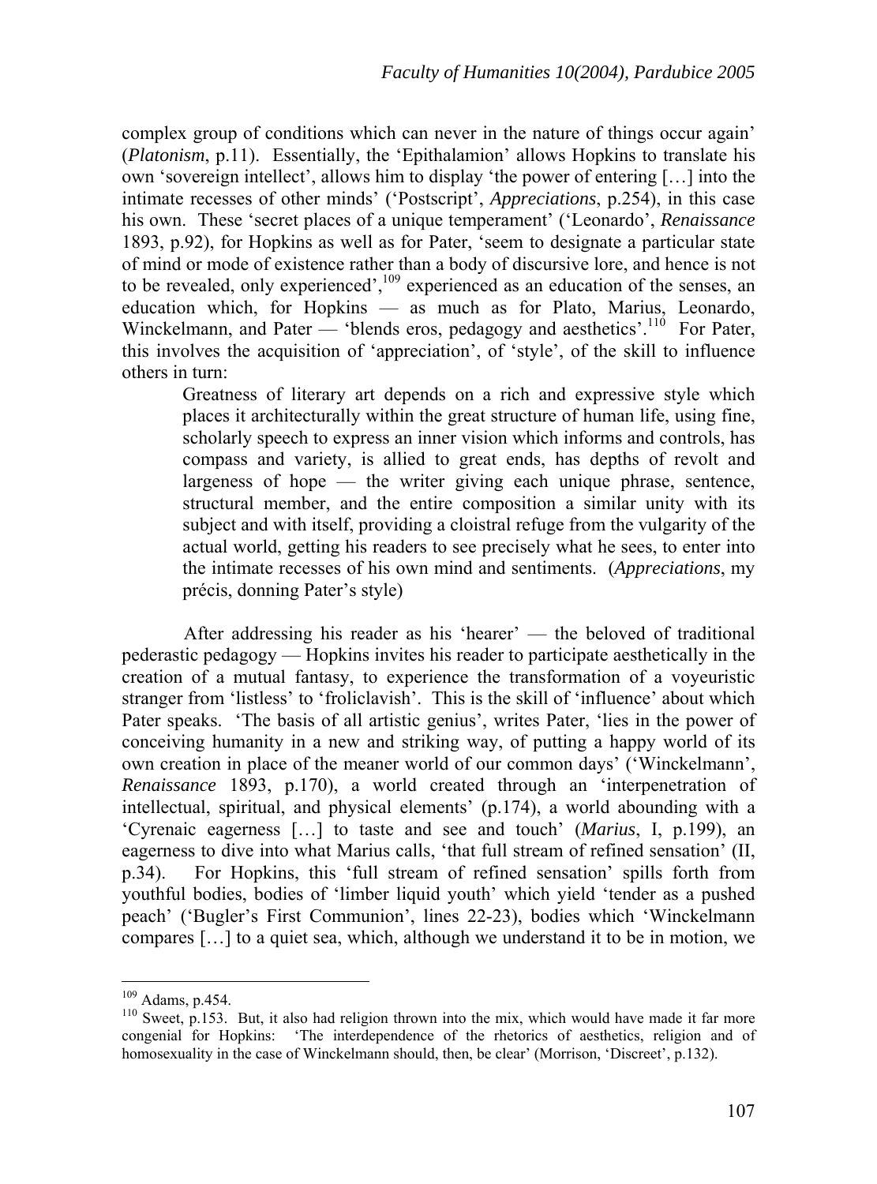complex group of conditions which can never in the nature of things occur again' (*Platonism*, p.11). Essentially, the 'Epithalamion' allows Hopkins to translate his own 'sovereign intellect', allows him to display 'the power of entering […] into the intimate recesses of other minds' ('Postscript', *Appreciations*, p.254), in this case his own. These 'secret places of a unique temperament' ('Leonardo', *Renaissance* 1893, p.92), for Hopkins as well as for Pater, 'seem to designate a particular state of mind or mode of existence rather than a body of discursive lore, and hence is not to be revealed, only experienced',[109] experienced as an education of the senses, an education which, for Hopkins — as much as for Plato, Marius, Leonardo, Winckelmann, and Pater — 'blends eros, pedagogy and aesthetics'.[110] For Pater, this involves the acquisition of 'appreciation', of 'style', of the skill to influence others in turn:

> Greatness of literary art depends on a rich and expressive style which places it architecturally within the great structure of human life, using fine, scholarly speech to express an inner vision which informs and controls, has compass and variety, is allied to great ends, has depths of revolt and largeness of hope — the writer giving each unique phrase, sentence, structural member, and the entire composition a similar unity with its subject and with itself, providing a cloistral refuge from the vulgarity of the actual world, getting his readers to see precisely what he sees, to enter into the intimate recesses of his own mind and sentiments. (*Appreciations*, my précis, donning Pater's style)

After addressing his reader as his 'hearer' — the beloved of traditional pederastic pedagogy — Hopkins invites his reader to participate aesthetically in the creation of a mutual fantasy, to experience the transformation of a voyeuristic stranger from 'listless' to 'froliclavish'. This is the skill of 'influence' about which Pater speaks. 'The basis of all artistic genius', writes Pater, 'lies in the power of conceiving humanity in a new and striking way, of putting a happy world of its own creation in place of the meaner world of our common days' ('Winckelmann', *Renaissance* 1893, p.170), a world created through an 'interpenetration of intellectual, spiritual, and physical elements' (p.174), a world abounding with a 'Cyrenaic eagerness […] to taste and see and touch' (*Marius*, I, p.199), an eagerness to dive into what Marius calls, 'that full stream of refined sensation' (II, p.34). For Hopkins, this 'full stream of refined sensation' spills forth from youthful bodies, bodies of 'limber liquid youth' which yield 'tender as a pushed peach' ('Bugler's First Communion', lines 22-23), bodies which 'Winckelmann compares […] to a quiet sea, which, although we understand it to be in motion, we

---

[109] Adams, p.454.

[110] Sweet, p.153. But, it also had religion thrown into the mix, which would have made it far more congenial for Hopkins: 'The interdependence of the rhetorics of aesthetics, religion and of homosexuality in the case of Winckelmann should, then, be clear' (Morrison, 'Discreet', p.132).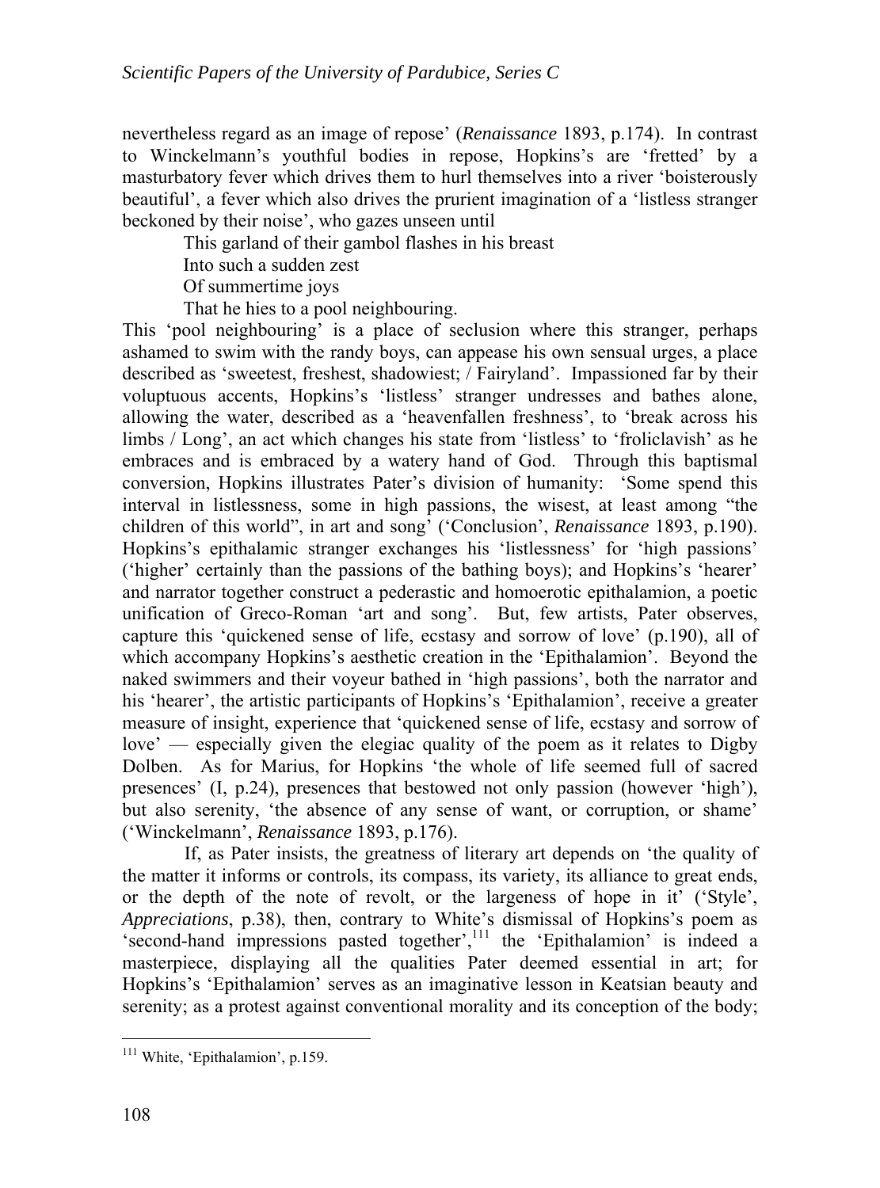nevertheless regard as an image of repose' (*Renaissance* 1893, p.174). In contrast to Winckelmann's youthful bodies in repose, Hopkins's are 'fretted' by a masturbatory fever which drives them to hurl themselves into a river 'boisterously beautiful', a fever which also drives the prurient imagination of a 'listless stranger beckoned by their noise', who gazes unseen until

> This garland of their gambol flashes in his breast
> Into such a sudden zest
> Of summertime joys
> That he hies to a pool neighbouring.

This 'pool neighbouring' is a place of seclusion where this stranger, perhaps ashamed to swim with the randy boys, can appease his own sensual urges, a place described as 'sweetest, freshest, shadowiest; / Fairyland'. Impassioned far by their voluptuous accents, Hopkins's 'listless' stranger undresses and bathes alone, allowing the water, described as a 'heavenfallen freshness', to 'break across his limbs / Long', an act which changes his state from 'listless' to 'froliclavish' as he embraces and is embraced by a watery hand of God. Through this baptismal conversion, Hopkins illustrates Pater's division of humanity: 'Some spend this interval in listlessness, some in high passions, the wisest, at least among "the children of this world", in art and song' ('Conclusion', *Renaissance* 1893, p.190). Hopkins's epithalamic stranger exchanges his 'listlessness' for 'high passions' ('higher' certainly than the passions of the bathing boys); and Hopkins's 'hearer' and narrator together construct a pederastic and homoerotic epithalamion, a poetic unification of Greco-Roman 'art and song'. But, few artists, Pater observes, capture this 'quickened sense of life, ecstasy and sorrow of love' (p.190), all of which accompany Hopkins's aesthetic creation in the 'Epithalamion'. Beyond the naked swimmers and their voyeur bathed in 'high passions', both the narrator and his 'hearer', the artistic participants of Hopkins's 'Epithalamion', receive a greater measure of insight, experience that 'quickened sense of life, ecstasy and sorrow of love' — especially given the elegiac quality of the poem as it relates to Digby Dolben. As for Marius, for Hopkins 'the whole of life seemed full of sacred presences' (I, p.24), presences that bestowed not only passion (however 'high'), but also serenity, 'the absence of any sense of want, or corruption, or shame' ('Winckelmann', *Renaissance* 1893, p.176).

If, as Pater insists, the greatness of literary art depends on 'the quality of the matter it informs or controls, its compass, its variety, its alliance to great ends, or the depth of the note of revolt, or the largeness of hope in it' ('Style', *Appreciations*, p.38), then, contrary to White's dismissal of Hopkins's poem as 'second-hand impressions pasted together',[111] the 'Epithalamion' is indeed a masterpiece, displaying all the qualities Pater deemed essential in art; for Hopkins's 'Epithalamion' serves as an imaginative lesson in Keatsian beauty and serenity; as a protest against conventional morality and its conception of the body;

[111] White, 'Epithalamion', p.159.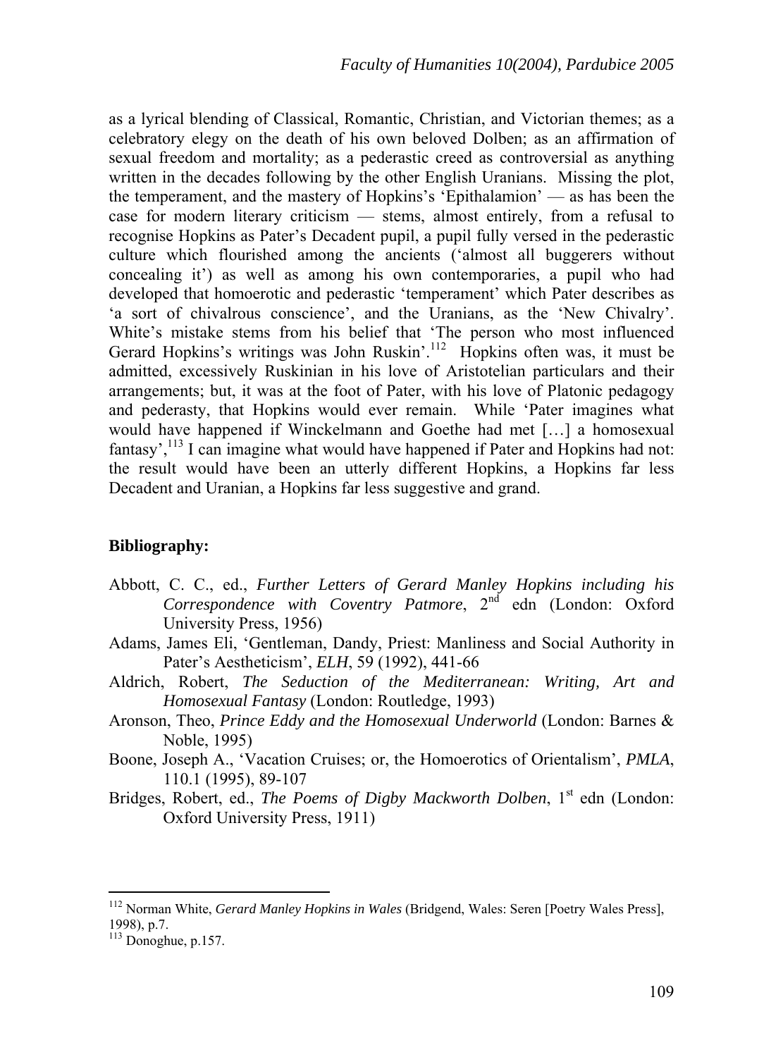as a lyrical blending of Classical, Romantic, Christian, and Victorian themes; as a celebratory elegy on the death of his own beloved Dolben; as an affirmation of sexual freedom and mortality; as a pederastic creed as controversial as anything written in the decades following by the other English Uranians. Missing the plot, the temperament, and the mastery of Hopkins's 'Epithalamion' — as has been the case for modern literary criticism — stems, almost entirely, from a refusal to recognise Hopkins as Pater's Decadent pupil, a pupil fully versed in the pederastic culture which flourished among the ancients ('almost all buggerers without concealing it') as well as among his own contemporaries, a pupil who had developed that homoerotic and pederastic 'temperament' which Pater describes as 'a sort of chivalrous conscience', and the Uranians, as the 'New Chivalry'. White's mistake stems from his belief that 'The person who most influenced Gerard Hopkins's writings was John Ruskin'.[112] Hopkins often was, it must be admitted, excessively Ruskinian in his love of Aristotelian particulars and their arrangements; but, it was at the foot of Pater, with his love of Platonic pedagogy and pederasty, that Hopkins would ever remain. While 'Pater imagines what would have happened if Winckelmann and Goethe had met […] a homosexual fantasy',[113] I can imagine what would have happened if Pater and Hopkins had not: the result would have been an utterly different Hopkins, a Hopkins far less Decadent and Uranian, a Hopkins far less suggestive and grand.

## Bibliography:

- Abbott, C. C., ed., *Further Letters of Gerard Manley Hopkins including his Correspondence with Coventry Patmore*, 2nd edn (London: Oxford University Press, 1956)
- Adams, James Eli, 'Gentleman, Dandy, Priest: Manliness and Social Authority in Pater's Aestheticism', *ELH*, 59 (1992), 441-66
- Aldrich, Robert, *The Seduction of the Mediterranean: Writing, Art and Homosexual Fantasy* (London: Routledge, 1993)
- Aronson, Theo, *Prince Eddy and the Homosexual Underworld* (London: Barnes & Noble, 1995)
- Boone, Joseph A., 'Vacation Cruises; or, the Homoerotics of Orientalism', *PMLA*, 110.1 (1995), 89-107
- Bridges, Robert, ed., *The Poems of Digby Mackworth Dolben*, 1st edn (London: Oxford University Press, 1911)

---

[112] Norman White, *Gerard Manley Hopkins in Wales* (Bridgend, Wales: Seren [Poetry Wales Press], 1998), p.7.

[113] Donoghue, p.157.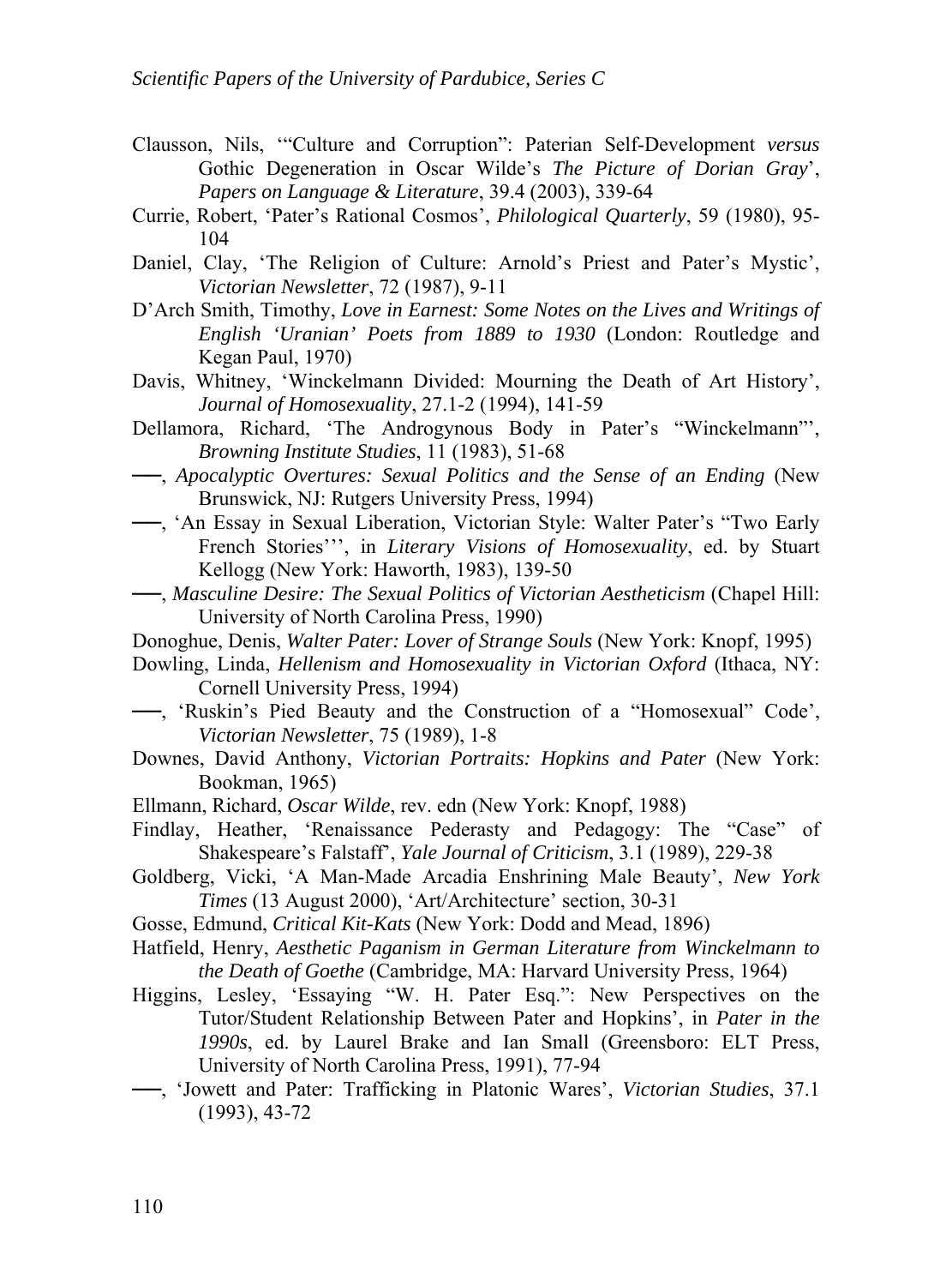Clausson, Nils, '"Culture and Corruption": Paterian Self-Development *versus* Gothic Degeneration in Oscar Wilde's *The Picture of Dorian Gray*', *Papers on Language & Literature*, 39.4 (2003), 339-64

Currie, Robert, 'Pater's Rational Cosmos', *Philological Quarterly*, 59 (1980), 95-104

Daniel, Clay, 'The Religion of Culture: Arnold's Priest and Pater's Mystic', *Victorian Newsletter*, 72 (1987), 9-11

D'Arch Smith, Timothy, *Love in Earnest: Some Notes on the Lives and Writings of English 'Uranian' Poets from 1889 to 1930* (London: Routledge and Kegan Paul, 1970)

Davis, Whitney, 'Winckelmann Divided: Mourning the Death of Art History', *Journal of Homosexuality*, 27.1-2 (1994), 141-59

Dellamora, Richard, 'The Androgynous Body in Pater's "Winckelmann"', *Browning Institute Studies*, 11 (1983), 51-68

——, *Apocalyptic Overtures: Sexual Politics and the Sense of an Ending* (New Brunswick, NJ: Rutgers University Press, 1994)

——, 'An Essay in Sexual Liberation, Victorian Style: Walter Pater's "Two Early French Stories"', in *Literary Visions of Homosexuality*, ed. by Stuart Kellogg (New York: Haworth, 1983), 139-50

——, *Masculine Desire: The Sexual Politics of Victorian Aestheticism* (Chapel Hill: University of North Carolina Press, 1990)

Donoghue, Denis, *Walter Pater: Lover of Strange Souls* (New York: Knopf, 1995)

Dowling, Linda, *Hellenism and Homosexuality in Victorian Oxford* (Ithaca, NY: Cornell University Press, 1994)

——, 'Ruskin's Pied Beauty and the Construction of a "Homosexual" Code', *Victorian Newsletter*, 75 (1989), 1-8

Downes, David Anthony, *Victorian Portraits: Hopkins and Pater* (New York: Bookman, 1965)

Ellmann, Richard, *Oscar Wilde*, rev. edn (New York: Knopf, 1988)

Findlay, Heather, 'Renaissance Pederasty and Pedagogy: The "Case" of Shakespeare's Falstaff', *Yale Journal of Criticism*, 3.1 (1989), 229-38

Goldberg, Vicki, 'A Man-Made Arcadia Enshrining Male Beauty', *New York Times* (13 August 2000), 'Art/Architecture' section, 30-31

Gosse, Edmund, *Critical Kit-Kats* (New York: Dodd and Mead, 1896)

Hatfield, Henry, *Aesthetic Paganism in German Literature from Winckelmann to the Death of Goethe* (Cambridge, MA: Harvard University Press, 1964)

Higgins, Lesley, 'Essaying "W. H. Pater Esq.": New Perspectives on the Tutor/Student Relationship Between Pater and Hopkins', in *Pater in the 1990s*, ed. by Laurel Brake and Ian Small (Greensboro: ELT Press, University of North Carolina Press, 1991), 77-94

——, 'Jowett and Pater: Trafficking in Platonic Wares', *Victorian Studies*, 37.1 (1993), 43-72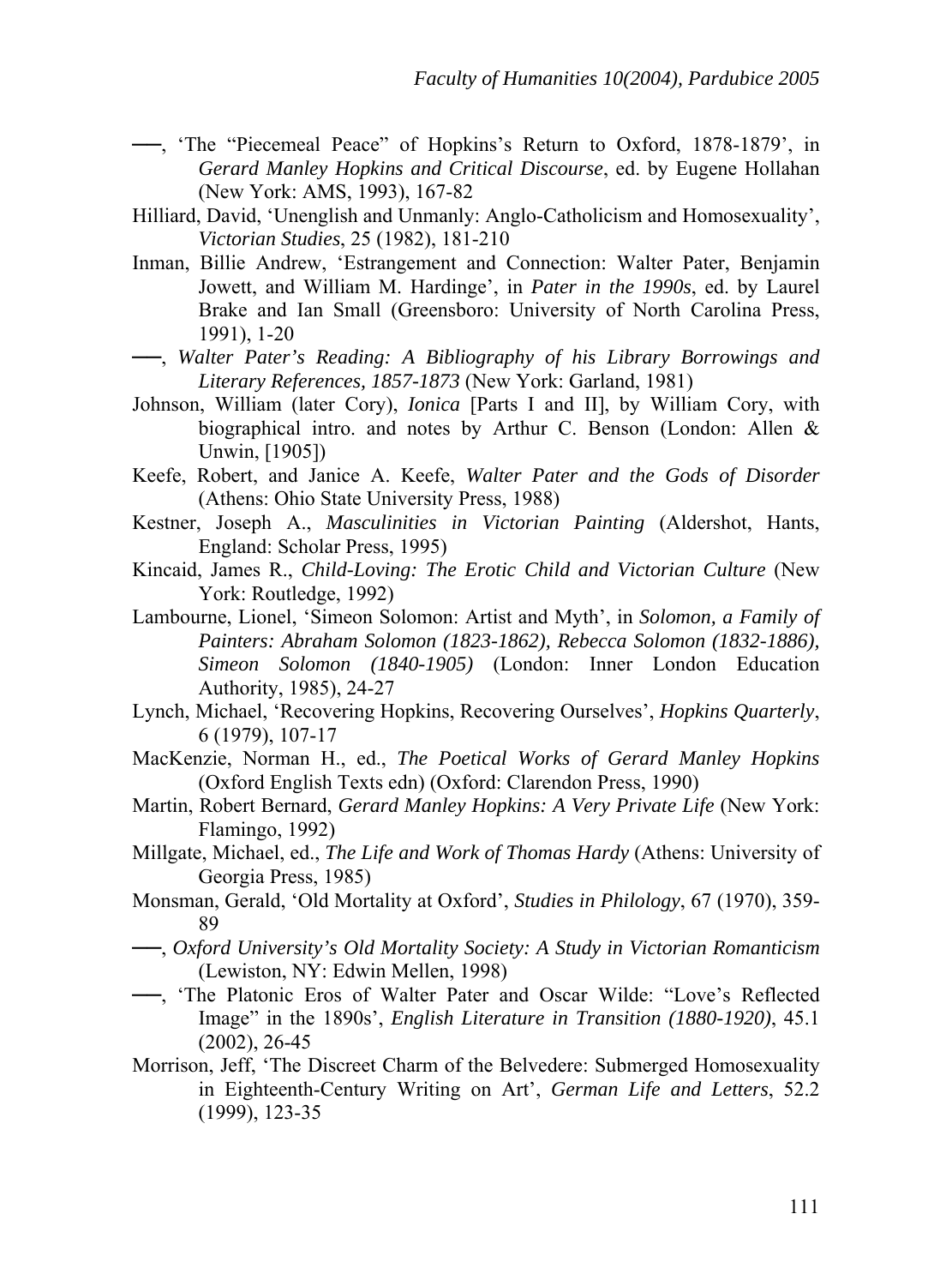——, 'The "Piecemeal Peace" of Hopkins's Return to Oxford, 1878-1879', in *Gerard Manley Hopkins and Critical Discourse*, ed. by Eugene Hollahan (New York: AMS, 1993), 167-82

Hilliard, David, 'Unenglish and Unmanly: Anglo-Catholicism and Homosexuality', *Victorian Studies*, 25 (1982), 181-210

Inman, Billie Andrew, 'Estrangement and Connection: Walter Pater, Benjamin Jowett, and William M. Hardinge', in *Pater in the 1990s*, ed. by Laurel Brake and Ian Small (Greensboro: University of North Carolina Press, 1991), 1-20

——, *Walter Pater's Reading: A Bibliography of his Library Borrowings and Literary References, 1857-1873* (New York: Garland, 1981)

Johnson, William (later Cory), *Ionica* [Parts I and II], by William Cory, with biographical intro. and notes by Arthur C. Benson (London: Allen & Unwin, [1905])

Keefe, Robert, and Janice A. Keefe, *Walter Pater and the Gods of Disorder* (Athens: Ohio State University Press, 1988)

Kestner, Joseph A., *Masculinities in Victorian Painting* (Aldershot, Hants, England: Scholar Press, 1995)

Kincaid, James R., *Child-Loving: The Erotic Child and Victorian Culture* (New York: Routledge, 1992)

Lambourne, Lionel, 'Simeon Solomon: Artist and Myth', in *Solomon, a Family of Painters: Abraham Solomon (1823-1862), Rebecca Solomon (1832-1886), Simeon Solomon (1840-1905)* (London: Inner London Education Authority, 1985), 24-27

Lynch, Michael, 'Recovering Hopkins, Recovering Ourselves', *Hopkins Quarterly*, 6 (1979), 107-17

MacKenzie, Norman H., ed., *The Poetical Works of Gerard Manley Hopkins* (Oxford English Texts edn) (Oxford: Clarendon Press, 1990)

Martin, Robert Bernard, *Gerard Manley Hopkins: A Very Private Life* (New York: Flamingo, 1992)

Millgate, Michael, ed., *The Life and Work of Thomas Hardy* (Athens: University of Georgia Press, 1985)

Monsman, Gerald, 'Old Mortality at Oxford', *Studies in Philology*, 67 (1970), 359-89

——, *Oxford University's Old Mortality Society: A Study in Victorian Romanticism* (Lewiston, NY: Edwin Mellen, 1998)

——, 'The Platonic Eros of Walter Pater and Oscar Wilde: "Love's Reflected Image" in the 1890s', *English Literature in Transition (1880-1920)*, 45.1 (2002), 26-45

Morrison, Jeff, 'The Discreet Charm of the Belvedere: Submerged Homosexuality in Eighteenth-Century Writing on Art', *German Life and Letters*, 52.2 (1999), 123-35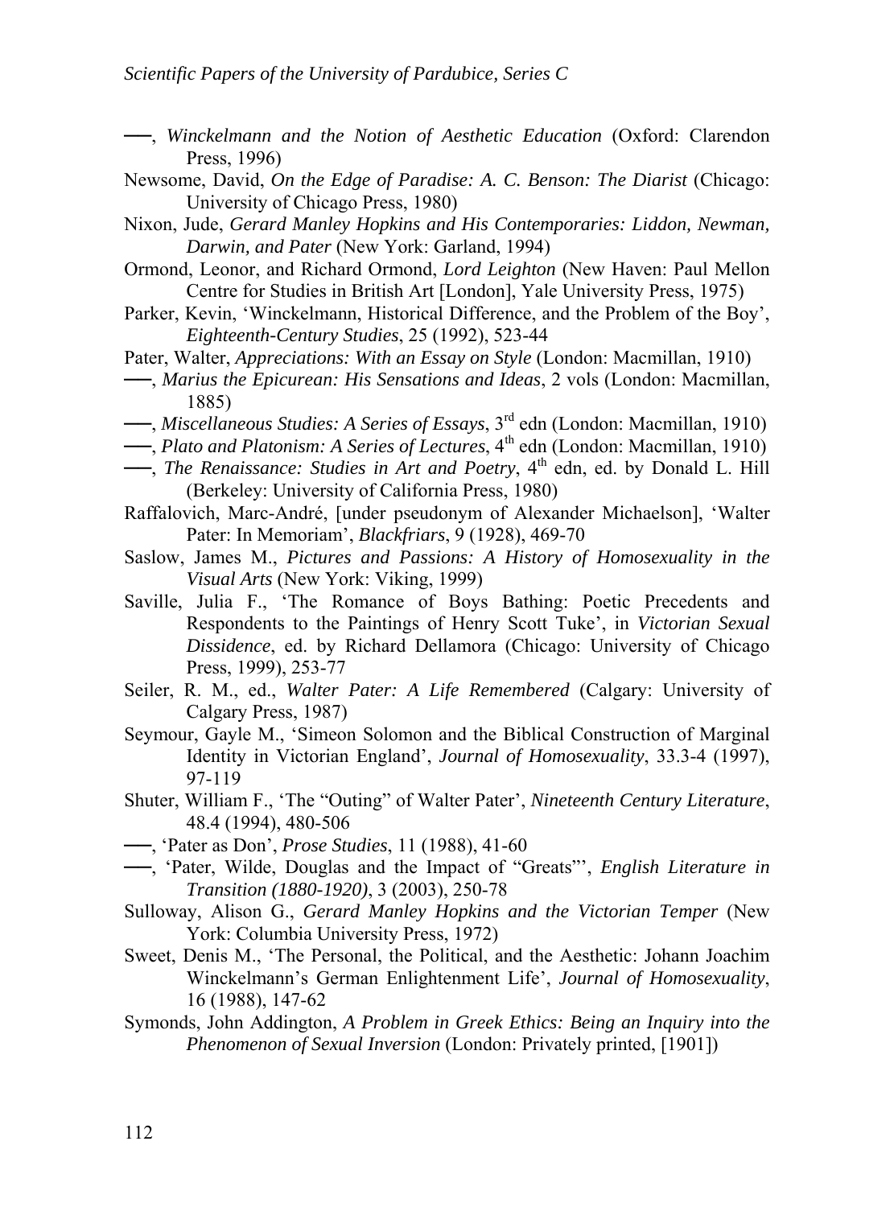——, *Winckelmann and the Notion of Aesthetic Education* (Oxford: Clarendon Press, 1996)

Newsome, David, *On the Edge of Paradise: A. C. Benson: The Diarist* (Chicago: University of Chicago Press, 1980)

Nixon, Jude, *Gerard Manley Hopkins and His Contemporaries: Liddon, Newman, Darwin, and Pater* (New York: Garland, 1994)

Ormond, Leonor, and Richard Ormond, *Lord Leighton* (New Haven: Paul Mellon Centre for Studies in British Art [London], Yale University Press, 1975)

Parker, Kevin, 'Winckelmann, Historical Difference, and the Problem of the Boy', *Eighteenth-Century Studies*, 25 (1992), 523-44

Pater, Walter, *Appreciations: With an Essay on Style* (London: Macmillan, 1910)

——, *Marius the Epicurean: His Sensations and Ideas*, 2 vols (London: Macmillan, 1885)

——, *Miscellaneous Studies: A Series of Essays*, 3rd edn (London: Macmillan, 1910)

——, *Plato and Platonism: A Series of Lectures*, 4th edn (London: Macmillan, 1910)

——, *The Renaissance: Studies in Art and Poetry*, 4th edn, ed. by Donald L. Hill (Berkeley: University of California Press, 1980)

Raffalovich, Marc-André, [under pseudonym of Alexander Michaelson], 'Walter Pater: In Memoriam', *Blackfriars*, 9 (1928), 469-70

Saslow, James M., *Pictures and Passions: A History of Homosexuality in the Visual Arts* (New York: Viking, 1999)

Saville, Julia F., 'The Romance of Boys Bathing: Poetic Precedents and Respondents to the Paintings of Henry Scott Tuke', in *Victorian Sexual Dissidence*, ed. by Richard Dellamora (Chicago: University of Chicago Press, 1999), 253-77

Seiler, R. M., ed., *Walter Pater: A Life Remembered* (Calgary: University of Calgary Press, 1987)

Seymour, Gayle M., 'Simeon Solomon and the Biblical Construction of Marginal Identity in Victorian England', *Journal of Homosexuality*, 33.3-4 (1997), 97-119

Shuter, William F., 'The "Outing" of Walter Pater', *Nineteenth Century Literature*, 48.4 (1994), 480-506

——, 'Pater as Don', *Prose Studies*, 11 (1988), 41-60

——, 'Pater, Wilde, Douglas and the Impact of "Greats"', *English Literature in Transition (1880-1920)*, 3 (2003), 250-78

Sulloway, Alison G., *Gerard Manley Hopkins and the Victorian Temper* (New York: Columbia University Press, 1972)

Sweet, Denis M., 'The Personal, the Political, and the Aesthetic: Johann Joachim Winckelmann's German Enlightenment Life', *Journal of Homosexuality*, 16 (1988), 147-62

Symonds, John Addington, *A Problem in Greek Ethics: Being an Inquiry into the Phenomenon of Sexual Inversion* (London: Privately printed, [1901])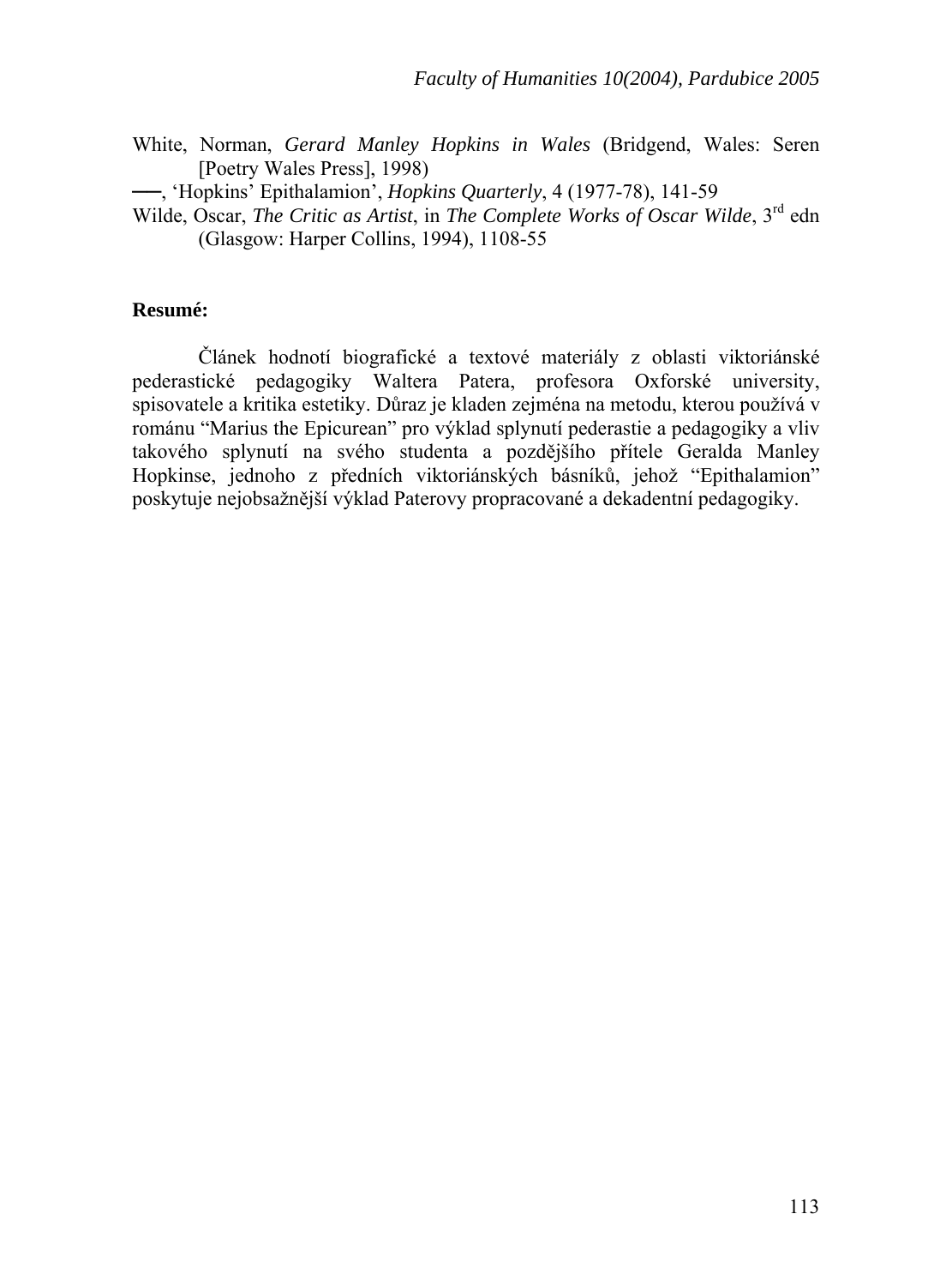White, Norman, *Gerard Manley Hopkins in Wales* (Bridgend, Wales: Seren [Poetry Wales Press], 1998)

——, 'Hopkins' Epithalamion', *Hopkins Quarterly*, 4 (1977-78), 141-59

Wilde, Oscar, *The Critic as Artist*, in *The Complete Works of Oscar Wilde*, 3rd edn (Glasgow: Harper Collins, 1994), 1108-55

**Resumé:**

Článek hodnotí biografické a textové materiály z oblasti viktoriánské pederastické pedagogiky Waltera Patera, profesora Oxforské university, spisovatele a kritika estetiky. Důraz je kladen zejména na metodu, kterou používá v románu "Marius the Epicurean" pro výklad splynutí pederastie a pedagogiky a vliv takového splynutí na svého studenta a pozdějšího přítele Geralda Manley Hopkinse, jednoho z předních viktoriánských básníků, jehož "Epithalamion" poskytuje nejobsažnější výklad Paterovy propracované a dekadentní pedagogiky.